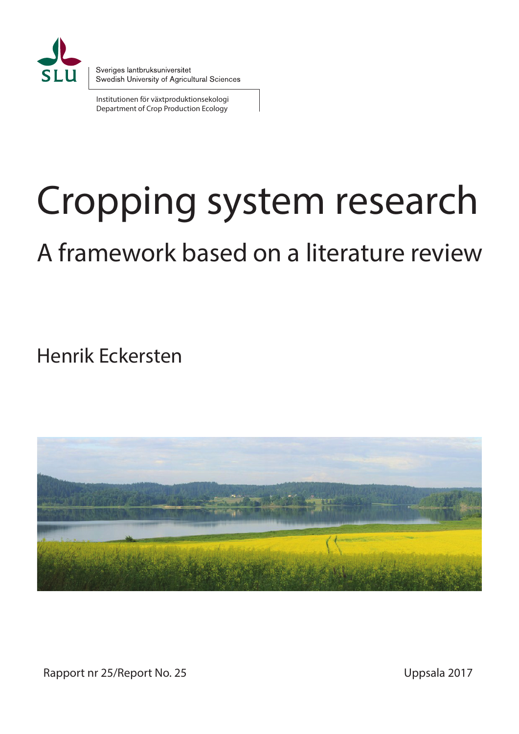Sveriges lantbruksuniversitet
Swedish University of Agricultural Sciences

Institutionen för växtproduktionsekologi
Department of Crop Production Ecology

# Cropping system research

## A framework based on a literature review

Henrik Eckersten

Rapport nr 25/Report No. 25

Uppsala 2017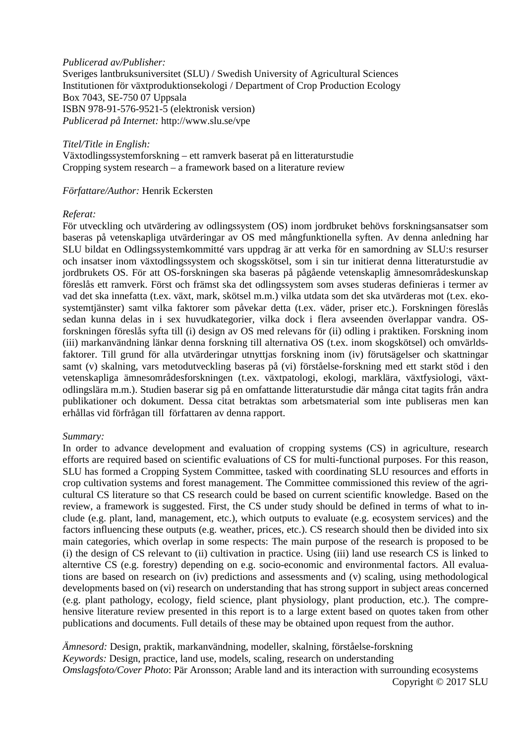*Publicerad av/Publisher:*
Sveriges lantbruksuniversitet (SLU) / Swedish University of Agricultural Sciences
Institutionen för växtproduktionsekologi / Department of Crop Production Ecology
Box 7043, SE-750 07 Uppsala
ISBN 978-91-576-9521-5 (elektronisk version)
*Publicerad på Internet:* http://www.slu.se/vpe

*Titel/Title in English:*
Växtodlingssystemforskning – ett ramverk baserat på en litteraturstudie
Cropping system research – a framework based on a literature review

*Författare/Author:* Henrik Eckersten

*Referat:*
För utveckling och utvärdering av odlingssystem (OS) inom jordbruket behövs forskningsansatser som baseras på vetenskapliga utvärderingar av OS med mångfunktionella syften. Av denna anledning har SLU bildat en Odlingssystemkommitté vars uppdrag är att verka för en samordning av SLU:s resurser och insatser inom växtodlingssystem och skogsskötsel, som i sin tur initierat denna litteraturstudie av jordbrukets OS. För att OS-forskningen ska baseras på pågående vetenskaplig ämnesområdeskunskap föreslås ett ramverk. Först och främst ska det odlingssystem som avses studeras definieras i termer av vad det ska innefatta (t.ex. växt, mark, skötsel m.m.) vilka utdata som det ska utvärderas mot (t.ex. ekosystemtjänster) samt vilka faktorer som påvekar detta (t.ex. väder, priser etc.). Forskningen föreslås sedan kunna delas in i sex huvudkategorier, vilka dock i flera avseenden överlappar vandra. OS-forskningen föreslås syfta till (i) design av OS med relevans för (ii) odling i praktiken. Forskning inom (iii) markanvändning länkar denna forskning till alternativa OS (t.ex. inom skogskötsel) och omvärldsfaktorer. Till grund för alla utvärderingar utnyttjas forskning inom (iv) förutsägelser och skattningar samt (v) skalning, vars metodutveckling baseras på (vi) förståelse-forskning med ett starkt stöd i den vetenskapliga ämnesområdesforskningen (t.ex. växtpatologi, ekologi, marklära, växtfysiologi, växtodlingslära m.m.). Studien baserar sig på en omfattande litteraturstudie där många citat tagits från andra publikationer och dokument. Dessa citat betraktas som arbetsmaterial som inte publiseras men kan erhållas vid förfrågan till författaren av denna rapport.

*Summary:*
In order to advance development and evaluation of cropping systems (CS) in agriculture, research efforts are required based on scientific evaluations of CS for multi-functional purposes. For this reason, SLU has formed a Cropping System Committee, tasked with coordinating SLU resources and efforts in crop cultivation systems and forest management. The Committee commissioned this review of the agricultural CS literature so that CS research could be based on current scientific knowledge. Based on the review, a framework is suggested. First, the CS under study should be defined in terms of what to include (e.g. plant, land, management, etc.), which outputs to evaluate (e.g. ecosystem services) and the factors influencing these outputs (e.g. weather, prices, etc.). CS research should then be divided into six main categories, which overlap in some respects: The main purpose of the research is proposed to be (i) the design of CS relevant to (ii) cultivation in practice. Using (iii) land use research CS is linked to alterntive CS (e.g. forestry) depending on e.g. socio-economic and environmental factors. All evaluations are based on research on (iv) predictions and assessments and (v) scaling, using methodological developments based on (vi) research on understanding that has strong support in subject areas concerned (e.g. plant pathology, ecology, field science, plant physiology, plant production, etc.). The comprehensive literature review presented in this report is to a large extent based on quotes taken from other publications and documents. Full details of these may be obtained upon request from the author.

*Ämnesord:* Design, praktik, markanvändning, modeller, skalning, förståelse-forskning
*Keywords:* Design, practice, land use, models, scaling, research on understanding
*Omslagsfoto/Cover Photo*: Pär Aronsson; Arable land and its interaction with surrounding ecosystems

Copyright © 2017 SLU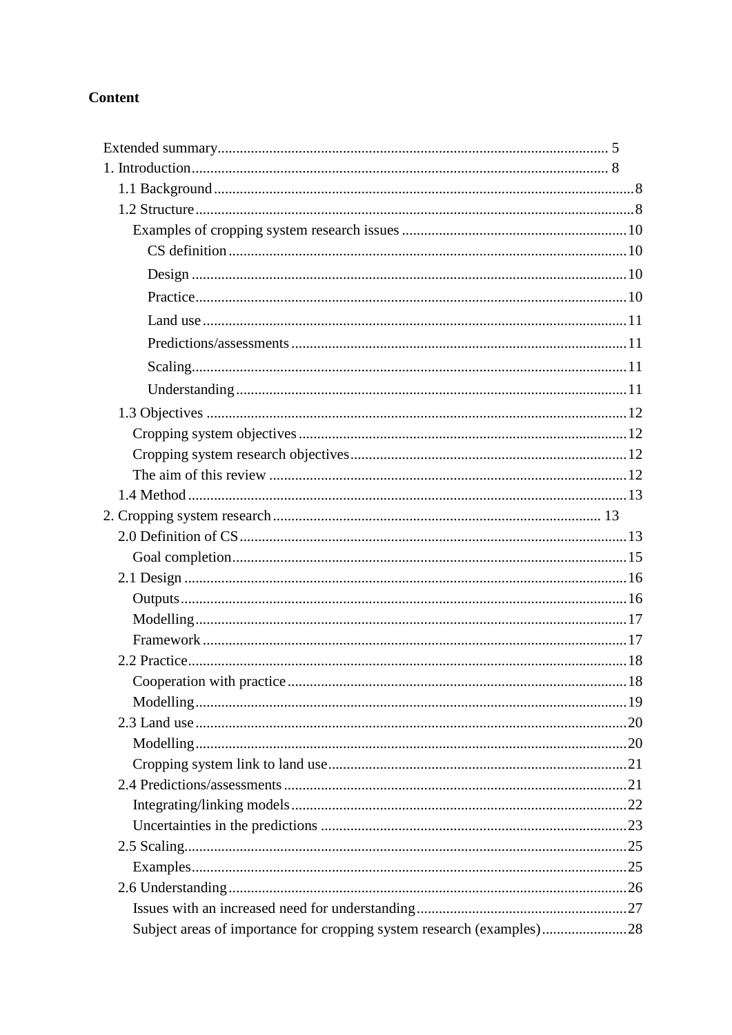**Content**

Extended summary ........ 5
1. Introduction ........ 8
  1.1 Background ........ 8
  1.2 Structure ........ 8
    Examples of cropping system research issues ........ 10
      CS definition ........ 10
      Design ........ 10
      Practice ........ 10
      Land use ........ 11
      Predictions/assessments ........ 11
      Scaling ........ 11
      Understanding ........ 11
  1.3 Objectives ........ 12
    Cropping system objectives ........ 12
    Cropping system research objectives ........ 12
    The aim of this review ........ 12
  1.4 Method ........ 13
2. Cropping system research ........ 13
  2.0 Definition of CS ........ 13
    Goal completion ........ 15
  2.1 Design ........ 16
    Outputs ........ 16
    Modelling ........ 17
    Framework ........ 17
  2.2 Practice ........ 18
    Cooperation with practice ........ 18
    Modelling ........ 19
  2.3 Land use ........ 20
    Modelling ........ 20
    Cropping system link to land use ........ 21
  2.4 Predictions/assessments ........ 21
    Integrating/linking models ........ 22
    Uncertainties in the predictions ........ 23
  2.5 Scaling ........ 25
    Examples ........ 25
  2.6 Understanding ........ 26
    Issues with an increased need for understanding ........ 27
    Subject areas of importance for cropping system research (examples) ........ 28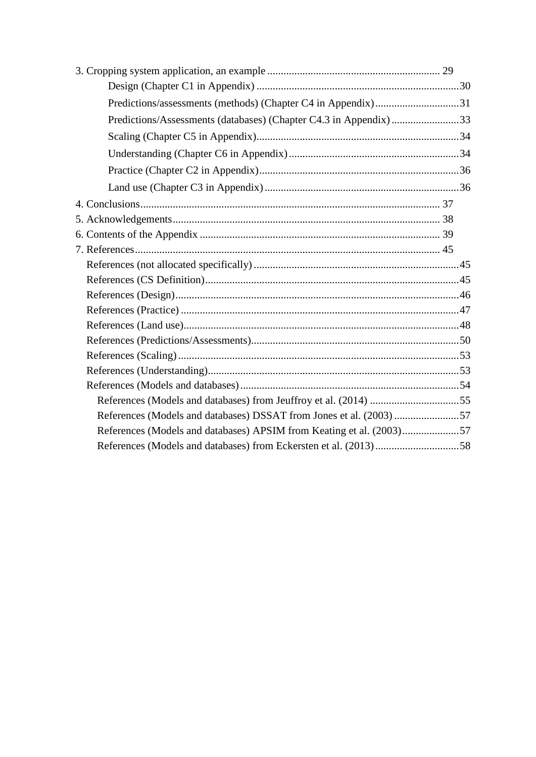3. Cropping system application, an example ........ 29
    - Design (Chapter C1 in Appendix) ........ 30
    - Predictions/assessments (methods) (Chapter C4 in Appendix) ........ 31
    - Predictions/Assessments (databases) (Chapter C4.3 in Appendix) ........ 33
    - Scaling (Chapter C5 in Appendix) ........ 34
    - Understanding (Chapter C6 in Appendix) ........ 34
    - Practice (Chapter C2 in Appendix) ........ 36
    - Land use (Chapter C3 in Appendix) ........ 36

4. Conclusions ........ 37

5. Acknowledgements ........ 38

6. Contents of the Appendix ........ 39

7. References ........ 45
    - References (not allocated specifically) ........ 45
    - References (CS Definition) ........ 45
    - References (Design) ........ 46
    - References (Practice) ........ 47
    - References (Land use) ........ 48
    - References (Predictions/Assessments) ........ 50
    - References (Scaling) ........ 53
    - References (Understanding) ........ 53
    - References (Models and databases) ........ 54
        - References (Models and databases) from Jeuffroy et al. (2014) ........ 55
        - References (Models and databases) DSSAT from Jones et al. (2003) ........ 57
        - References (Models and databases) APSIM from Keating et al. (2003) ........ 57
        - References (Models and databases) from Eckersten et al. (2013) ........ 58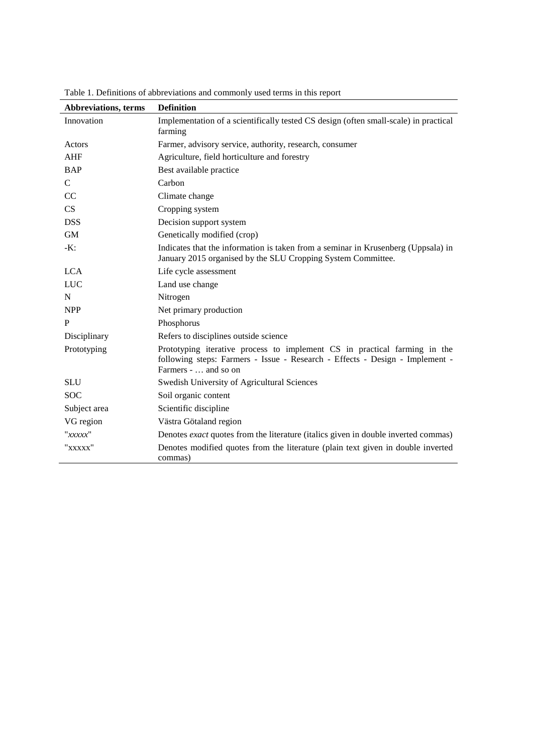Table 1. Definitions of abbreviations and commonly used terms in this report

| Abbreviations, terms | Definition |
|---|---|
| Innovation | Implementation of a scientifically tested CS design (often small-scale) in practical farming |
| Actors | Farmer, advisory service, authority, research, consumer |
| AHF | Agriculture, field horticulture and forestry |
| BAP | Best available practice |
| C | Carbon |
| CC | Climate change |
| CS | Cropping system |
| DSS | Decision support system |
| GM | Genetically modified (crop) |
| -K: | Indicates that the information is taken from a seminar in Krusenberg (Uppsala) in January 2015 organised by the SLU Cropping System Committee. |
| LCA | Life cycle assessment |
| LUC | Land use change |
| N | Nitrogen |
| NPP | Net primary production |
| P | Phosphorus |
| Disciplinary | Refers to disciplines outside science |
| Prototyping | Prototyping iterative process to implement CS in practical farming in the following steps: Farmers - Issue - Research - Effects - Design - Implement - Farmers - … and so on |
| SLU | Swedish University of Agricultural Sciences |
| SOC | Soil organic content |
| Subject area | Scientific discipline |
| VG region | Västra Götaland region |
| "*xxxxx*" | Denotes *exact* quotes from the literature (italics given in double inverted commas) |
| "xxxxx" | Denotes modified quotes from the literature (plain text given in double inverted commas) |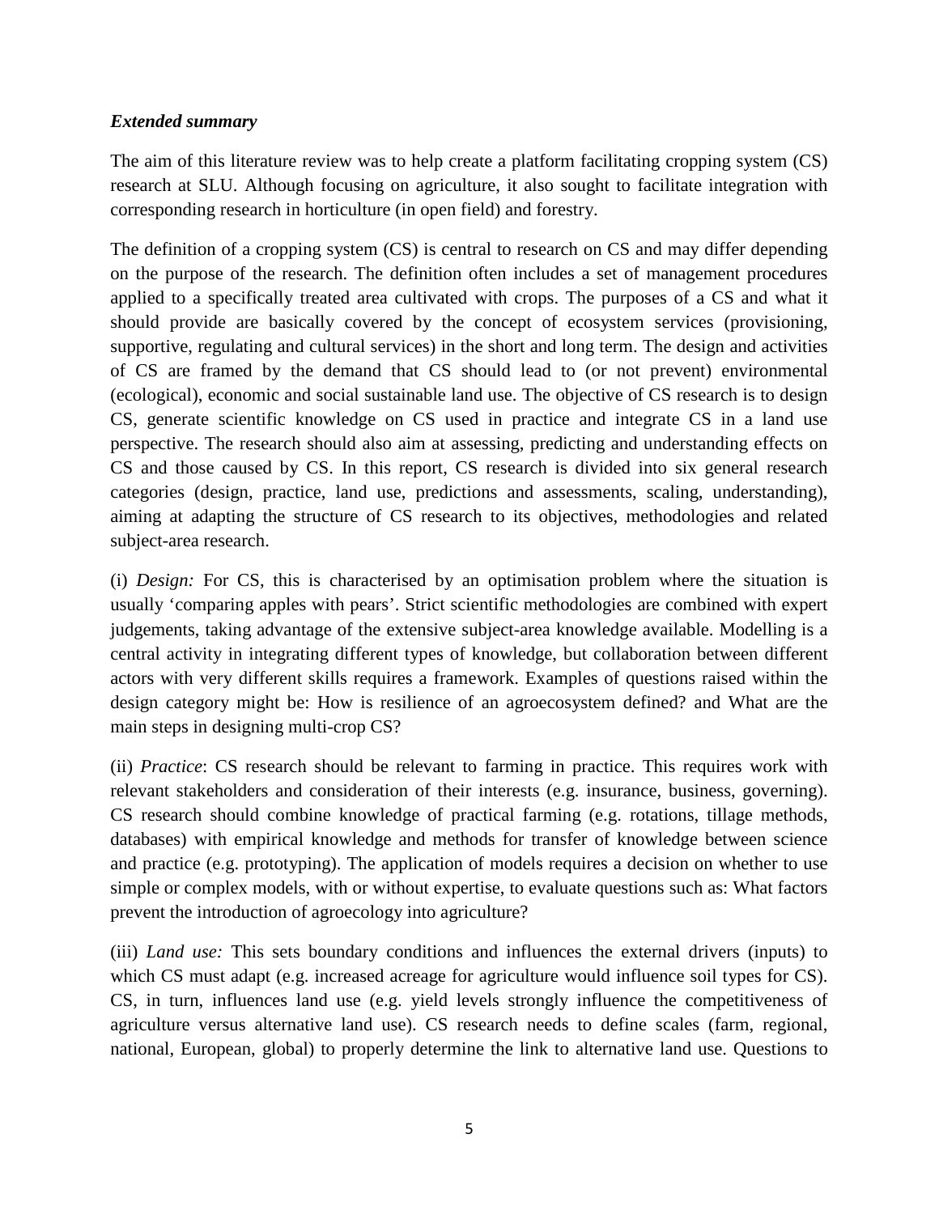***Extended summary***

The aim of this literature review was to help create a platform facilitating cropping system (CS) research at SLU. Although focusing on agriculture, it also sought to facilitate integration with corresponding research in horticulture (in open field) and forestry.

The definition of a cropping system (CS) is central to research on CS and may differ depending on the purpose of the research. The definition often includes a set of management procedures applied to a specifically treated area cultivated with crops. The purposes of a CS and what it should provide are basically covered by the concept of ecosystem services (provisioning, supportive, regulating and cultural services) in the short and long term. The design and activities of CS are framed by the demand that CS should lead to (or not prevent) environmental (ecological), economic and social sustainable land use. The objective of CS research is to design CS, generate scientific knowledge on CS used in practice and integrate CS in a land use perspective. The research should also aim at assessing, predicting and understanding effects on CS and those caused by CS. In this report, CS research is divided into six general research categories (design, practice, land use, predictions and assessments, scaling, understanding), aiming at adapting the structure of CS research to its objectives, methodologies and related subject-area research.

(i) *Design:* For CS, this is characterised by an optimisation problem where the situation is usually 'comparing apples with pears'. Strict scientific methodologies are combined with expert judgements, taking advantage of the extensive subject-area knowledge available. Modelling is a central activity in integrating different types of knowledge, but collaboration between different actors with very different skills requires a framework. Examples of questions raised within the design category might be: How is resilience of an agroecosystem defined? and What are the main steps in designing multi-crop CS?

(ii) *Practice*: CS research should be relevant to farming in practice. This requires work with relevant stakeholders and consideration of their interests (e.g. insurance, business, governing). CS research should combine knowledge of practical farming (e.g. rotations, tillage methods, databases) with empirical knowledge and methods for transfer of knowledge between science and practice (e.g. prototyping). The application of models requires a decision on whether to use simple or complex models, with or without expertise, to evaluate questions such as: What factors prevent the introduction of agroecology into agriculture?

(iii) *Land use:* This sets boundary conditions and influences the external drivers (inputs) to which CS must adapt (e.g. increased acreage for agriculture would influence soil types for CS). CS, in turn, influences land use (e.g. yield levels strongly influence the competitiveness of agriculture versus alternative land use). CS research needs to define scales (farm, regional, national, European, global) to properly determine the link to alternative land use. Questions to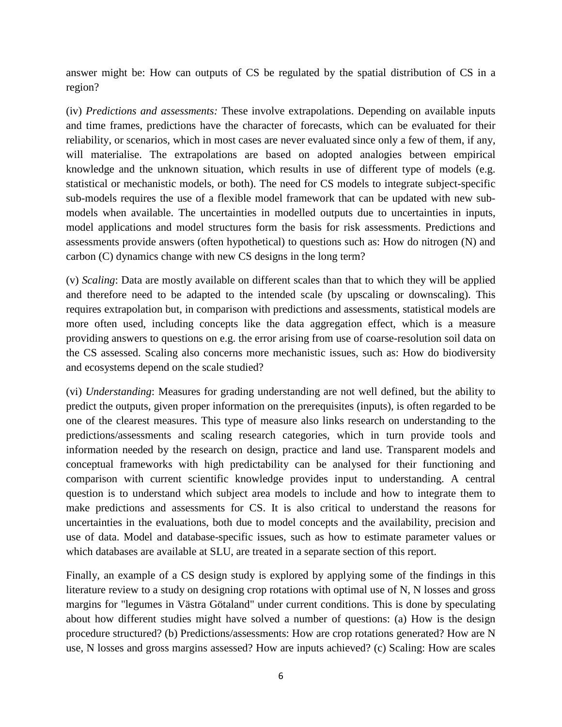answer might be: How can outputs of CS be regulated by the spatial distribution of CS in a region?

(iv) *Predictions and assessments:* These involve extrapolations. Depending on available inputs and time frames, predictions have the character of forecasts, which can be evaluated for their reliability, or scenarios, which in most cases are never evaluated since only a few of them, if any, will materialise. The extrapolations are based on adopted analogies between empirical knowledge and the unknown situation, which results in use of different type of models (e.g. statistical or mechanistic models, or both). The need for CS models to integrate subject-specific sub-models requires the use of a flexible model framework that can be updated with new sub-models when available. The uncertainties in modelled outputs due to uncertainties in inputs, model applications and model structures form the basis for risk assessments. Predictions and assessments provide answers (often hypothetical) to questions such as: How do nitrogen (N) and carbon (C) dynamics change with new CS designs in the long term?

(v) *Scaling*: Data are mostly available on different scales than that to which they will be applied and therefore need to be adapted to the intended scale (by upscaling or downscaling). This requires extrapolation but, in comparison with predictions and assessments, statistical models are more often used, including concepts like the data aggregation effect, which is a measure providing answers to questions on e.g. the error arising from use of coarse-resolution soil data on the CS assessed. Scaling also concerns more mechanistic issues, such as: How do biodiversity and ecosystems depend on the scale studied?

(vi) *Understanding*: Measures for grading understanding are not well defined, but the ability to predict the outputs, given proper information on the prerequisites (inputs), is often regarded to be one of the clearest measures. This type of measure also links research on understanding to the predictions/assessments and scaling research categories, which in turn provide tools and information needed by the research on design, practice and land use. Transparent models and conceptual frameworks with high predictability can be analysed for their functioning and comparison with current scientific knowledge provides input to understanding. A central question is to understand which subject area models to include and how to integrate them to make predictions and assessments for CS. It is also critical to understand the reasons for uncertainties in the evaluations, both due to model concepts and the availability, precision and use of data. Model and database-specific issues, such as how to estimate parameter values or which databases are available at SLU, are treated in a separate section of this report.

Finally, an example of a CS design study is explored by applying some of the findings in this literature review to a study on designing crop rotations with optimal use of N, N losses and gross margins for "legumes in Västra Götaland" under current conditions. This is done by speculating about how different studies might have solved a number of questions: (a) How is the design procedure structured? (b) Predictions/assessments: How are crop rotations generated? How are N use, N losses and gross margins assessed? How are inputs achieved? (c) Scaling: How are scales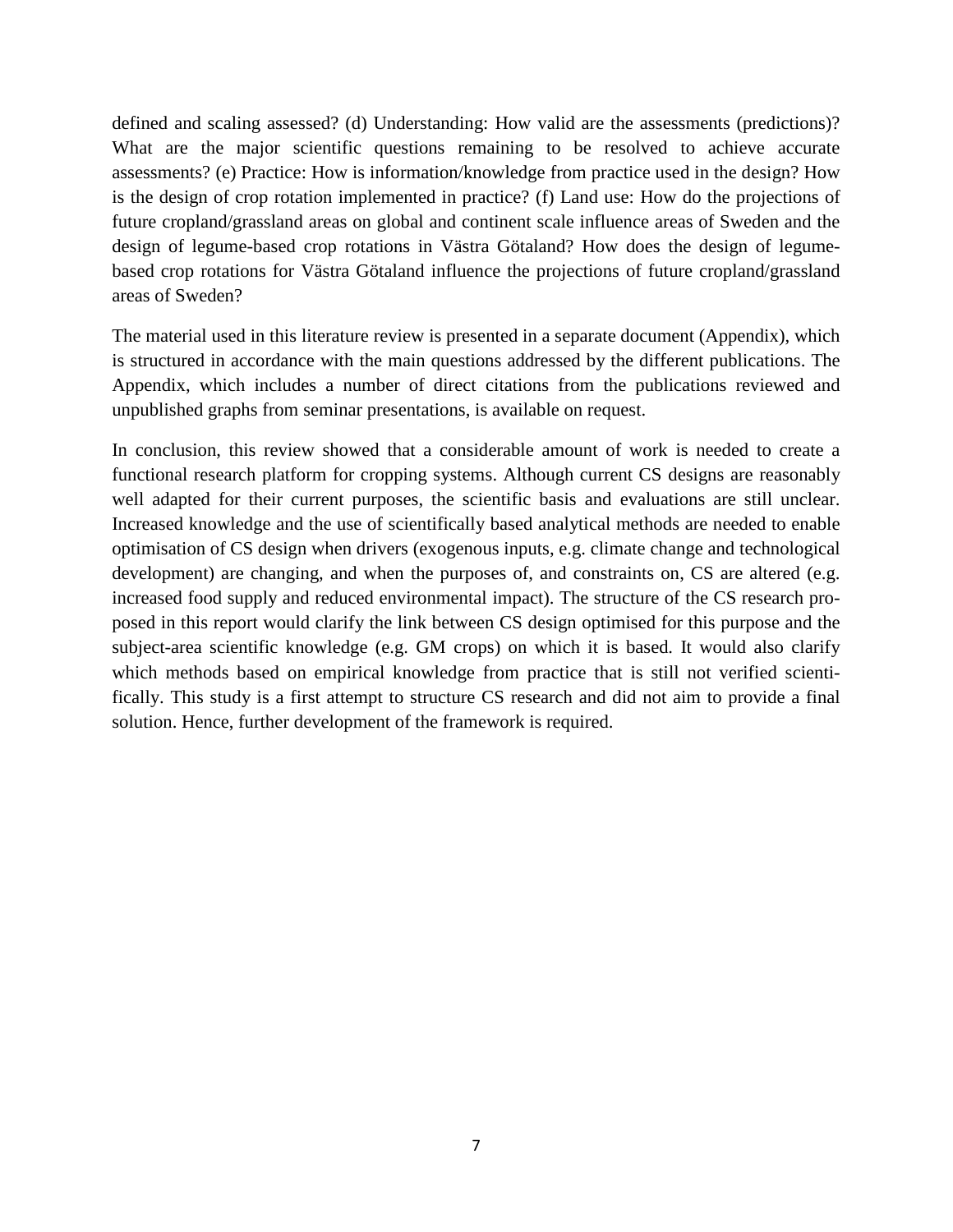defined and scaling assessed? (d) Understanding: How valid are the assessments (predictions)? What are the major scientific questions remaining to be resolved to achieve accurate assessments? (e) Practice: How is information/knowledge from practice used in the design? How is the design of crop rotation implemented in practice? (f) Land use: How do the projections of future cropland/grassland areas on global and continent scale influence areas of Sweden and the design of legume-based crop rotations in Västra Götaland? How does the design of legume-based crop rotations for Västra Götaland influence the projections of future cropland/grassland areas of Sweden?

The material used in this literature review is presented in a separate document (Appendix), which is structured in accordance with the main questions addressed by the different publications. The Appendix, which includes a number of direct citations from the publications reviewed and unpublished graphs from seminar presentations, is available on request.

In conclusion, this review showed that a considerable amount of work is needed to create a functional research platform for cropping systems. Although current CS designs are reasonably well adapted for their current purposes, the scientific basis and evaluations are still unclear. Increased knowledge and the use of scientifically based analytical methods are needed to enable optimisation of CS design when drivers (exogenous inputs, e.g. climate change and technological development) are changing, and when the purposes of, and constraints on, CS are altered (e.g. increased food supply and reduced environmental impact). The structure of the CS research proposed in this report would clarify the link between CS design optimised for this purpose and the subject-area scientific knowledge (e.g. GM crops) on which it is based. It would also clarify which methods based on empirical knowledge from practice that is still not verified scientifically. This study is a first attempt to structure CS research and did not aim to provide a final solution. Hence, further development of the framework is required.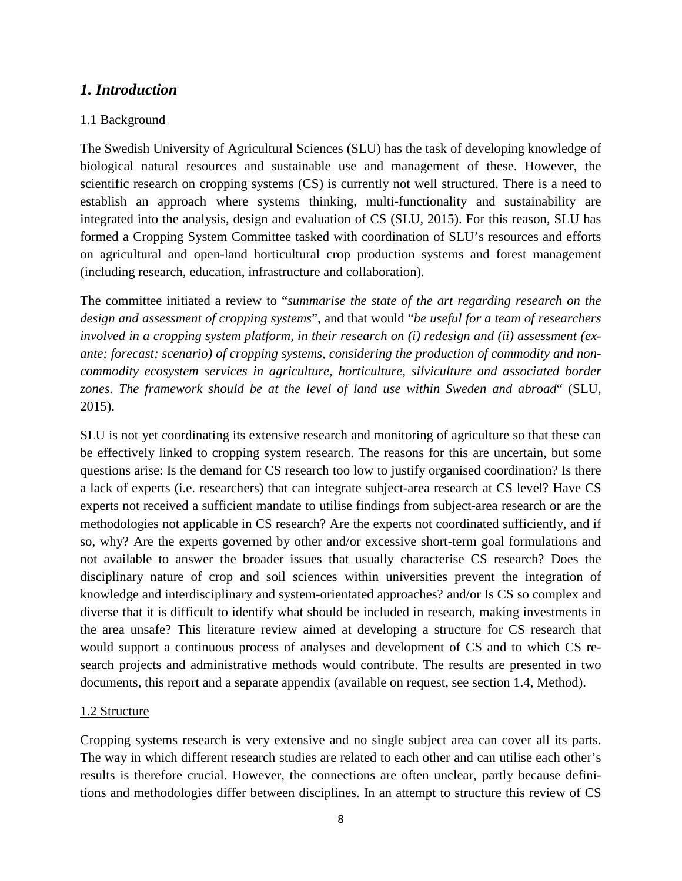# *1. Introduction*

## 1.1 Background

The Swedish University of Agricultural Sciences (SLU) has the task of developing knowledge of biological natural resources and sustainable use and management of these. However, the scientific research on cropping systems (CS) is currently not well structured. There is a need to establish an approach where systems thinking, multi-functionality and sustainability are integrated into the analysis, design and evaluation of CS (SLU, 2015). For this reason, SLU has formed a Cropping System Committee tasked with coordination of SLU's resources and efforts on agricultural and open-land horticultural crop production systems and forest management (including research, education, infrastructure and collaboration).

The committee initiated a review to "*summarise the state of the art regarding research on the design and assessment of cropping systems*", and that would "*be useful for a team of researchers involved in a cropping system platform, in their research on (i) redesign and (ii) assessment (ex-ante; forecast; scenario) of cropping systems, considering the production of commodity and non-commodity ecosystem services in agriculture, horticulture, silviculture and associated border zones. The framework should be at the level of land use within Sweden and abroad*" (SLU, 2015).

SLU is not yet coordinating its extensive research and monitoring of agriculture so that these can be effectively linked to cropping system research. The reasons for this are uncertain, but some questions arise: Is the demand for CS research too low to justify organised coordination? Is there a lack of experts (i.e. researchers) that can integrate subject-area research at CS level? Have CS experts not received a sufficient mandate to utilise findings from subject-area research or are the methodologies not applicable in CS research? Are the experts not coordinated sufficiently, and if so, why? Are the experts governed by other and/or excessive short-term goal formulations and not available to answer the broader issues that usually characterise CS research? Does the disciplinary nature of crop and soil sciences within universities prevent the integration of knowledge and interdisciplinary and system-orientated approaches? and/or Is CS so complex and diverse that it is difficult to identify what should be included in research, making investments in the area unsafe? This literature review aimed at developing a structure for CS research that would support a continuous process of analyses and development of CS and to which CS research projects and administrative methods would contribute. The results are presented in two documents, this report and a separate appendix (available on request, see section 1.4, Method).

## 1.2 Structure

Cropping systems research is very extensive and no single subject area can cover all its parts. The way in which different research studies are related to each other and can utilise each other's results is therefore crucial. However, the connections are often unclear, partly because definitions and methodologies differ between disciplines. In an attempt to structure this review of CS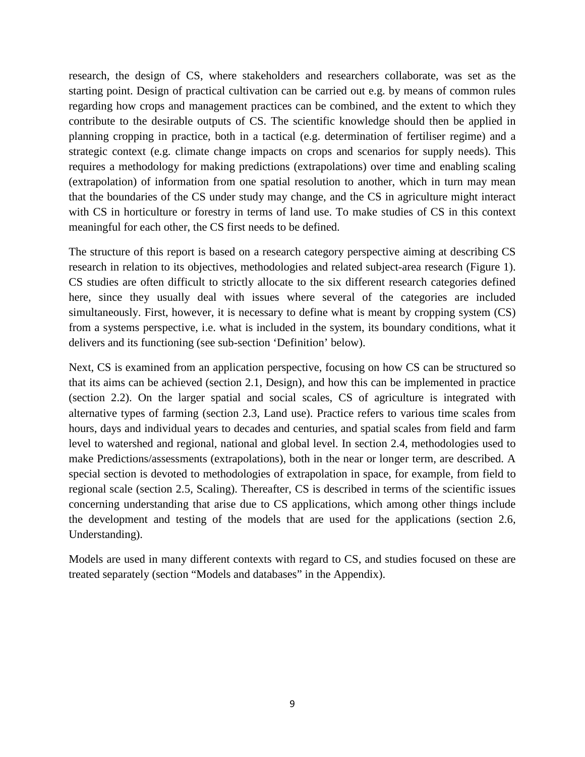research, the design of CS, where stakeholders and researchers collaborate, was set as the starting point. Design of practical cultivation can be carried out e.g. by means of common rules regarding how crops and management practices can be combined, and the extent to which they contribute to the desirable outputs of CS. The scientific knowledge should then be applied in planning cropping in practice, both in a tactical (e.g. determination of fertiliser regime) and a strategic context (e.g. climate change impacts on crops and scenarios for supply needs). This requires a methodology for making predictions (extrapolations) over time and enabling scaling (extrapolation) of information from one spatial resolution to another, which in turn may mean that the boundaries of the CS under study may change, and the CS in agriculture might interact with CS in horticulture or forestry in terms of land use. To make studies of CS in this context meaningful for each other, the CS first needs to be defined.

The structure of this report is based on a research category perspective aiming at describing CS research in relation to its objectives, methodologies and related subject-area research (Figure 1). CS studies are often difficult to strictly allocate to the six different research categories defined here, since they usually deal with issues where several of the categories are included simultaneously. First, however, it is necessary to define what is meant by cropping system (CS) from a systems perspective, i.e. what is included in the system, its boundary conditions, what it delivers and its functioning (see sub-section 'Definition' below).

Next, CS is examined from an application perspective, focusing on how CS can be structured so that its aims can be achieved (section 2.1, Design), and how this can be implemented in practice (section 2.2). On the larger spatial and social scales, CS of agriculture is integrated with alternative types of farming (section 2.3, Land use). Practice refers to various time scales from hours, days and individual years to decades and centuries, and spatial scales from field and farm level to watershed and regional, national and global level. In section 2.4, methodologies used to make Predictions/assessments (extrapolations), both in the near or longer term, are described. A special section is devoted to methodologies of extrapolation in space, for example, from field to regional scale (section 2.5, Scaling). Thereafter, CS is described in terms of the scientific issues concerning understanding that arise due to CS applications, which among other things include the development and testing of the models that are used for the applications (section 2.6, Understanding).

Models are used in many different contexts with regard to CS, and studies focused on these are treated separately (section "Models and databases" in the Appendix).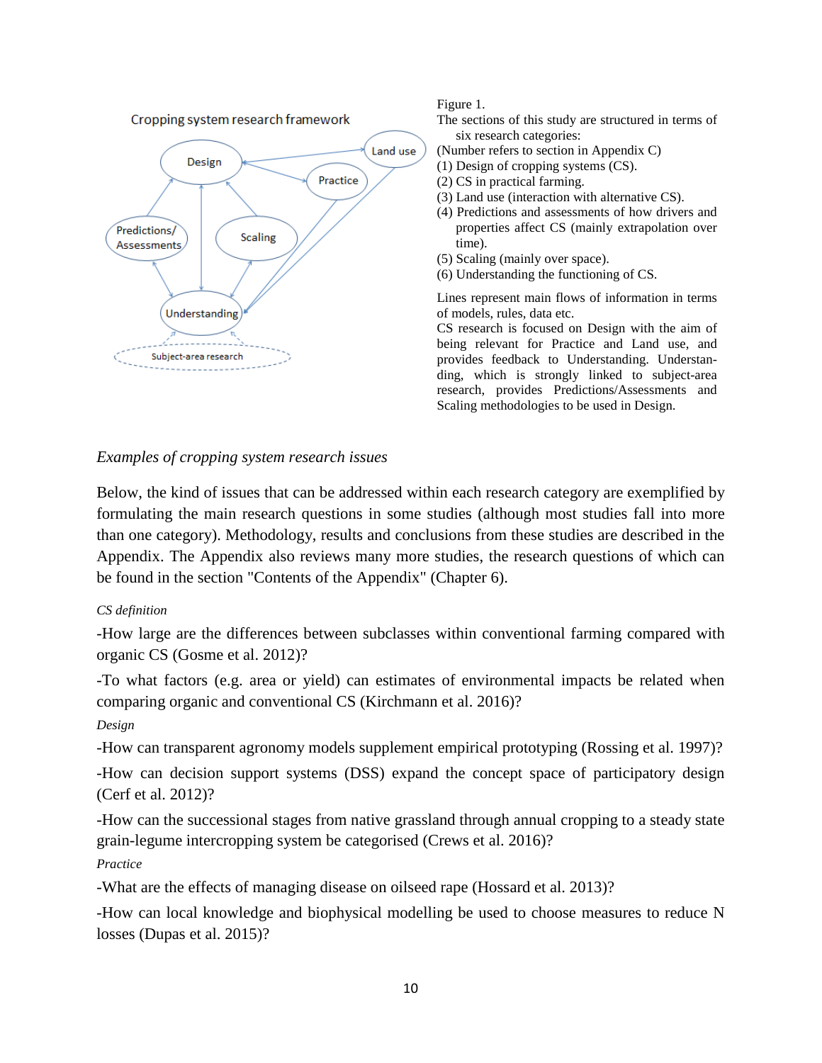Figure 1.

The sections of this study are structured in terms of six research categories:

(Number refers to section in Appendix C)

(1) Design of cropping systems (CS).

(2) CS in practical farming.

(3) Land use (interaction with alternative CS).

(4) Predictions and assessments of how drivers and properties affect CS (mainly extrapolation over time).

(5) Scaling (mainly over space).

(6) Understanding the functioning of CS.

Lines represent main flows of information in terms of models, rules, data etc.

CS research is focused on Design with the aim of being relevant for Practice and Land use, and provides feedback to Understanding. Understanding, which is strongly linked to subject-area research, provides Predictions/Assessments and Scaling methodologies to be used in Design.

*Examples of cropping system research issues*

Below, the kind of issues that can be addressed within each research category are exemplified by formulating the main research questions in some studies (although most studies fall into more than one category). Methodology, results and conclusions from these studies are described in the Appendix. The Appendix also reviews many more studies, the research questions of which can be found in the section "Contents of the Appendix" (Chapter 6).

*CS definition*

-How large are the differences between subclasses within conventional farming compared with organic CS (Gosme et al. 2012)?

-To what factors (e.g. area or yield) can estimates of environmental impacts be related when comparing organic and conventional CS (Kirchmann et al. 2016)?

*Design*

-How can transparent agronomy models supplement empirical prototyping (Rossing et al. 1997)?

-How can decision support systems (DSS) expand the concept space of participatory design (Cerf et al. 2012)?

-How can the successional stages from native grassland through annual cropping to a steady state grain-legume intercropping system be categorised (Crews et al. 2016)?

*Practice*

-What are the effects of managing disease on oilseed rape (Hossard et al. 2013)?

-How can local knowledge and biophysical modelling be used to choose measures to reduce N losses (Dupas et al. 2015)?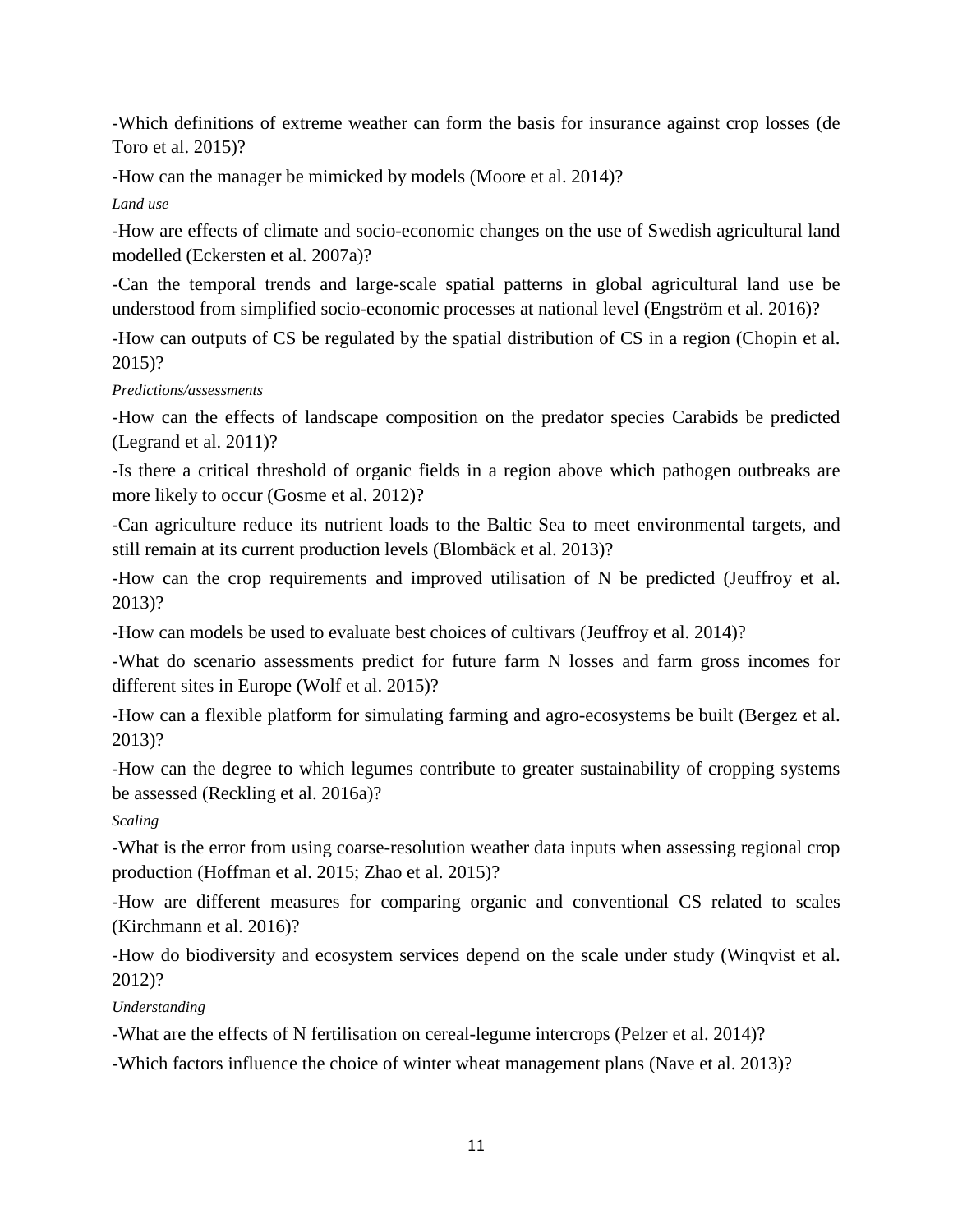-Which definitions of extreme weather can form the basis for insurance against crop losses (de Toro et al. 2015)?

-How can the manager be mimicked by models (Moore et al. 2014)?

*Land use*

-How are effects of climate and socio-economic changes on the use of Swedish agricultural land modelled (Eckersten et al. 2007a)?

-Can the temporal trends and large-scale spatial patterns in global agricultural land use be understood from simplified socio-economic processes at national level (Engström et al. 2016)?

-How can outputs of CS be regulated by the spatial distribution of CS in a region (Chopin et al. 2015)?

*Predictions/assessments*

-How can the effects of landscape composition on the predator species Carabids be predicted (Legrand et al. 2011)?

-Is there a critical threshold of organic fields in a region above which pathogen outbreaks are more likely to occur (Gosme et al. 2012)?

-Can agriculture reduce its nutrient loads to the Baltic Sea to meet environmental targets, and still remain at its current production levels (Blombäck et al. 2013)?

-How can the crop requirements and improved utilisation of N be predicted (Jeuffroy et al. 2013)?

-How can models be used to evaluate best choices of cultivars (Jeuffroy et al. 2014)?

-What do scenario assessments predict for future farm N losses and farm gross incomes for different sites in Europe (Wolf et al. 2015)?

-How can a flexible platform for simulating farming and agro-ecosystems be built (Bergez et al. 2013)?

-How can the degree to which legumes contribute to greater sustainability of cropping systems be assessed (Reckling et al. 2016a)?

*Scaling*

-What is the error from using coarse-resolution weather data inputs when assessing regional crop production (Hoffman et al. 2015; Zhao et al. 2015)?

-How are different measures for comparing organic and conventional CS related to scales (Kirchmann et al. 2016)?

-How do biodiversity and ecosystem services depend on the scale under study (Winqvist et al. 2012)?

*Understanding*

-What are the effects of N fertilisation on cereal-legume intercrops (Pelzer et al. 2014)?

-Which factors influence the choice of winter wheat management plans (Nave et al. 2013)?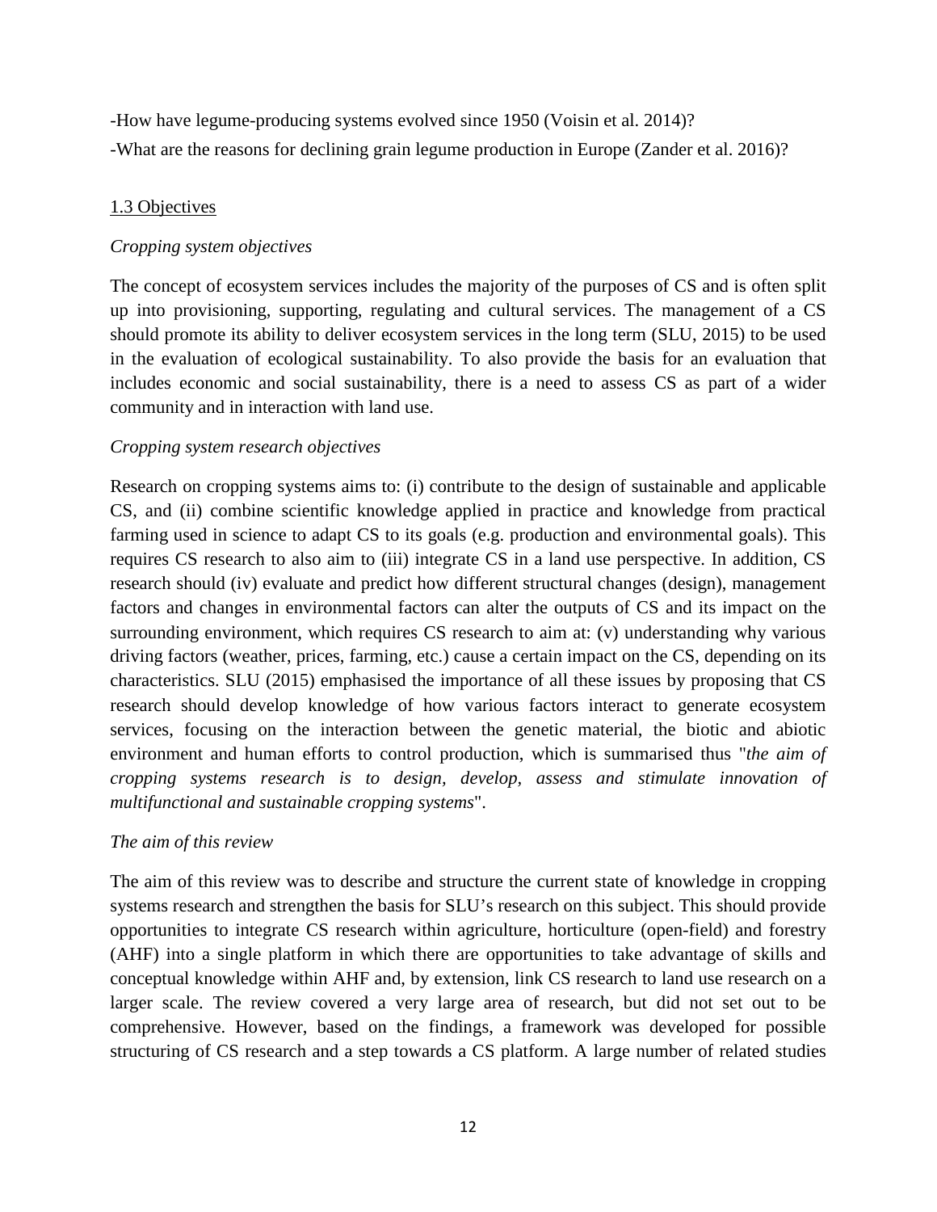-How have legume-producing systems evolved since 1950 (Voisin et al. 2014)?

-What are the reasons for declining grain legume production in Europe (Zander et al. 2016)?

## 1.3 Objectives

### *Cropping system objectives*

The concept of ecosystem services includes the majority of the purposes of CS and is often split up into provisioning, supporting, regulating and cultural services. The management of a CS should promote its ability to deliver ecosystem services in the long term (SLU, 2015) to be used in the evaluation of ecological sustainability. To also provide the basis for an evaluation that includes economic and social sustainability, there is a need to assess CS as part of a wider community and in interaction with land use.

### *Cropping system research objectives*

Research on cropping systems aims to: (i) contribute to the design of sustainable and applicable CS, and (ii) combine scientific knowledge applied in practice and knowledge from practical farming used in science to adapt CS to its goals (e.g. production and environmental goals). This requires CS research to also aim to (iii) integrate CS in a land use perspective. In addition, CS research should (iv) evaluate and predict how different structural changes (design), management factors and changes in environmental factors can alter the outputs of CS and its impact on the surrounding environment, which requires CS research to aim at: (v) understanding why various driving factors (weather, prices, farming, etc.) cause a certain impact on the CS, depending on its characteristics. SLU (2015) emphasised the importance of all these issues by proposing that CS research should develop knowledge of how various factors interact to generate ecosystem services, focusing on the interaction between the genetic material, the biotic and abiotic environment and human efforts to control production, which is summarised thus "*the aim of cropping systems research is to design, develop, assess and stimulate innovation of multifunctional and sustainable cropping systems*".

### *The aim of this review*

The aim of this review was to describe and structure the current state of knowledge in cropping systems research and strengthen the basis for SLU's research on this subject. This should provide opportunities to integrate CS research within agriculture, horticulture (open-field) and forestry (AHF) into a single platform in which there are opportunities to take advantage of skills and conceptual knowledge within AHF and, by extension, link CS research to land use research on a larger scale. The review covered a very large area of research, but did not set out to be comprehensive. However, based on the findings, a framework was developed for possible structuring of CS research and a step towards a CS platform. A large number of related studies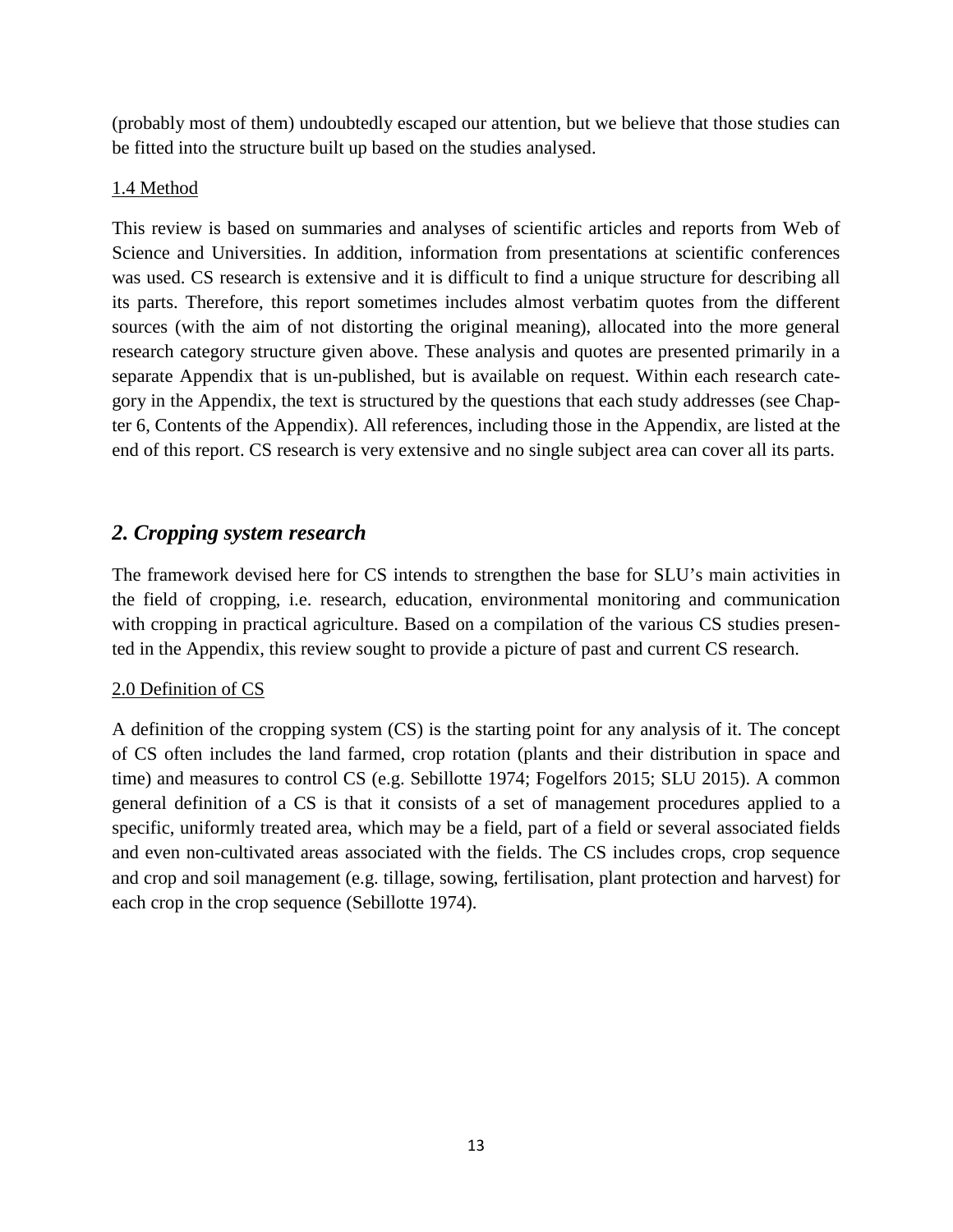(probably most of them) undoubtedly escaped our attention, but we believe that those studies can be fitted into the structure built up based on the studies analysed.

### 1.4 Method

This review is based on summaries and analyses of scientific articles and reports from Web of Science and Universities. In addition, information from presentations at scientific conferences was used. CS research is extensive and it is difficult to find a unique structure for describing all its parts. Therefore, this report sometimes includes almost verbatim quotes from the different sources (with the aim of not distorting the original meaning), allocated into the more general research category structure given above. These analysis and quotes are presented primarily in a separate Appendix that is un-published, but is available on request. Within each research category in the Appendix, the text is structured by the questions that each study addresses (see Chapter 6, Contents of the Appendix). All references, including those in the Appendix, are listed at the end of this report. CS research is very extensive and no single subject area can cover all its parts.

## *2. Cropping system research*

The framework devised here for CS intends to strengthen the base for SLU's main activities in the field of cropping, i.e. research, education, environmental monitoring and communication with cropping in practical agriculture. Based on a compilation of the various CS studies presented in the Appendix, this review sought to provide a picture of past and current CS research.

### 2.0 Definition of CS

A definition of the cropping system (CS) is the starting point for any analysis of it. The concept of CS often includes the land farmed, crop rotation (plants and their distribution in space and time) and measures to control CS (e.g. Sebillotte 1974; Fogelfors 2015; SLU 2015). A common general definition of a CS is that it consists of a set of management procedures applied to a specific, uniformly treated area, which may be a field, part of a field or several associated fields and even non-cultivated areas associated with the fields. The CS includes crops, crop sequence and crop and soil management (e.g. tillage, sowing, fertilisation, plant protection and harvest) for each crop in the crop sequence (Sebillotte 1974).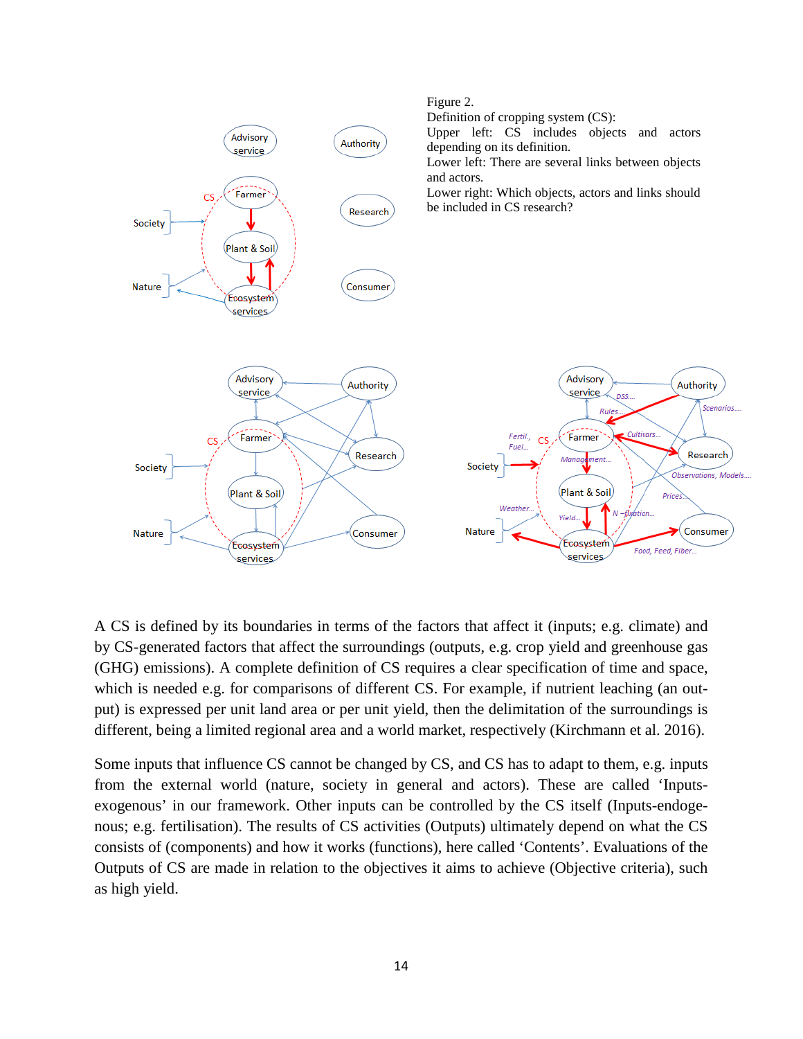Figure 2.
Definition of cropping system (CS):
Upper left: CS includes objects and actors depending on its definition.
Lower left: There are several links between objects and actors.
Lower right: Which objects, actors and links should be included in CS research?

A CS is defined by its boundaries in terms of the factors that affect it (inputs; e.g. climate) and by CS-generated factors that affect the surroundings (outputs, e.g. crop yield and greenhouse gas (GHG) emissions). A complete definition of CS requires a clear specification of time and space, which is needed e.g. for comparisons of different CS. For example, if nutrient leaching (an output) is expressed per unit land area or per unit yield, then the delimitation of the surroundings is different, being a limited regional area and a world market, respectively (Kirchmann et al. 2016).

Some inputs that influence CS cannot be changed by CS, and CS has to adapt to them, e.g. inputs from the external world (nature, society in general and actors). These are called 'Inputs-exogenous' in our framework. Other inputs can be controlled by the CS itself (Inputs-endogenous; e.g. fertilisation). The results of CS activities (Outputs) ultimately depend on what the CS consists of (components) and how it works (functions), here called 'Contents'. Evaluations of the Outputs of CS are made in relation to the objectives it aims to achieve (Objective criteria), such as high yield.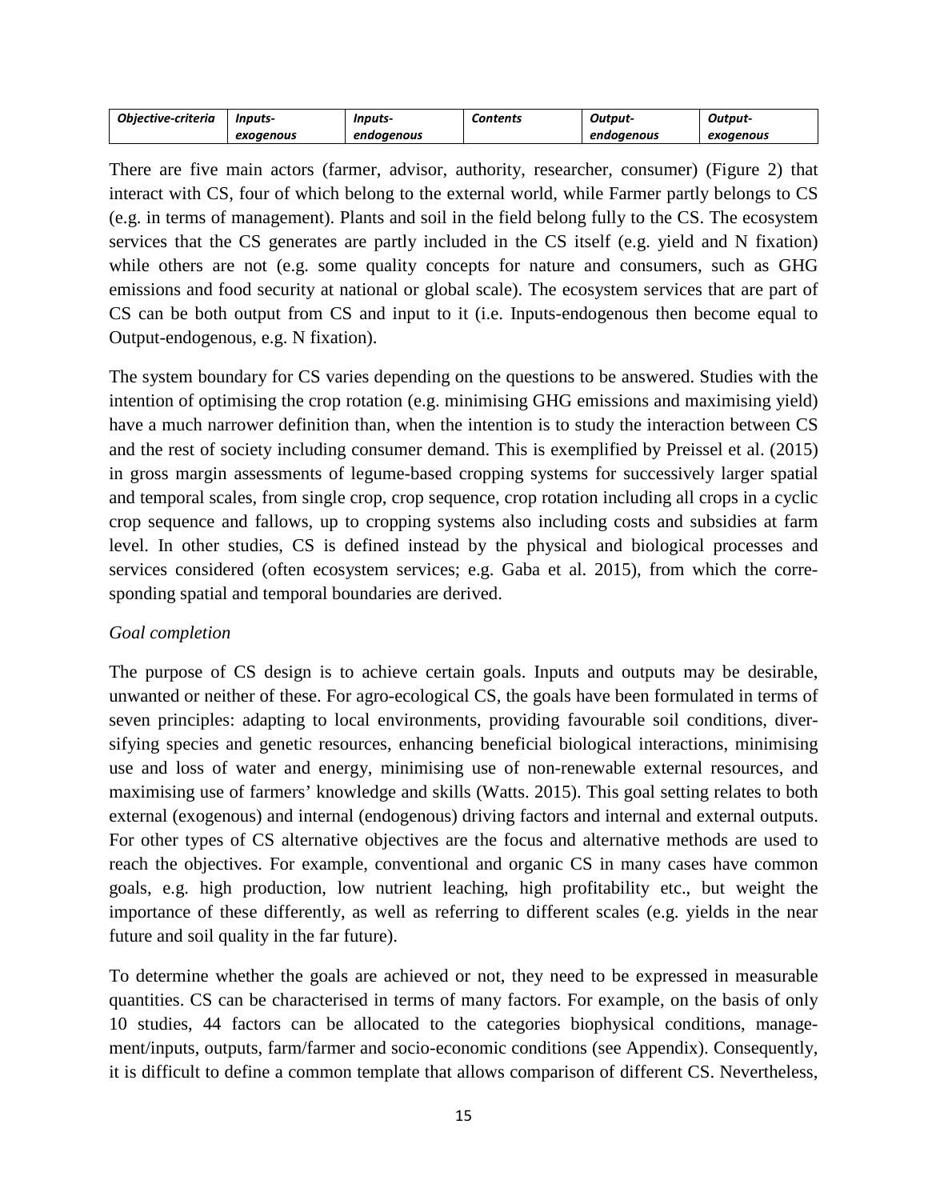| *Objective-criteria* | *Inputs-exogenous* | *Inputs-endogenous* | *Contents* | *Output-endogenous* | *Output-exogenous* |
|---|---|---|---|---|---|

There are five main actors (farmer, advisor, authority, researcher, consumer) (Figure 2) that interact with CS, four of which belong to the external world, while Farmer partly belongs to CS (e.g. in terms of management). Plants and soil in the field belong fully to the CS. The ecosystem services that the CS generates are partly included in the CS itself (e.g. yield and N fixation) while others are not (e.g. some quality concepts for nature and consumers, such as GHG emissions and food security at national or global scale). The ecosystem services that are part of CS can be both output from CS and input to it (i.e. Inputs-endogenous then become equal to Output-endogenous, e.g. N fixation).

The system boundary for CS varies depending on the questions to be answered. Studies with the intention of optimising the crop rotation (e.g. minimising GHG emissions and maximising yield) have a much narrower definition than, when the intention is to study the interaction between CS and the rest of society including consumer demand. This is exemplified by Preissel et al. (2015) in gross margin assessments of legume-based cropping systems for successively larger spatial and temporal scales, from single crop, crop sequence, crop rotation including all crops in a cyclic crop sequence and fallows, up to cropping systems also including costs and subsidies at farm level. In other studies, CS is defined instead by the physical and biological processes and services considered (often ecosystem services; e.g. Gaba et al. 2015), from which the corresponding spatial and temporal boundaries are derived.

*Goal completion*

The purpose of CS design is to achieve certain goals. Inputs and outputs may be desirable, unwanted or neither of these. For agro-ecological CS, the goals have been formulated in terms of seven principles: adapting to local environments, providing favourable soil conditions, diversifying species and genetic resources, enhancing beneficial biological interactions, minimising use and loss of water and energy, minimising use of non-renewable external resources, and maximising use of farmers' knowledge and skills (Watts. 2015). This goal setting relates to both external (exogenous) and internal (endogenous) driving factors and internal and external outputs. For other types of CS alternative objectives are the focus and alternative methods are used to reach the objectives. For example, conventional and organic CS in many cases have common goals, e.g. high production, low nutrient leaching, high profitability etc., but weight the importance of these differently, as well as referring to different scales (e.g. yields in the near future and soil quality in the far future).

To determine whether the goals are achieved or not, they need to be expressed in measurable quantities. CS can be characterised in terms of many factors. For example, on the basis of only 10 studies, 44 factors can be allocated to the categories biophysical conditions, management/inputs, outputs, farm/farmer and socio-economic conditions (see Appendix). Consequently, it is difficult to define a common template that allows comparison of different CS. Nevertheless,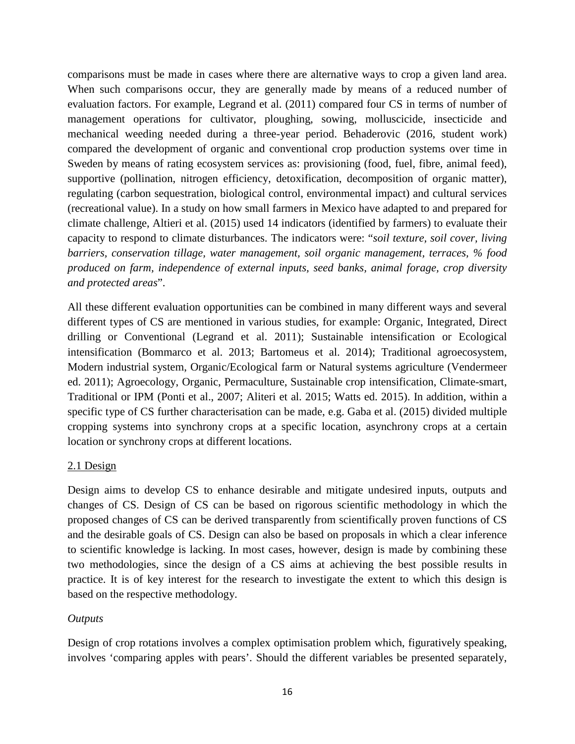comparisons must be made in cases where there are alternative ways to crop a given land area. When such comparisons occur, they are generally made by means of a reduced number of evaluation factors. For example, Legrand et al. (2011) compared four CS in terms of number of management operations for cultivator, ploughing, sowing, molluscicide, insecticide and mechanical weeding needed during a three-year period. Behaderovic (2016, student work) compared the development of organic and conventional crop production systems over time in Sweden by means of rating ecosystem services as: provisioning (food, fuel, fibre, animal feed), supportive (pollination, nitrogen efficiency, detoxification, decomposition of organic matter), regulating (carbon sequestration, biological control, environmental impact) and cultural services (recreational value). In a study on how small farmers in Mexico have adapted to and prepared for climate challenge, Altieri et al. (2015) used 14 indicators (identified by farmers) to evaluate their capacity to respond to climate disturbances. The indicators were: "*soil texture, soil cover, living barriers, conservation tillage, water management, soil organic management, terraces, % food produced on farm, independence of external inputs, seed banks, animal forage, crop diversity and protected areas*".

All these different evaluation opportunities can be combined in many different ways and several different types of CS are mentioned in various studies, for example: Organic, Integrated, Direct drilling or Conventional (Legrand et al. 2011); Sustainable intensification or Ecological intensification (Bommarco et al. 2013; Bartomeus et al. 2014); Traditional agroecosystem, Modern industrial system, Organic/Ecological farm or Natural systems agriculture (Vendermeer ed. 2011); Agroecology, Organic, Permaculture, Sustainable crop intensification, Climate-smart, Traditional or IPM (Ponti et al., 2007; Aliteri et al. 2015; Watts ed. 2015). In addition, within a specific type of CS further characterisation can be made, e.g. Gaba et al. (2015) divided multiple cropping systems into synchrony crops at a specific location, asynchrony crops at a certain location or synchrony crops at different locations.

## 2.1 Design

Design aims to develop CS to enhance desirable and mitigate undesired inputs, outputs and changes of CS. Design of CS can be based on rigorous scientific methodology in which the proposed changes of CS can be derived transparently from scientifically proven functions of CS and the desirable goals of CS. Design can also be based on proposals in which a clear inference to scientific knowledge is lacking. In most cases, however, design is made by combining these two methodologies, since the design of a CS aims at achieving the best possible results in practice. It is of key interest for the research to investigate the extent to which this design is based on the respective methodology.

### *Outputs*

Design of crop rotations involves a complex optimisation problem which, figuratively speaking, involves 'comparing apples with pears'. Should the different variables be presented separately,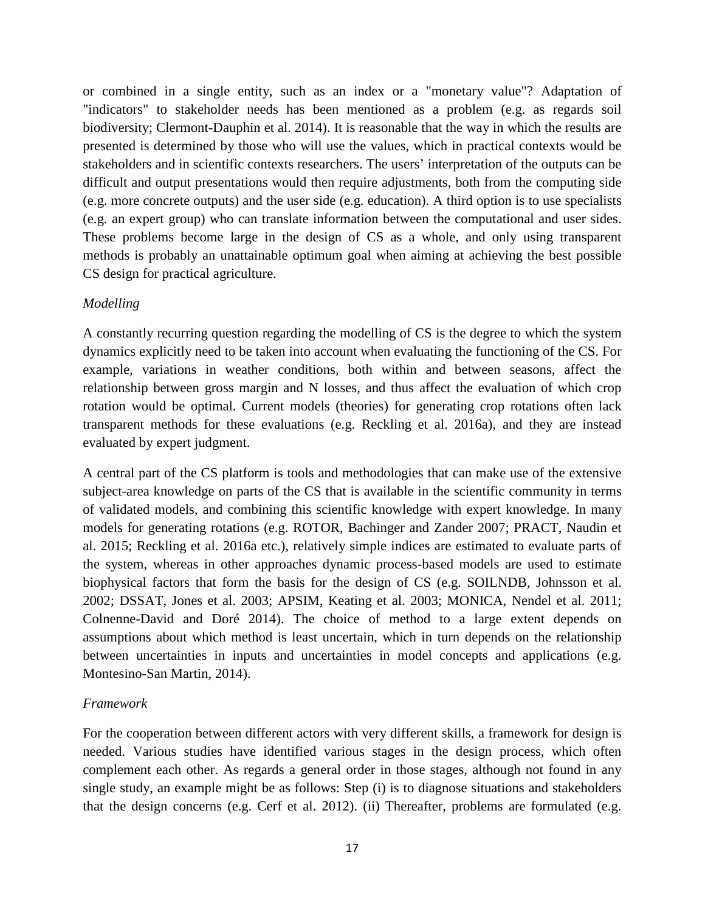or combined in a single entity, such as an index or a "monetary value"? Adaptation of "indicators" to stakeholder needs has been mentioned as a problem (e.g. as regards soil biodiversity; Clermont-Dauphin et al. 2014). It is reasonable that the way in which the results are presented is determined by those who will use the values, which in practical contexts would be stakeholders and in scientific contexts researchers. The users' interpretation of the outputs can be difficult and output presentations would then require adjustments, both from the computing side (e.g. more concrete outputs) and the user side (e.g. education). A third option is to use specialists (e.g. an expert group) who can translate information between the computational and user sides. These problems become large in the design of CS as a whole, and only using transparent methods is probably an unattainable optimum goal when aiming at achieving the best possible CS design for practical agriculture.

*Modelling*

A constantly recurring question regarding the modelling of CS is the degree to which the system dynamics explicitly need to be taken into account when evaluating the functioning of the CS. For example, variations in weather conditions, both within and between seasons, affect the relationship between gross margin and N losses, and thus affect the evaluation of which crop rotation would be optimal. Current models (theories) for generating crop rotations often lack transparent methods for these evaluations (e.g. Reckling et al. 2016a), and they are instead evaluated by expert judgment.

A central part of the CS platform is tools and methodologies that can make use of the extensive subject-area knowledge on parts of the CS that is available in the scientific community in terms of validated models, and combining this scientific knowledge with expert knowledge. In many models for generating rotations (e.g. ROTOR, Bachinger and Zander 2007; PRACT, Naudin et al. 2015; Reckling et al. 2016a etc.), relatively simple indices are estimated to evaluate parts of the system, whereas in other approaches dynamic process-based models are used to estimate biophysical factors that form the basis for the design of CS (e.g. SOILNDB, Johnsson et al. 2002; DSSAT, Jones et al. 2003; APSIM, Keating et al. 2003; MONICA, Nendel et al. 2011; Colnenne-David and Doré 2014). The choice of method to a large extent depends on assumptions about which method is least uncertain, which in turn depends on the relationship between uncertainties in inputs and uncertainties in model concepts and applications (e.g. Montesino-San Martin, 2014).

*Framework*

For the cooperation between different actors with very different skills, a framework for design is needed. Various studies have identified various stages in the design process, which often complement each other. As regards a general order in those stages, although not found in any single study, an example might be as follows: Step (i) is to diagnose situations and stakeholders that the design concerns (e.g. Cerf et al. 2012). (ii) Thereafter, problems are formulated (e.g.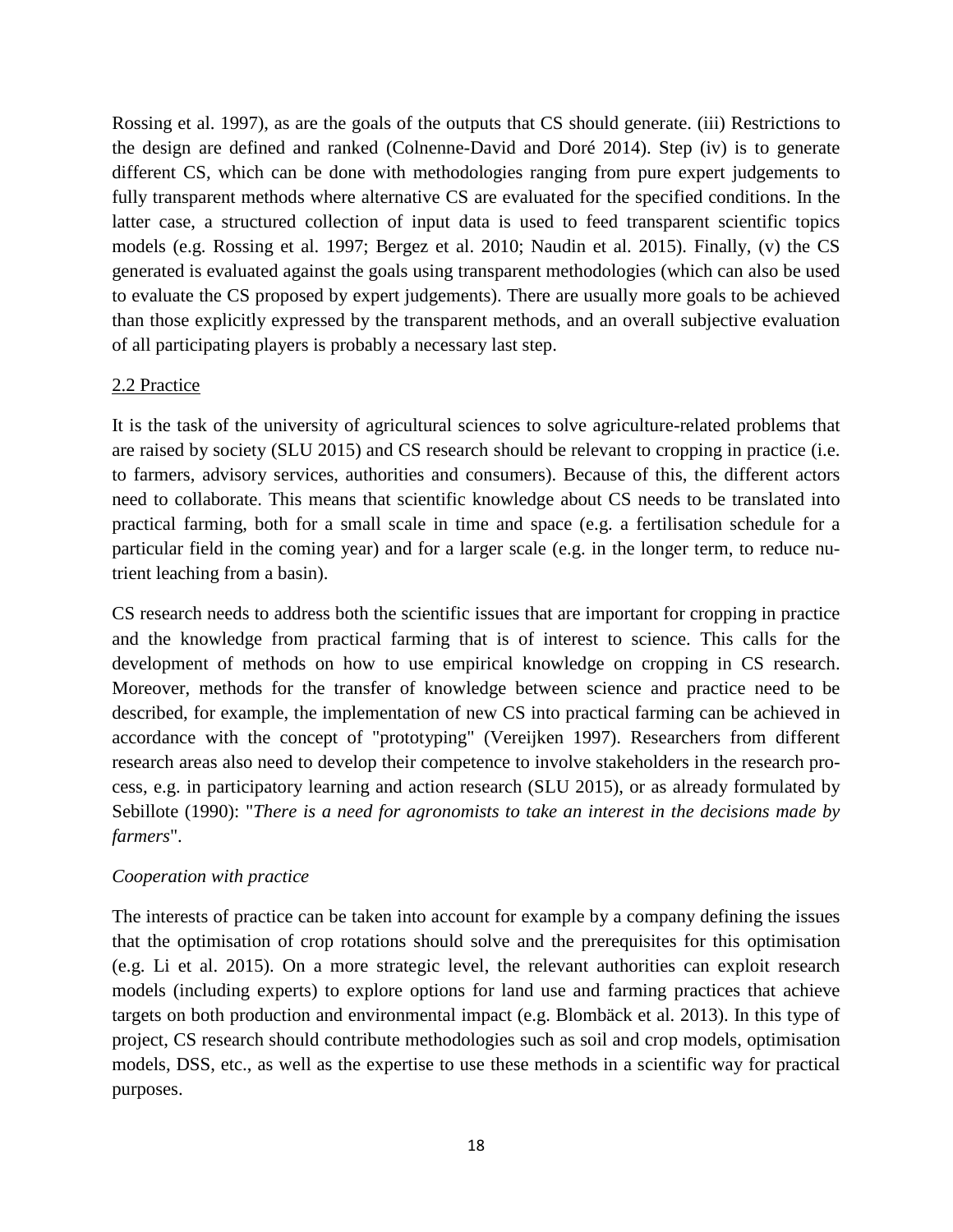Rossing et al. 1997), as are the goals of the outputs that CS should generate. (iii) Restrictions to the design are defined and ranked (Colnenne-David and Doré 2014). Step (iv) is to generate different CS, which can be done with methodologies ranging from pure expert judgements to fully transparent methods where alternative CS are evaluated for the specified conditions. In the latter case, a structured collection of input data is used to feed transparent scientific topics models (e.g. Rossing et al. 1997; Bergez et al. 2010; Naudin et al. 2015). Finally, (v) the CS generated is evaluated against the goals using transparent methodologies (which can also be used to evaluate the CS proposed by expert judgements). There are usually more goals to be achieved than those explicitly expressed by the transparent methods, and an overall subjective evaluation of all participating players is probably a necessary last step.

## 2.2 Practice

It is the task of the university of agricultural sciences to solve agriculture-related problems that are raised by society (SLU 2015) and CS research should be relevant to cropping in practice (i.e. to farmers, advisory services, authorities and consumers). Because of this, the different actors need to collaborate. This means that scientific knowledge about CS needs to be translated into practical farming, both for a small scale in time and space (e.g. a fertilisation schedule for a particular field in the coming year) and for a larger scale (e.g. in the longer term, to reduce nutrient leaching from a basin).

CS research needs to address both the scientific issues that are important for cropping in practice and the knowledge from practical farming that is of interest to science. This calls for the development of methods on how to use empirical knowledge on cropping in CS research. Moreover, methods for the transfer of knowledge between science and practice need to be described, for example, the implementation of new CS into practical farming can be achieved in accordance with the concept of "prototyping" (Vereijken 1997). Researchers from different research areas also need to develop their competence to involve stakeholders in the research process, e.g. in participatory learning and action research (SLU 2015), or as already formulated by Sebillote (1990): "*There is a need for agronomists to take an interest in the decisions made by farmers*".

### *Cooperation with practice*

The interests of practice can be taken into account for example by a company defining the issues that the optimisation of crop rotations should solve and the prerequisites for this optimisation (e.g. Li et al. 2015). On a more strategic level, the relevant authorities can exploit research models (including experts) to explore options for land use and farming practices that achieve targets on both production and environmental impact (e.g. Blombäck et al. 2013). In this type of project, CS research should contribute methodologies such as soil and crop models, optimisation models, DSS, etc., as well as the expertise to use these methods in a scientific way for practical purposes.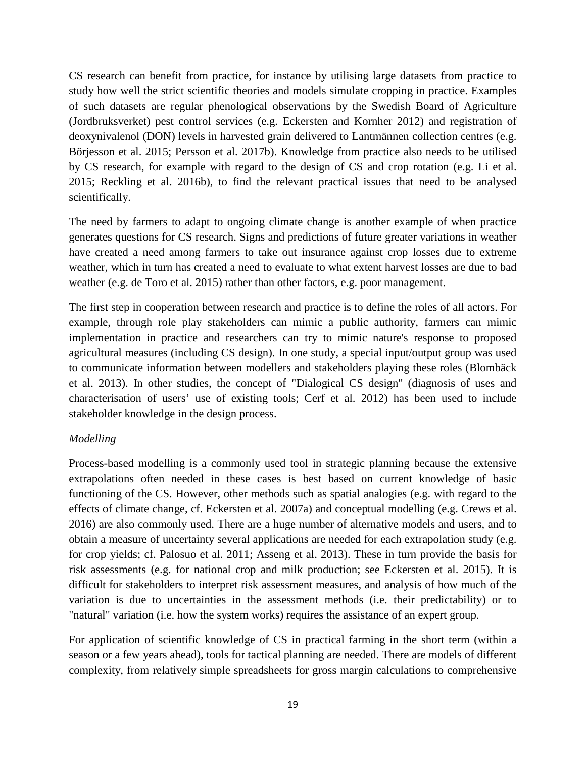CS research can benefit from practice, for instance by utilising large datasets from practice to study how well the strict scientific theories and models simulate cropping in practice. Examples of such datasets are regular phenological observations by the Swedish Board of Agriculture (Jordbruksverket) pest control services (e.g. Eckersten and Kornher 2012) and registration of deoxynivalenol (DON) levels in harvested grain delivered to Lantmännen collection centres (e.g. Börjesson et al. 2015; Persson et al. 2017b). Knowledge from practice also needs to be utilised by CS research, for example with regard to the design of CS and crop rotation (e.g. Li et al. 2015; Reckling et al. 2016b), to find the relevant practical issues that need to be analysed scientifically.

The need by farmers to adapt to ongoing climate change is another example of when practice generates questions for CS research. Signs and predictions of future greater variations in weather have created a need among farmers to take out insurance against crop losses due to extreme weather, which in turn has created a need to evaluate to what extent harvest losses are due to bad weather (e.g. de Toro et al. 2015) rather than other factors, e.g. poor management.

The first step in cooperation between research and practice is to define the roles of all actors. For example, through role play stakeholders can mimic a public authority, farmers can mimic implementation in practice and researchers can try to mimic nature's response to proposed agricultural measures (including CS design). In one study, a special input/output group was used to communicate information between modellers and stakeholders playing these roles (Blombäck et al. 2013). In other studies, the concept of "Dialogical CS design" (diagnosis of uses and characterisation of users' use of existing tools; Cerf et al. 2012) has been used to include stakeholder knowledge in the design process.

*Modelling*

Process-based modelling is a commonly used tool in strategic planning because the extensive extrapolations often needed in these cases is best based on current knowledge of basic functioning of the CS. However, other methods such as spatial analogies (e.g. with regard to the effects of climate change, cf. Eckersten et al. 2007a) and conceptual modelling (e.g. Crews et al. 2016) are also commonly used. There are a huge number of alternative models and users, and to obtain a measure of uncertainty several applications are needed for each extrapolation study (e.g. for crop yields; cf. Palosuo et al. 2011; Asseng et al. 2013). These in turn provide the basis for risk assessments (e.g. for national crop and milk production; see Eckersten et al. 2015). It is difficult for stakeholders to interpret risk assessment measures, and analysis of how much of the variation is due to uncertainties in the assessment methods (i.e. their predictability) or to "natural" variation (i.e. how the system works) requires the assistance of an expert group.

For application of scientific knowledge of CS in practical farming in the short term (within a season or a few years ahead), tools for tactical planning are needed. There are models of different complexity, from relatively simple spreadsheets for gross margin calculations to comprehensive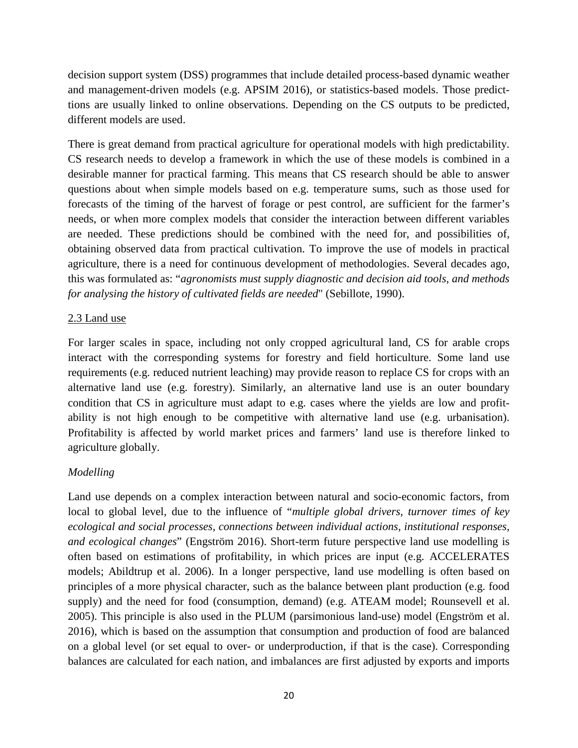decision support system (DSS) programmes that include detailed process-based dynamic weather and management-driven models (e.g. APSIM 2016), or statistics-based models. Those predict-tions are usually linked to online observations. Depending on the CS outputs to be predicted, different models are used.

There is great demand from practical agriculture for operational models with high predictability. CS research needs to develop a framework in which the use of these models is combined in a desirable manner for practical farming. This means that CS research should be able to answer questions about when simple models based on e.g. temperature sums, such as those used for forecasts of the timing of the harvest of forage or pest control, are sufficient for the farmer's needs, or when more complex models that consider the interaction between different variables are needed. These predictions should be combined with the need for, and possibilities of, obtaining observed data from practical cultivation. To improve the use of models in practical agriculture, there is a need for continuous development of methodologies. Several decades ago, this was formulated as: "*agronomists must supply diagnostic and decision aid tools, and methods for analysing the history of cultivated fields are needed*" (Sebillote, 1990).

## 2.3 Land use

For larger scales in space, including not only cropped agricultural land, CS for arable crops interact with the corresponding systems for forestry and field horticulture. Some land use requirements (e.g. reduced nutrient leaching) may provide reason to replace CS for crops with an alternative land use (e.g. forestry). Similarly, an alternative land use is an outer boundary condition that CS in agriculture must adapt to e.g. cases where the yields are low and profit-ability is not high enough to be competitive with alternative land use (e.g. urbanisation). Profitability is affected by world market prices and farmers' land use is therefore linked to agriculture globally.

### *Modelling*

Land use depends on a complex interaction between natural and socio-economic factors, from local to global level, due to the influence of "*multiple global drivers, turnover times of key ecological and social processes, connections between individual actions, institutional responses, and ecological changes*" (Engström 2016). Short-term future perspective land use modelling is often based on estimations of profitability, in which prices are input (e.g. ACCELERATES models; Abildtrup et al. 2006). In a longer perspective, land use modelling is often based on principles of a more physical character, such as the balance between plant production (e.g. food supply) and the need for food (consumption, demand) (e.g. ATEAM model; Rounsevell et al. 2005). This principle is also used in the PLUM (parsimonious land-use) model (Engström et al. 2016), which is based on the assumption that consumption and production of food are balanced on a global level (or set equal to over- or underproduction, if that is the case). Corresponding balances are calculated for each nation, and imbalances are first adjusted by exports and imports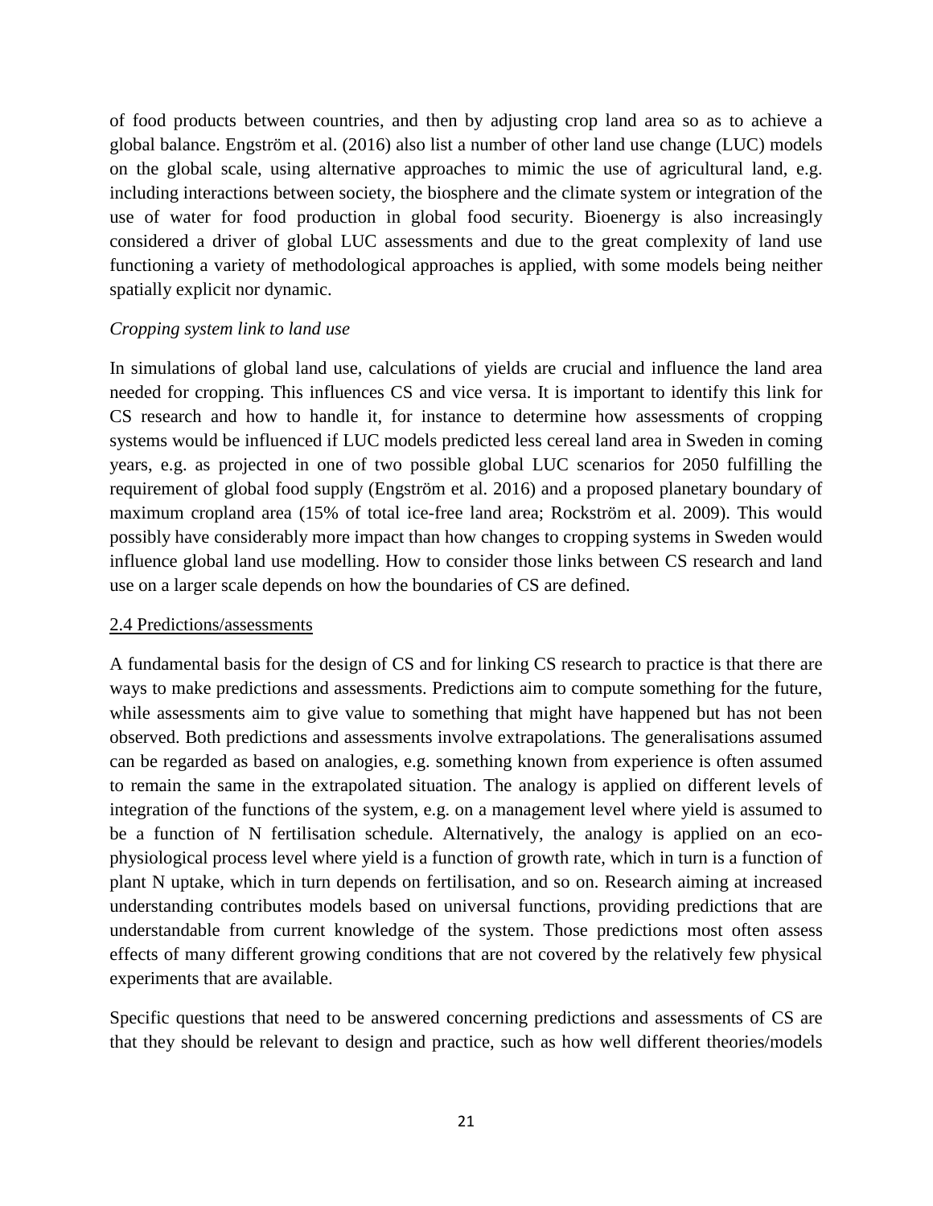of food products between countries, and then by adjusting crop land area so as to achieve a global balance. Engström et al. (2016) also list a number of other land use change (LUC) models on the global scale, using alternative approaches to mimic the use of agricultural land, e.g. including interactions between society, the biosphere and the climate system or integration of the use of water for food production in global food security. Bioenergy is also increasingly considered a driver of global LUC assessments and due to the great complexity of land use functioning a variety of methodological approaches is applied, with some models being neither spatially explicit nor dynamic.

*Cropping system link to land use*

In simulations of global land use, calculations of yields are crucial and influence the land area needed for cropping. This influences CS and vice versa. It is important to identify this link for CS research and how to handle it, for instance to determine how assessments of cropping systems would be influenced if LUC models predicted less cereal land area in Sweden in coming years, e.g. as projected in one of two possible global LUC scenarios for 2050 fulfilling the requirement of global food supply (Engström et al. 2016) and a proposed planetary boundary of maximum cropland area (15% of total ice-free land area; Rockström et al. 2009). This would possibly have considerably more impact than how changes to cropping systems in Sweden would influence global land use modelling. How to consider those links between CS research and land use on a larger scale depends on how the boundaries of CS are defined.

### 2.4 Predictions/assessments

A fundamental basis for the design of CS and for linking CS research to practice is that there are ways to make predictions and assessments. Predictions aim to compute something for the future, while assessments aim to give value to something that might have happened but has not been observed. Both predictions and assessments involve extrapolations. The generalisations assumed can be regarded as based on analogies, e.g. something known from experience is often assumed to remain the same in the extrapolated situation. The analogy is applied on different levels of integration of the functions of the system, e.g. on a management level where yield is assumed to be a function of N fertilisation schedule. Alternatively, the analogy is applied on an eco-physiological process level where yield is a function of growth rate, which in turn is a function of plant N uptake, which in turn depends on fertilisation, and so on. Research aiming at increased understanding contributes models based on universal functions, providing predictions that are understandable from current knowledge of the system. Those predictions most often assess effects of many different growing conditions that are not covered by the relatively few physical experiments that are available.

Specific questions that need to be answered concerning predictions and assessments of CS are that they should be relevant to design and practice, such as how well different theories/models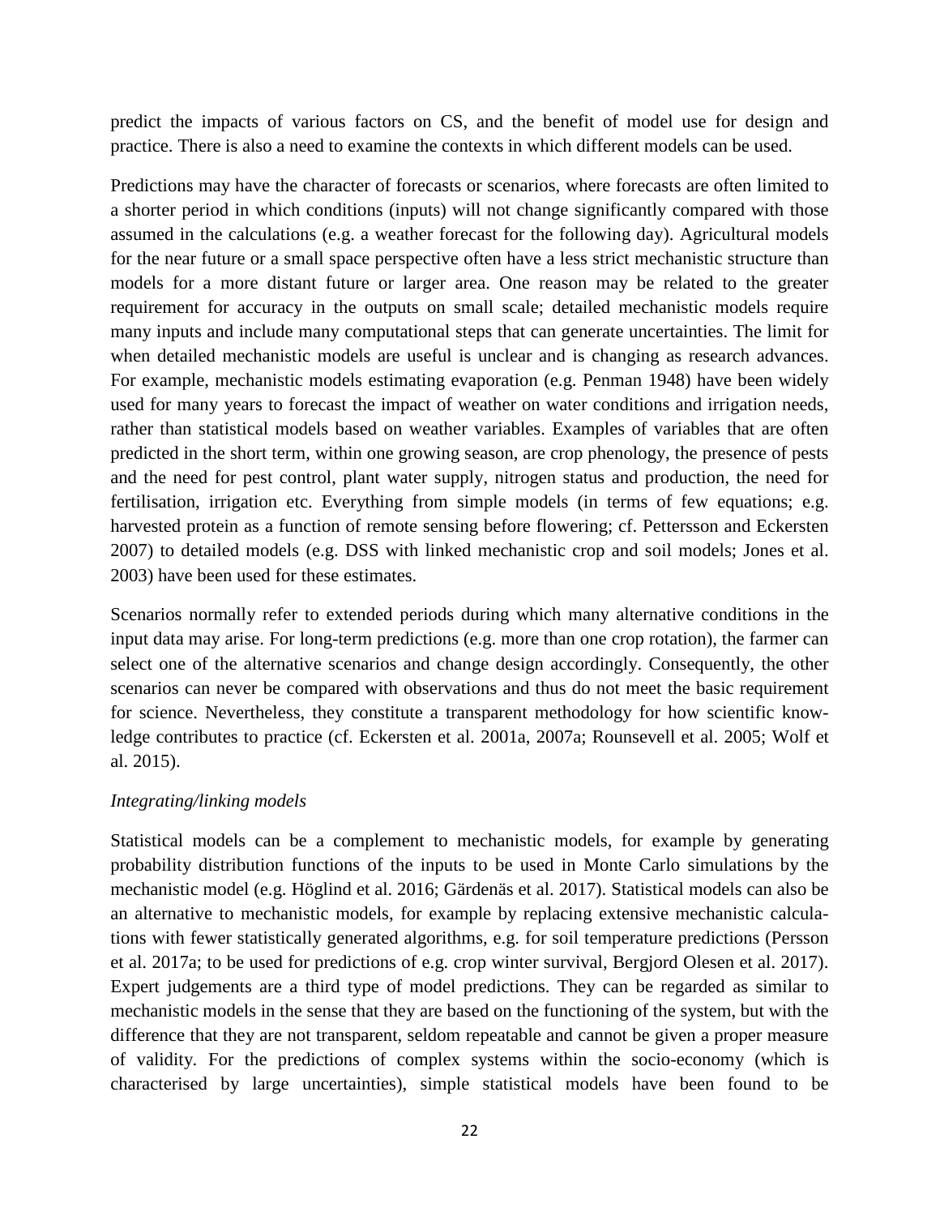predict the impacts of various factors on CS, and the benefit of model use for design and practice. There is also a need to examine the contexts in which different models can be used.

Predictions may have the character of forecasts or scenarios, where forecasts are often limited to a shorter period in which conditions (inputs) will not change significantly compared with those assumed in the calculations (e.g. a weather forecast for the following day). Agricultural models for the near future or a small space perspective often have a less strict mechanistic structure than models for a more distant future or larger area. One reason may be related to the greater requirement for accuracy in the outputs on small scale; detailed mechanistic models require many inputs and include many computational steps that can generate uncertainties. The limit for when detailed mechanistic models are useful is unclear and is changing as research advances. For example, mechanistic models estimating evaporation (e.g. Penman 1948) have been widely used for many years to forecast the impact of weather on water conditions and irrigation needs, rather than statistical models based on weather variables. Examples of variables that are often predicted in the short term, within one growing season, are crop phenology, the presence of pests and the need for pest control, plant water supply, nitrogen status and production, the need for fertilisation, irrigation etc. Everything from simple models (in terms of few equations; e.g. harvested protein as a function of remote sensing before flowering; cf. Pettersson and Eckersten 2007) to detailed models (e.g. DSS with linked mechanistic crop and soil models; Jones et al. 2003) have been used for these estimates.

Scenarios normally refer to extended periods during which many alternative conditions in the input data may arise. For long-term predictions (e.g. more than one crop rotation), the farmer can select one of the alternative scenarios and change design accordingly. Consequently, the other scenarios can never be compared with observations and thus do not meet the basic requirement for science. Nevertheless, they constitute a transparent methodology for how scientific knowledge contributes to practice (cf. Eckersten et al. 2001a, 2007a; Rounsevell et al. 2005; Wolf et al. 2015).

*Integrating/linking models*

Statistical models can be a complement to mechanistic models, for example by generating probability distribution functions of the inputs to be used in Monte Carlo simulations by the mechanistic model (e.g. Höglind et al. 2016; Gärdenäs et al. 2017). Statistical models can also be an alternative to mechanistic models, for example by replacing extensive mechanistic calculations with fewer statistically generated algorithms, e.g. for soil temperature predictions (Persson et al. 2017a; to be used for predictions of e.g. crop winter survival, Bergjord Olesen et al. 2017). Expert judgements are a third type of model predictions. They can be regarded as similar to mechanistic models in the sense that they are based on the functioning of the system, but with the difference that they are not transparent, seldom repeatable and cannot be given a proper measure of validity. For the predictions of complex systems within the socio-economy (which is characterised by large uncertainties), simple statistical models have been found to be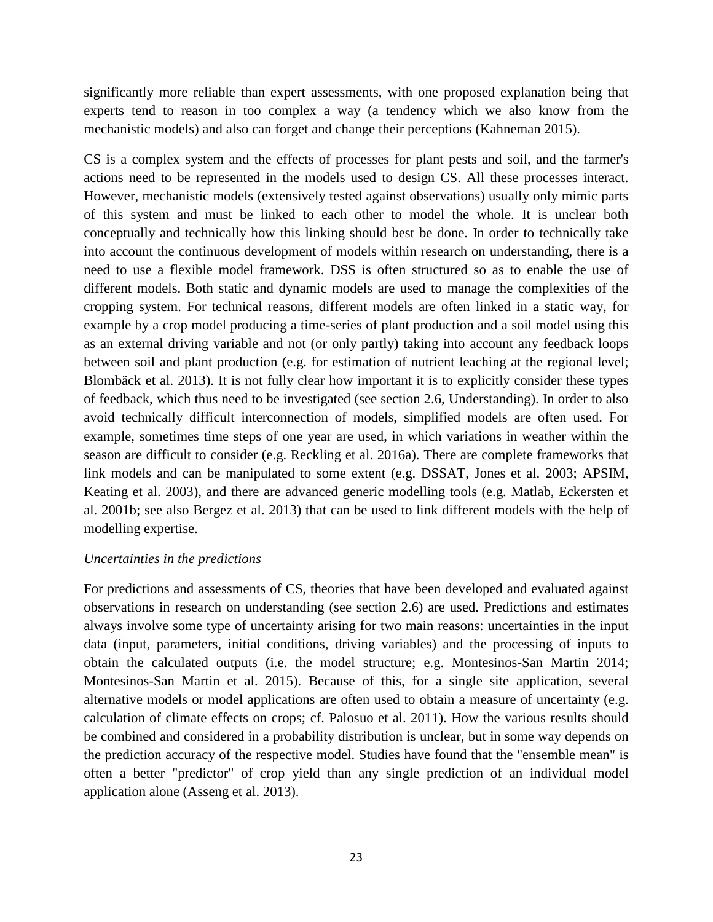significantly more reliable than expert assessments, with one proposed explanation being that experts tend to reason in too complex a way (a tendency which we also know from the mechanistic models) and also can forget and change their perceptions (Kahneman 2015).

CS is a complex system and the effects of processes for plant pests and soil, and the farmer's actions need to be represented in the models used to design CS. All these processes interact. However, mechanistic models (extensively tested against observations) usually only mimic parts of this system and must be linked to each other to model the whole. It is unclear both conceptually and technically how this linking should best be done. In order to technically take into account the continuous development of models within research on understanding, there is a need to use a flexible model framework. DSS is often structured so as to enable the use of different models. Both static and dynamic models are used to manage the complexities of the cropping system. For technical reasons, different models are often linked in a static way, for example by a crop model producing a time-series of plant production and a soil model using this as an external driving variable and not (or only partly) taking into account any feedback loops between soil and plant production (e.g. for estimation of nutrient leaching at the regional level; Blombäck et al. 2013). It is not fully clear how important it is to explicitly consider these types of feedback, which thus need to be investigated (see section 2.6, Understanding). In order to also avoid technically difficult interconnection of models, simplified models are often used. For example, sometimes time steps of one year are used, in which variations in weather within the season are difficult to consider (e.g. Reckling et al. 2016a). There are complete frameworks that link models and can be manipulated to some extent (e.g. DSSAT, Jones et al. 2003; APSIM, Keating et al. 2003), and there are advanced generic modelling tools (e.g. Matlab, Eckersten et al. 2001b; see also Bergez et al. 2013) that can be used to link different models with the help of modelling expertise.

*Uncertainties in the predictions*

For predictions and assessments of CS, theories that have been developed and evaluated against observations in research on understanding (see section 2.6) are used. Predictions and estimates always involve some type of uncertainty arising for two main reasons: uncertainties in the input data (input, parameters, initial conditions, driving variables) and the processing of inputs to obtain the calculated outputs (i.e. the model structure; e.g. Montesinos-San Martin 2014; Montesinos-San Martin et al. 2015). Because of this, for a single site application, several alternative models or model applications are often used to obtain a measure of uncertainty (e.g. calculation of climate effects on crops; cf. Palosuo et al. 2011). How the various results should be combined and considered in a probability distribution is unclear, but in some way depends on the prediction accuracy of the respective model. Studies have found that the "ensemble mean" is often a better "predictor" of crop yield than any single prediction of an individual model application alone (Asseng et al. 2013).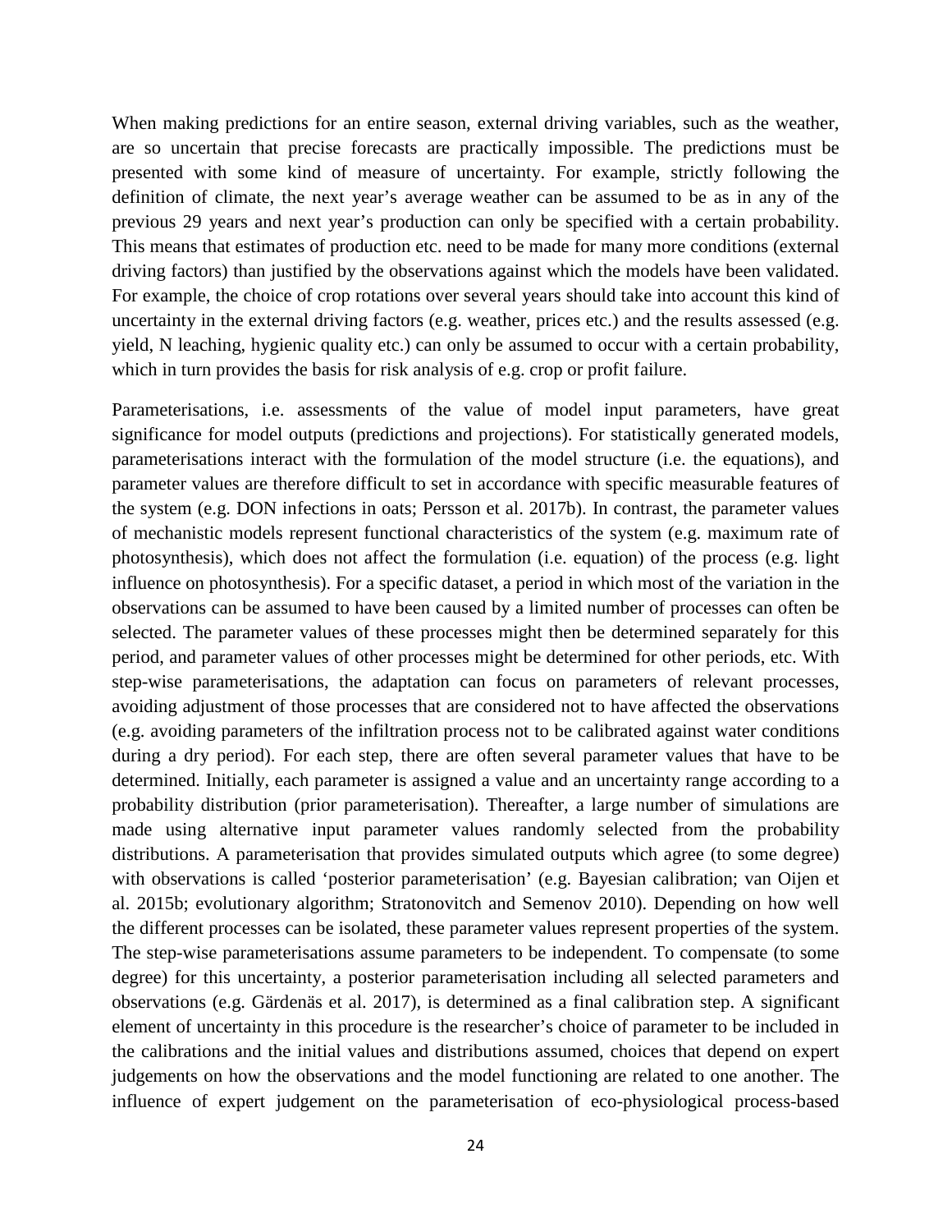When making predictions for an entire season, external driving variables, such as the weather, are so uncertain that precise forecasts are practically impossible. The predictions must be presented with some kind of measure of uncertainty. For example, strictly following the definition of climate, the next year's average weather can be assumed to be as in any of the previous 29 years and next year's production can only be specified with a certain probability. This means that estimates of production etc. need to be made for many more conditions (external driving factors) than justified by the observations against which the models have been validated. For example, the choice of crop rotations over several years should take into account this kind of uncertainty in the external driving factors (e.g. weather, prices etc.) and the results assessed (e.g. yield, N leaching, hygienic quality etc.) can only be assumed to occur with a certain probability, which in turn provides the basis for risk analysis of e.g. crop or profit failure.

Parameterisations, i.e. assessments of the value of model input parameters, have great significance for model outputs (predictions and projections). For statistically generated models, parameterisations interact with the formulation of the model structure (i.e. the equations), and parameter values are therefore difficult to set in accordance with specific measurable features of the system (e.g. DON infections in oats; Persson et al. 2017b). In contrast, the parameter values of mechanistic models represent functional characteristics of the system (e.g. maximum rate of photosynthesis), which does not affect the formulation (i.e. equation) of the process (e.g. light influence on photosynthesis). For a specific dataset, a period in which most of the variation in the observations can be assumed to have been caused by a limited number of processes can often be selected. The parameter values of these processes might then be determined separately for this period, and parameter values of other processes might be determined for other periods, etc. With step-wise parameterisations, the adaptation can focus on parameters of relevant processes, avoiding adjustment of those processes that are considered not to have affected the observations (e.g. avoiding parameters of the infiltration process not to be calibrated against water conditions during a dry period). For each step, there are often several parameter values that have to be determined. Initially, each parameter is assigned a value and an uncertainty range according to a probability distribution (prior parameterisation). Thereafter, a large number of simulations are made using alternative input parameter values randomly selected from the probability distributions. A parameterisation that provides simulated outputs which agree (to some degree) with observations is called 'posterior parameterisation' (e.g. Bayesian calibration; van Oijen et al. 2015b; evolutionary algorithm; Stratonovitch and Semenov 2010). Depending on how well the different processes can be isolated, these parameter values represent properties of the system. The step-wise parameterisations assume parameters to be independent. To compensate (to some degree) for this uncertainty, a posterior parameterisation including all selected parameters and observations (e.g. Gärdenäs et al. 2017), is determined as a final calibration step. A significant element of uncertainty in this procedure is the researcher's choice of parameter to be included in the calibrations and the initial values and distributions assumed, choices that depend on expert judgements on how the observations and the model functioning are related to one another. The influence of expert judgement on the parameterisation of eco-physiological process-based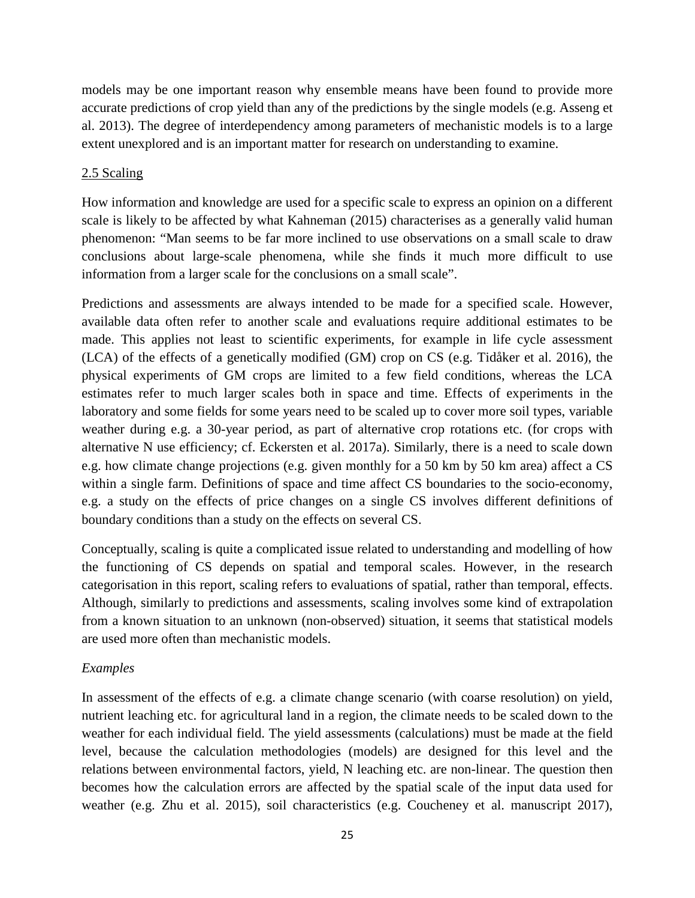models may be one important reason why ensemble means have been found to provide more accurate predictions of crop yield than any of the predictions by the single models (e.g. Asseng et al. 2013). The degree of interdependency among parameters of mechanistic models is to a large extent unexplored and is an important matter for research on understanding to examine.

## 2.5 Scaling

How information and knowledge are used for a specific scale to express an opinion on a different scale is likely to be affected by what Kahneman (2015) characterises as a generally valid human phenomenon: "Man seems to be far more inclined to use observations on a small scale to draw conclusions about large-scale phenomena, while she finds it much more difficult to use information from a larger scale for the conclusions on a small scale".

Predictions and assessments are always intended to be made for a specified scale. However, available data often refer to another scale and evaluations require additional estimates to be made. This applies not least to scientific experiments, for example in life cycle assessment (LCA) of the effects of a genetically modified (GM) crop on CS (e.g. Tidåker et al. 2016), the physical experiments of GM crops are limited to a few field conditions, whereas the LCA estimates refer to much larger scales both in space and time. Effects of experiments in the laboratory and some fields for some years need to be scaled up to cover more soil types, variable weather during e.g. a 30-year period, as part of alternative crop rotations etc. (for crops with alternative N use efficiency; cf. Eckersten et al. 2017a). Similarly, there is a need to scale down e.g. how climate change projections (e.g. given monthly for a 50 km by 50 km area) affect a CS within a single farm. Definitions of space and time affect CS boundaries to the socio-economy, e.g. a study on the effects of price changes on a single CS involves different definitions of boundary conditions than a study on the effects on several CS.

Conceptually, scaling is quite a complicated issue related to understanding and modelling of how the functioning of CS depends on spatial and temporal scales. However, in the research categorisation in this report, scaling refers to evaluations of spatial, rather than temporal, effects. Although, similarly to predictions and assessments, scaling involves some kind of extrapolation from a known situation to an unknown (non-observed) situation, it seems that statistical models are used more often than mechanistic models.

*Examples*

In assessment of the effects of e.g. a climate change scenario (with coarse resolution) on yield, nutrient leaching etc. for agricultural land in a region, the climate needs to be scaled down to the weather for each individual field. The yield assessments (calculations) must be made at the field level, because the calculation methodologies (models) are designed for this level and the relations between environmental factors, yield, N leaching etc. are non-linear. The question then becomes how the calculation errors are affected by the spatial scale of the input data used for weather (e.g. Zhu et al. 2015), soil characteristics (e.g. Coucheney et al. manuscript 2017),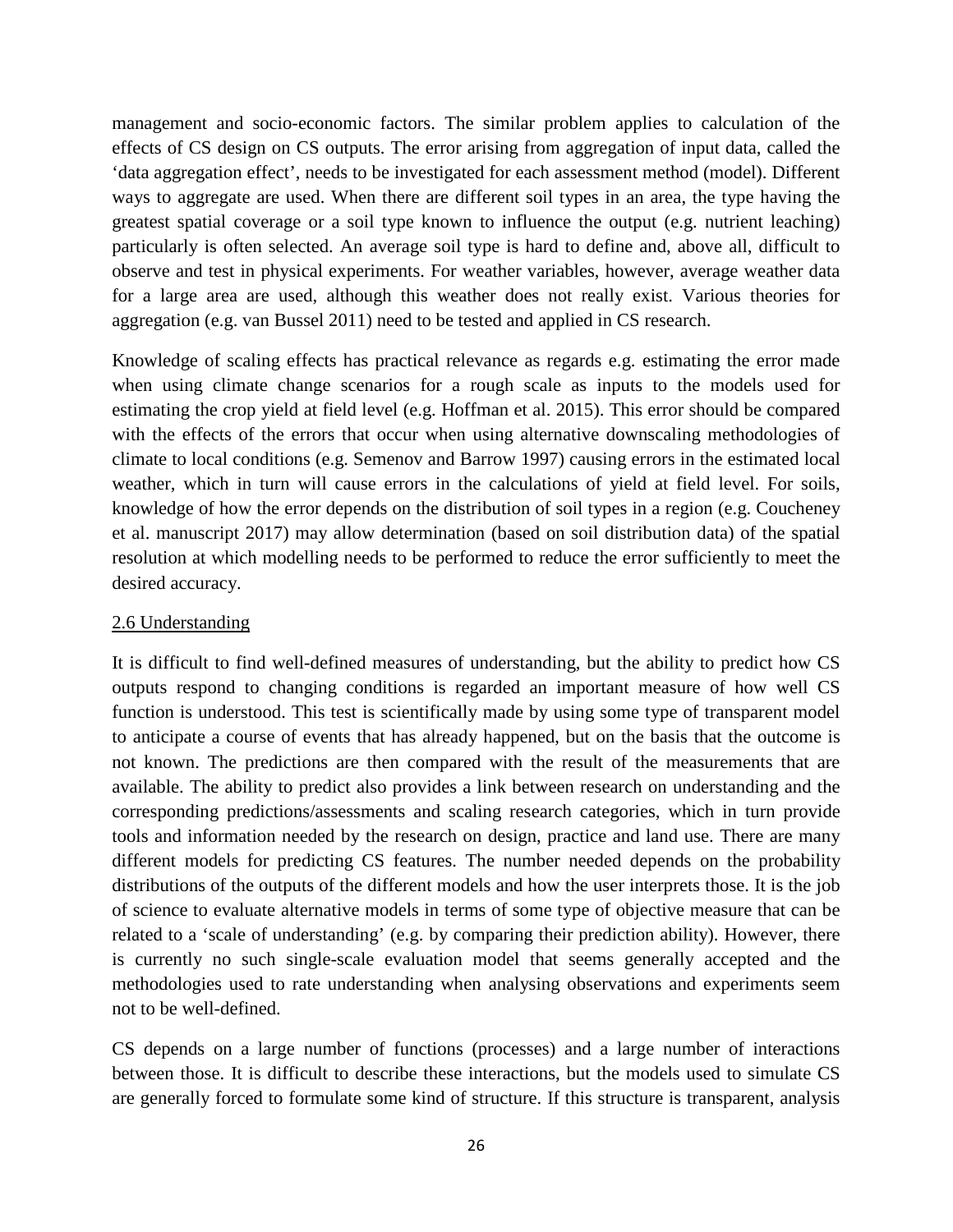management and socio-economic factors. The similar problem applies to calculation of the effects of CS design on CS outputs. The error arising from aggregation of input data, called the 'data aggregation effect', needs to be investigated for each assessment method (model). Different ways to aggregate are used. When there are different soil types in an area, the type having the greatest spatial coverage or a soil type known to influence the output (e.g. nutrient leaching) particularly is often selected. An average soil type is hard to define and, above all, difficult to observe and test in physical experiments. For weather variables, however, average weather data for a large area are used, although this weather does not really exist. Various theories for aggregation (e.g. van Bussel 2011) need to be tested and applied in CS research.

Knowledge of scaling effects has practical relevance as regards e.g. estimating the error made when using climate change scenarios for a rough scale as inputs to the models used for estimating the crop yield at field level (e.g. Hoffman et al. 2015). This error should be compared with the effects of the errors that occur when using alternative downscaling methodologies of climate to local conditions (e.g. Semenov and Barrow 1997) causing errors in the estimated local weather, which in turn will cause errors in the calculations of yield at field level. For soils, knowledge of how the error depends on the distribution of soil types in a region (e.g. Coucheney et al. manuscript 2017) may allow determination (based on soil distribution data) of the spatial resolution at which modelling needs to be performed to reduce the error sufficiently to meet the desired accuracy.

## 2.6 Understanding

It is difficult to find well-defined measures of understanding, but the ability to predict how CS outputs respond to changing conditions is regarded an important measure of how well CS function is understood. This test is scientifically made by using some type of transparent model to anticipate a course of events that has already happened, but on the basis that the outcome is not known. The predictions are then compared with the result of the measurements that are available. The ability to predict also provides a link between research on understanding and the corresponding predictions/assessments and scaling research categories, which in turn provide tools and information needed by the research on design, practice and land use. There are many different models for predicting CS features. The number needed depends on the probability distributions of the outputs of the different models and how the user interprets those. It is the job of science to evaluate alternative models in terms of some type of objective measure that can be related to a 'scale of understanding' (e.g. by comparing their prediction ability). However, there is currently no such single-scale evaluation model that seems generally accepted and the methodologies used to rate understanding when analysing observations and experiments seem not to be well-defined.

CS depends on a large number of functions (processes) and a large number of interactions between those. It is difficult to describe these interactions, but the models used to simulate CS are generally forced to formulate some kind of structure. If this structure is transparent, analysis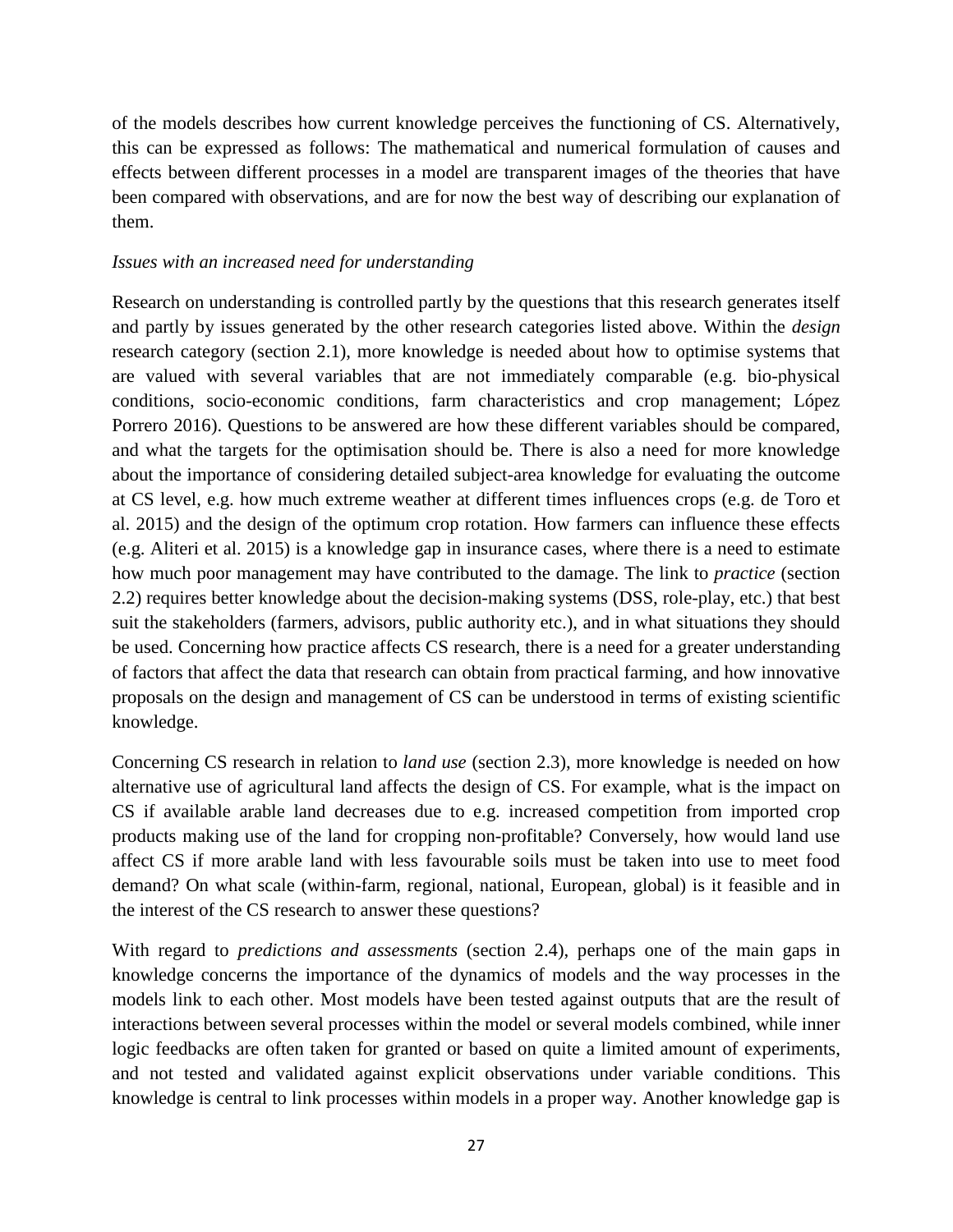of the models describes how current knowledge perceives the functioning of CS. Alternatively, this can be expressed as follows: The mathematical and numerical formulation of causes and effects between different processes in a model are transparent images of the theories that have been compared with observations, and are for now the best way of describing our explanation of them.

*Issues with an increased need for understanding*

Research on understanding is controlled partly by the questions that this research generates itself and partly by issues generated by the other research categories listed above. Within the *design* research category (section 2.1), more knowledge is needed about how to optimise systems that are valued with several variables that are not immediately comparable (e.g. bio-physical conditions, socio-economic conditions, farm characteristics and crop management; López Porrero 2016). Questions to be answered are how these different variables should be compared, and what the targets for the optimisation should be. There is also a need for more knowledge about the importance of considering detailed subject-area knowledge for evaluating the outcome at CS level, e.g. how much extreme weather at different times influences crops (e.g. de Toro et al. 2015) and the design of the optimum crop rotation. How farmers can influence these effects (e.g. Aliteri et al. 2015) is a knowledge gap in insurance cases, where there is a need to estimate how much poor management may have contributed to the damage. The link to *practice* (section 2.2) requires better knowledge about the decision-making systems (DSS, role-play, etc.) that best suit the stakeholders (farmers, advisors, public authority etc.), and in what situations they should be used. Concerning how practice affects CS research, there is a need for a greater understanding of factors that affect the data that research can obtain from practical farming, and how innovative proposals on the design and management of CS can be understood in terms of existing scientific knowledge.

Concerning CS research in relation to *land use* (section 2.3), more knowledge is needed on how alternative use of agricultural land affects the design of CS. For example, what is the impact on CS if available arable land decreases due to e.g. increased competition from imported crop products making use of the land for cropping non-profitable? Conversely, how would land use affect CS if more arable land with less favourable soils must be taken into use to meet food demand? On what scale (within-farm, regional, national, European, global) is it feasible and in the interest of the CS research to answer these questions?

With regard to *predictions and assessments* (section 2.4), perhaps one of the main gaps in knowledge concerns the importance of the dynamics of models and the way processes in the models link to each other. Most models have been tested against outputs that are the result of interactions between several processes within the model or several models combined, while inner logic feedbacks are often taken for granted or based on quite a limited amount of experiments, and not tested and validated against explicit observations under variable conditions. This knowledge is central to link processes within models in a proper way. Another knowledge gap is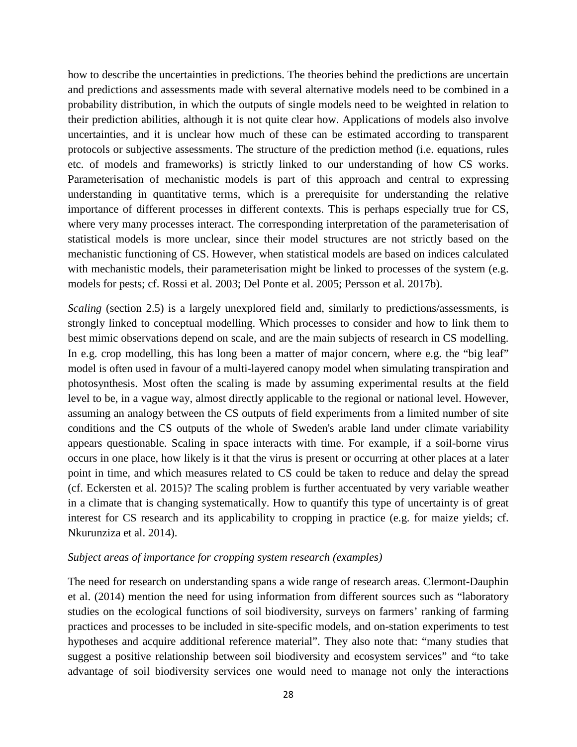how to describe the uncertainties in predictions. The theories behind the predictions are uncertain and predictions and assessments made with several alternative models need to be combined in a probability distribution, in which the outputs of single models need to be weighted in relation to their prediction abilities, although it is not quite clear how. Applications of models also involve uncertainties, and it is unclear how much of these can be estimated according to transparent protocols or subjective assessments. The structure of the prediction method (i.e. equations, rules etc. of models and frameworks) is strictly linked to our understanding of how CS works. Parameterisation of mechanistic models is part of this approach and central to expressing understanding in quantitative terms, which is a prerequisite for understanding the relative importance of different processes in different contexts. This is perhaps especially true for CS, where very many processes interact. The corresponding interpretation of the parameterisation of statistical models is more unclear, since their model structures are not strictly based on the mechanistic functioning of CS. However, when statistical models are based on indices calculated with mechanistic models, their parameterisation might be linked to processes of the system (e.g. models for pests; cf. Rossi et al. 2003; Del Ponte et al. 2005; Persson et al. 2017b).

*Scaling* (section 2.5) is a largely unexplored field and, similarly to predictions/assessments, is strongly linked to conceptual modelling. Which processes to consider and how to link them to best mimic observations depend on scale, and are the main subjects of research in CS modelling. In e.g. crop modelling, this has long been a matter of major concern, where e.g. the "big leaf" model is often used in favour of a multi-layered canopy model when simulating transpiration and photosynthesis. Most often the scaling is made by assuming experimental results at the field level to be, in a vague way, almost directly applicable to the regional or national level. However, assuming an analogy between the CS outputs of field experiments from a limited number of site conditions and the CS outputs of the whole of Sweden's arable land under climate variability appears questionable. Scaling in space interacts with time. For example, if a soil-borne virus occurs in one place, how likely is it that the virus is present or occurring at other places at a later point in time, and which measures related to CS could be taken to reduce and delay the spread (cf. Eckersten et al. 2015)? The scaling problem is further accentuated by very variable weather in a climate that is changing systematically. How to quantify this type of uncertainty is of great interest for CS research and its applicability to cropping in practice (e.g. for maize yields; cf. Nkurunziza et al. 2014).

*Subject areas of importance for cropping system research (examples)*

The need for research on understanding spans a wide range of research areas. Clermont-Dauphin et al. (2014) mention the need for using information from different sources such as "laboratory studies on the ecological functions of soil biodiversity, surveys on farmers' ranking of farming practices and processes to be included in site-specific models, and on-station experiments to test hypotheses and acquire additional reference material". They also note that: "many studies that suggest a positive relationship between soil biodiversity and ecosystem services" and "to take advantage of soil biodiversity services one would need to manage not only the interactions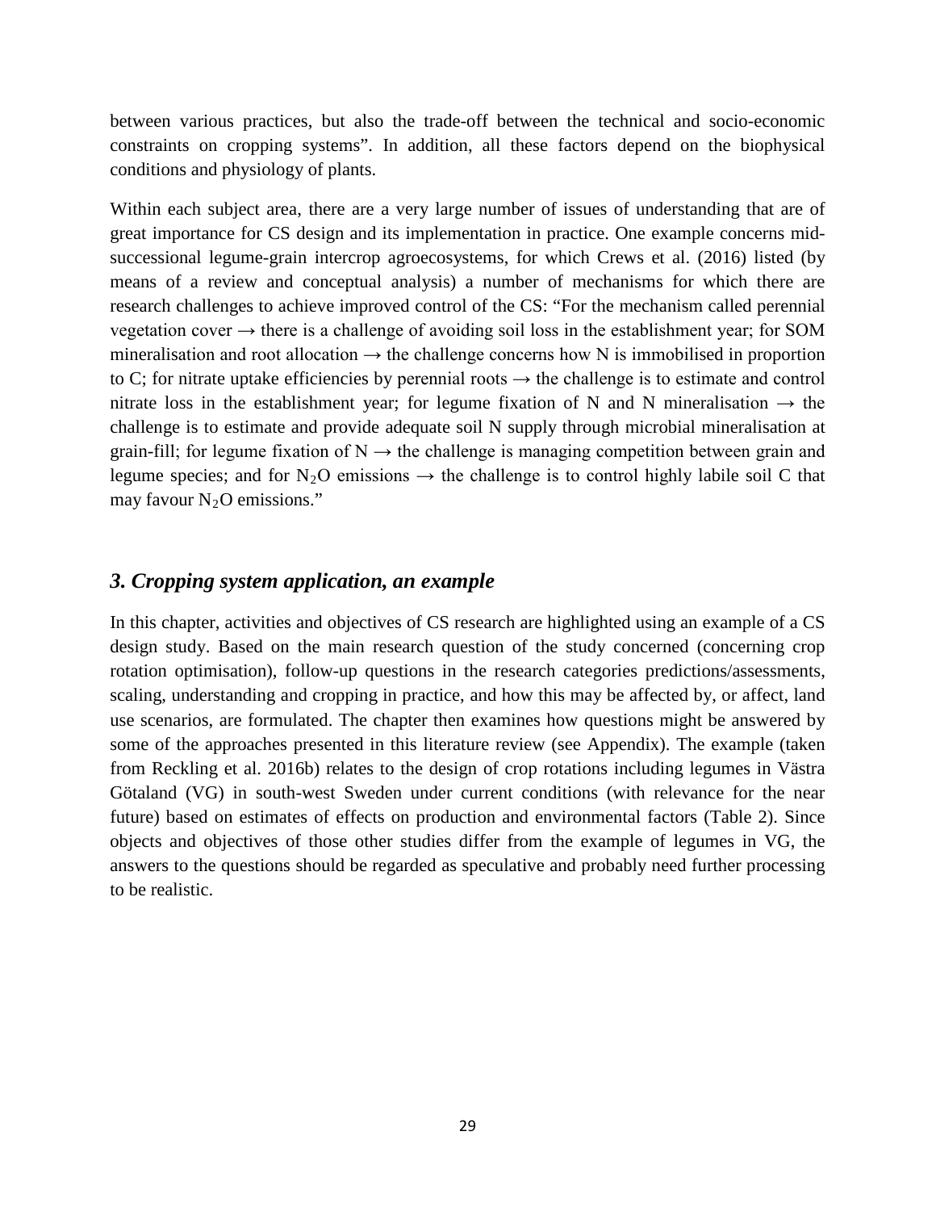between various practices, but also the trade-off between the technical and socio-economic constraints on cropping systems". In addition, all these factors depend on the biophysical conditions and physiology of plants.

Within each subject area, there are a very large number of issues of understanding that are of great importance for CS design and its implementation in practice. One example concerns mid-successional legume-grain intercrop agroecosystems, for which Crews et al. (2016) listed (by means of a review and conceptual analysis) a number of mechanisms for which there are research challenges to achieve improved control of the CS: "For the mechanism called perennial vegetation cover → there is a challenge of avoiding soil loss in the establishment year; for SOM mineralisation and root allocation → the challenge concerns how N is immobilised in proportion to C; for nitrate uptake efficiencies by perennial roots → the challenge is to estimate and control nitrate loss in the establishment year; for legume fixation of N and N mineralisation → the challenge is to estimate and provide adequate soil N supply through microbial mineralisation at grain-fill; for legume fixation of N → the challenge is managing competition between grain and legume species; and for $N_2O$ emissions → the challenge is to control highly labile soil C that may favour $N_2O$ emissions."

## *3. Cropping system application, an example*

In this chapter, activities and objectives of CS research are highlighted using an example of a CS design study. Based on the main research question of the study concerned (concerning crop rotation optimisation), follow-up questions in the research categories predictions/assessments, scaling, understanding and cropping in practice, and how this may be affected by, or affect, land use scenarios, are formulated. The chapter then examines how questions might be answered by some of the approaches presented in this literature review (see Appendix). The example (taken from Reckling et al. 2016b) relates to the design of crop rotations including legumes in Västra Götaland (VG) in south-west Sweden under current conditions (with relevance for the near future) based on estimates of effects on production and environmental factors (Table 2). Since objects and objectives of those other studies differ from the example of legumes in VG, the answers to the questions should be regarded as speculative and probably need further processing to be realistic.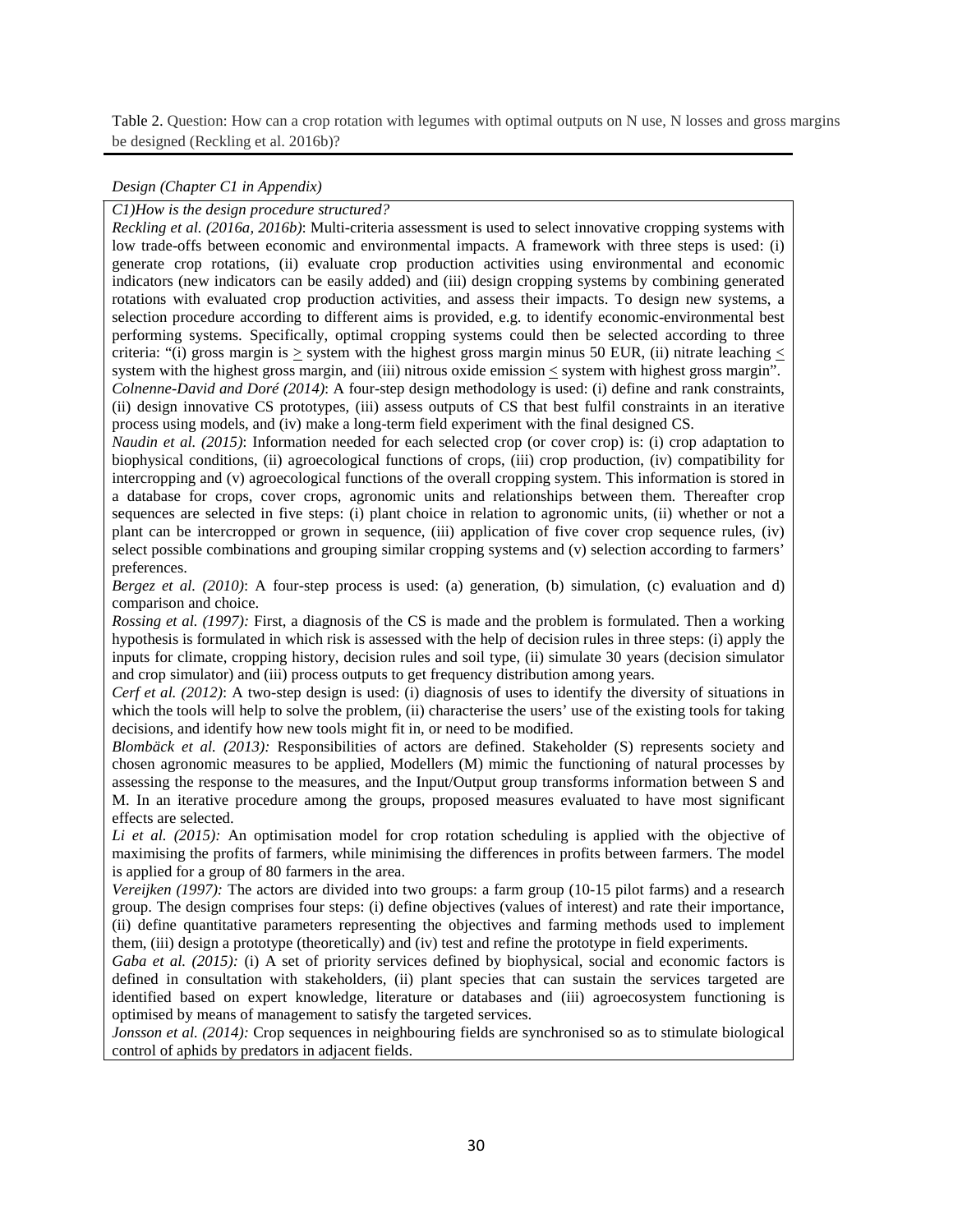Table 2. Question: How can a crop rotation with legumes with optimal outputs on N use, N losses and gross margins be designed (Reckling et al. 2016b)?

*Design (Chapter C1 in Appendix)*

*C1)How is the design procedure structured?*

*Reckling et al. (2016a, 2016b)*: Multi-criteria assessment is used to select innovative cropping systems with low trade-offs between economic and environmental impacts. A framework with three steps is used: (i) generate crop rotations, (ii) evaluate crop production activities using environmental and economic indicators (new indicators can be easily added) and (iii) design cropping systems by combining generated rotations with evaluated crop production activities, and assess their impacts. To design new systems, a selection procedure according to different aims is provided, e.g. to identify economic-environmental best performing systems. Specifically, optimal cropping systems could then be selected according to three criteria: "(i) gross margin is $\geq$ system with the highest gross margin minus 50 EUR, (ii) nitrate leaching $\leq$ system with the highest gross margin, and (iii) nitrous oxide emission $\leq$ system with highest gross margin".

*Colnenne-David and Doré (2014)*: A four-step design methodology is used: (i) define and rank constraints, (ii) design innovative CS prototypes, (iii) assess outputs of CS that best fulfil constraints in an iterative process using models, and (iv) make a long-term field experiment with the final designed CS.

*Naudin et al. (2015)*: Information needed for each selected crop (or cover crop) is: (i) crop adaptation to biophysical conditions, (ii) agroecological functions of crops, (iii) crop production, (iv) compatibility for intercropping and (v) agroecological functions of the overall cropping system. This information is stored in a database for crops, cover crops, agronomic units and relationships between them. Thereafter crop sequences are selected in five steps: (i) plant choice in relation to agronomic units, (ii) whether or not a plant can be intercropped or grown in sequence, (iii) application of five cover crop sequence rules, (iv) select possible combinations and grouping similar cropping systems and (v) selection according to farmers' preferences.

*Bergez et al. (2010)*: A four-step process is used: (a) generation, (b) simulation, (c) evaluation and d) comparison and choice.

*Rossing et al. (1997):* First, a diagnosis of the CS is made and the problem is formulated. Then a working hypothesis is formulated in which risk is assessed with the help of decision rules in three steps: (i) apply the inputs for climate, cropping history, decision rules and soil type, (ii) simulate 30 years (decision simulator and crop simulator) and (iii) process outputs to get frequency distribution among years.

*Cerf et al. (2012)*: A two-step design is used: (i) diagnosis of uses to identify the diversity of situations in which the tools will help to solve the problem, (ii) characterise the users' use of the existing tools for taking decisions, and identify how new tools might fit in, or need to be modified.

*Blombäck et al. (2013):* Responsibilities of actors are defined. Stakeholder (S) represents society and chosen agronomic measures to be applied, Modellers (M) mimic the functioning of natural processes by assessing the response to the measures, and the Input/Output group transforms information between S and M. In an iterative procedure among the groups, proposed measures evaluated to have most significant effects are selected.

*Li et al. (2015):* An optimisation model for crop rotation scheduling is applied with the objective of maximising the profits of farmers, while minimising the differences in profits between farmers. The model is applied for a group of 80 farmers in the area.

*Vereijken (1997):* The actors are divided into two groups: a farm group (10-15 pilot farms) and a research group. The design comprises four steps: (i) define objectives (values of interest) and rate their importance, (ii) define quantitative parameters representing the objectives and farming methods used to implement them, (iii) design a prototype (theoretically) and (iv) test and refine the prototype in field experiments.

*Gaba et al. (2015):* (i) A set of priority services defined by biophysical, social and economic factors is defined in consultation with stakeholders, (ii) plant species that can sustain the services targeted are identified based on expert knowledge, literature or databases and (iii) agroecosystem functioning is optimised by means of management to satisfy the targeted services.

*Jonsson et al. (2014):* Crop sequences in neighbouring fields are synchronised so as to stimulate biological control of aphids by predators in adjacent fields.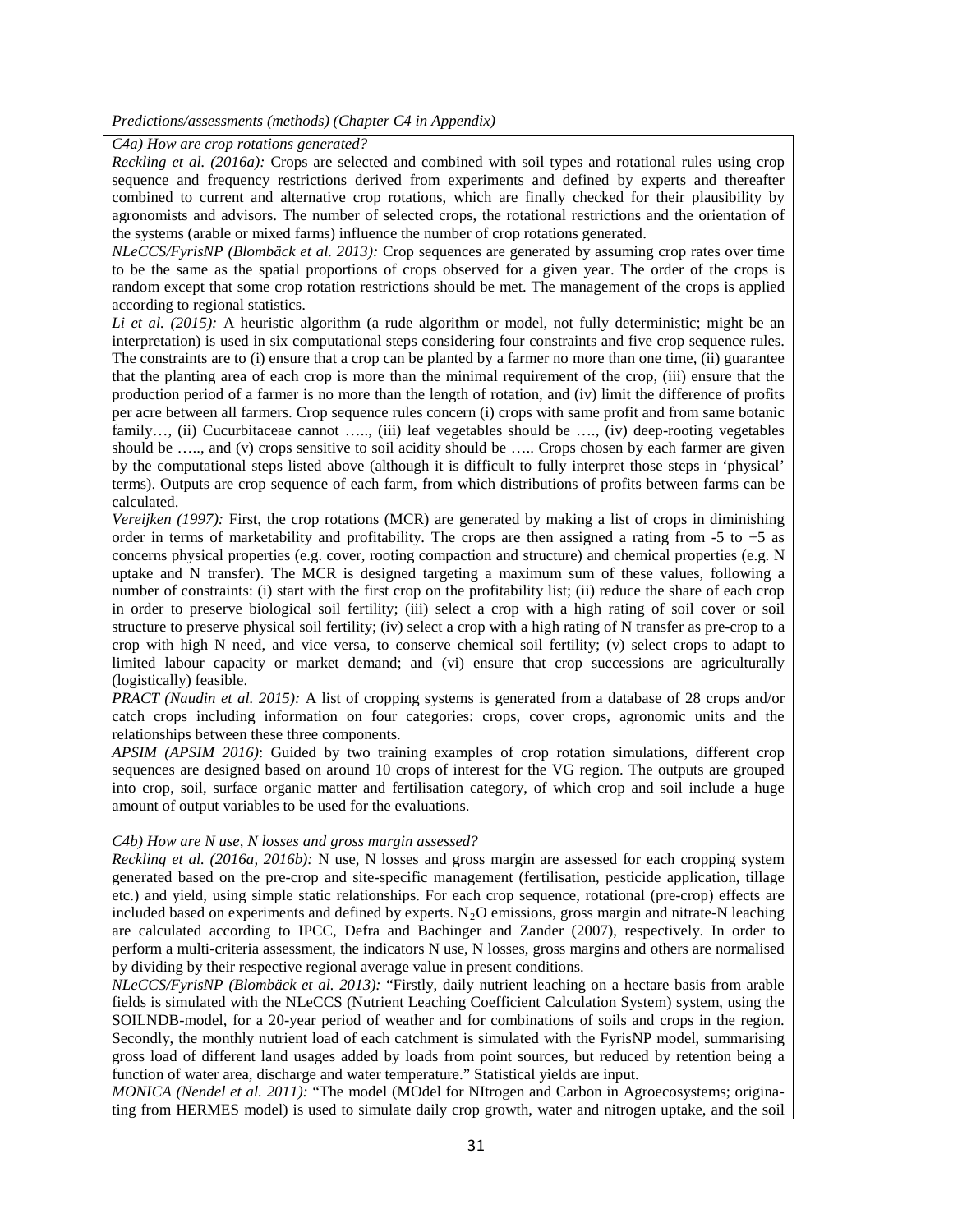*Predictions/assessments (methods) (Chapter C4 in Appendix)*

*C4a) How are crop rotations generated?*

*Reckling et al. (2016a):* Crops are selected and combined with soil types and rotational rules using crop sequence and frequency restrictions derived from experiments and defined by experts and thereafter combined to current and alternative crop rotations, which are finally checked for their plausibility by agronomists and advisors. The number of selected crops, the rotational restrictions and the orientation of the systems (arable or mixed farms) influence the number of crop rotations generated.

*NLeCCS/FyrisNP (Blombäck et al. 2013):* Crop sequences are generated by assuming crop rates over time to be the same as the spatial proportions of crops observed for a given year. The order of the crops is random except that some crop rotation restrictions should be met. The management of the crops is applied according to regional statistics.

*Li et al. (2015):* A heuristic algorithm (a rude algorithm or model, not fully deterministic; might be an interpretation) is used in six computational steps considering four constraints and five crop sequence rules. The constraints are to (i) ensure that a crop can be planted by a farmer no more than one time, (ii) guarantee that the planting area of each crop is more than the minimal requirement of the crop, (iii) ensure that the production period of a farmer is no more than the length of rotation, and (iv) limit the difference of profits per acre between all farmers. Crop sequence rules concern (i) crops with same profit and from same botanic family…, (ii) Cucurbitaceae cannot ….., (iii) leaf vegetables should be …., (iv) deep-rooting vegetables should be ….., and (v) crops sensitive to soil acidity should be ….. Crops chosen by each farmer are given by the computational steps listed above (although it is difficult to fully interpret those steps in 'physical' terms). Outputs are crop sequence of each farm, from which distributions of profits between farms can be calculated.

*Vereijken (1997):* First, the crop rotations (MCR) are generated by making a list of crops in diminishing order in terms of marketability and profitability. The crops are then assigned a rating from -5 to +5 as concerns physical properties (e.g. cover, rooting compaction and structure) and chemical properties (e.g. N uptake and N transfer). The MCR is designed targeting a maximum sum of these values, following a number of constraints: (i) start with the first crop on the profitability list; (ii) reduce the share of each crop in order to preserve biological soil fertility; (iii) select a crop with a high rating of soil cover or soil structure to preserve physical soil fertility; (iv) select a crop with a high rating of N transfer as pre-crop to a crop with high N need, and vice versa, to conserve chemical soil fertility; (v) select crops to adapt to limited labour capacity or market demand; and (vi) ensure that crop successions are agriculturally (logistically) feasible.

*PRACT (Naudin et al. 2015):* A list of cropping systems is generated from a database of 28 crops and/or catch crops including information on four categories: crops, cover crops, agronomic units and the relationships between these three components.

*APSIM (APSIM 2016)*: Guided by two training examples of crop rotation simulations, different crop sequences are designed based on around 10 crops of interest for the VG region. The outputs are grouped into crop, soil, surface organic matter and fertilisation category, of which crop and soil include a huge amount of output variables to be used for the evaluations.

*C4b) How are N use, N losses and gross margin assessed?*

*Reckling et al. (2016a, 2016b):* N use, N losses and gross margin are assessed for each cropping system generated based on the pre-crop and site-specific management (fertilisation, pesticide application, tillage etc.) and yield, using simple static relationships. For each crop sequence, rotational (pre-crop) effects are included based on experiments and defined by experts. $N_2O$ emissions, gross margin and nitrate-N leaching are calculated according to IPCC, Defra and Bachinger and Zander (2007), respectively. In order to perform a multi-criteria assessment, the indicators N use, N losses, gross margins and others are normalised by dividing by their respective regional average value in present conditions.

*NLeCCS/FyrisNP (Blombäck et al. 2013):* "Firstly, daily nutrient leaching on a hectare basis from arable fields is simulated with the NLeCCS (Nutrient Leaching Coefficient Calculation System) system, using the SOILNDB-model, for a 20-year period of weather and for combinations of soils and crops in the region. Secondly, the monthly nutrient load of each catchment is simulated with the FyrisNP model, summarising gross load of different land usages added by loads from point sources, but reduced by retention being a function of water area, discharge and water temperature." Statistical yields are input.

*MONICA (Nendel et al. 2011):* "The model (MOdel for NItrogen and Carbon in Agroecosystems; originating from HERMES model) is used to simulate daily crop growth, water and nitrogen uptake, and the soil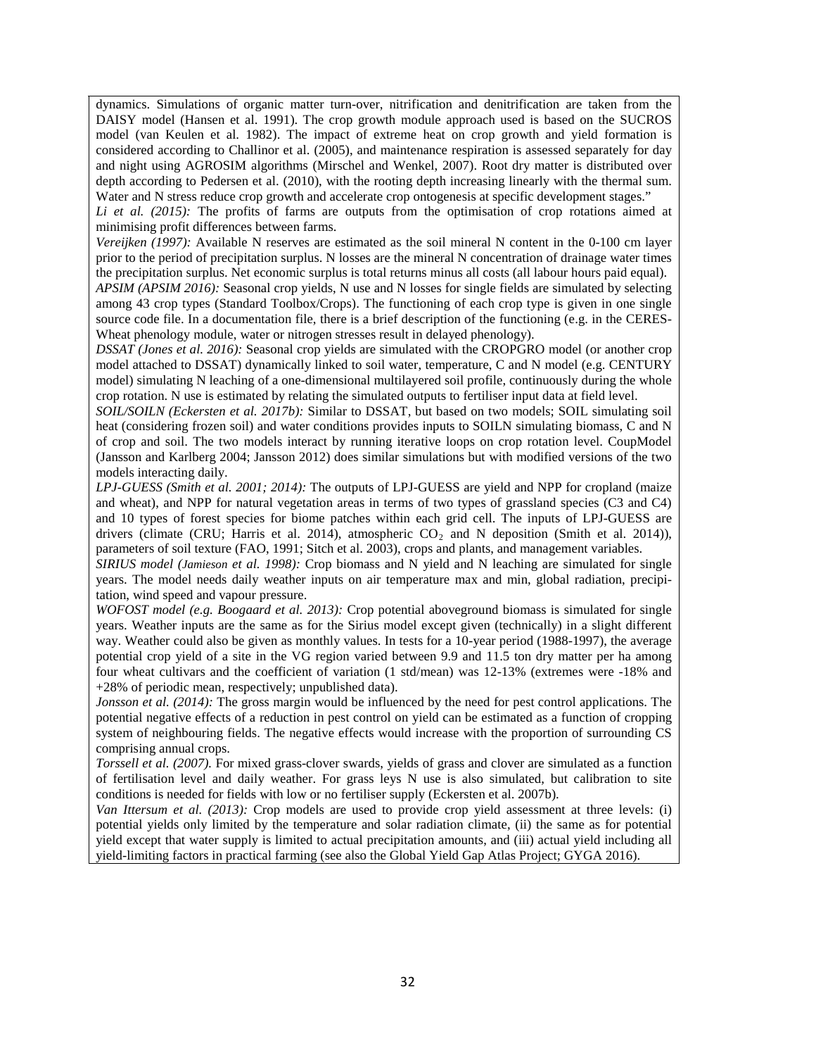dynamics. Simulations of organic matter turn-over, nitrification and denitrification are taken from the DAISY model (Hansen et al. 1991). The crop growth module approach used is based on the SUCROS model (van Keulen et al. 1982). The impact of extreme heat on crop growth and yield formation is considered according to Challinor et al. (2005), and maintenance respiration is assessed separately for day and night using AGROSIM algorithms (Mirschel and Wenkel, 2007). Root dry matter is distributed over depth according to Pedersen et al. (2010), with the rooting depth increasing linearly with the thermal sum. Water and N stress reduce crop growth and accelerate crop ontogenesis at specific development stages."

*Li et al. (2015):* The profits of farms are outputs from the optimisation of crop rotations aimed at minimising profit differences between farms.

*Vereijken (1997):* Available N reserves are estimated as the soil mineral N content in the 0-100 cm layer prior to the period of precipitation surplus. N losses are the mineral N concentration of drainage water times the precipitation surplus. Net economic surplus is total returns minus all costs (all labour hours paid equal).

*APSIM (APSIM 2016):* Seasonal crop yields, N use and N losses for single fields are simulated by selecting among 43 crop types (Standard Toolbox/Crops). The functioning of each crop type is given in one single source code file. In a documentation file, there is a brief description of the functioning (e.g. in the CERES-Wheat phenology module, water or nitrogen stresses result in delayed phenology).

*DSSAT (Jones et al. 2016):* Seasonal crop yields are simulated with the CROPGRO model (or another crop model attached to DSSAT) dynamically linked to soil water, temperature, C and N model (e.g. CENTURY model) simulating N leaching of a one-dimensional multilayered soil profile, continuously during the whole crop rotation. N use is estimated by relating the simulated outputs to fertiliser input data at field level.

*SOIL/SOILN (Eckersten et al. 2017b):* Similar to DSSAT, but based on two models; SOIL simulating soil heat (considering frozen soil) and water conditions provides inputs to SOILN simulating biomass, C and N of crop and soil. The two models interact by running iterative loops on crop rotation level. CoupModel (Jansson and Karlberg 2004; Jansson 2012) does similar simulations but with modified versions of the two models interacting daily.

*LPJ-GUESS (Smith et al. 2001; 2014):* The outputs of LPJ-GUESS are yield and NPP for cropland (maize and wheat), and NPP for natural vegetation areas in terms of two types of grassland species (C3 and C4) and 10 types of forest species for biome patches within each grid cell. The inputs of LPJ-GUESS are drivers (climate (CRU; Harris et al. 2014), atmospheric $CO_2$ and N deposition (Smith et al. 2014)), parameters of soil texture (FAO, 1991; Sitch et al. 2003), crops and plants, and management variables.

*SIRIUS model (Jamieson et al. 1998):* Crop biomass and N yield and N leaching are simulated for single years. The model needs daily weather inputs on air temperature max and min, global radiation, precipitation, wind speed and vapour pressure.

*WOFOST model (e.g. Boogaard et al. 2013):* Crop potential aboveground biomass is simulated for single years. Weather inputs are the same as for the Sirius model except given (technically) in a slight different way. Weather could also be given as monthly values. In tests for a 10-year period (1988-1997), the average potential crop yield of a site in the VG region varied between 9.9 and 11.5 ton dry matter per ha among four wheat cultivars and the coefficient of variation (1 std/mean) was 12-13% (extremes were -18% and +28% of periodic mean, respectively; unpublished data).

*Jonsson et al. (2014):* The gross margin would be influenced by the need for pest control applications. The potential negative effects of a reduction in pest control on yield can be estimated as a function of cropping system of neighbouring fields. The negative effects would increase with the proportion of surrounding CS comprising annual crops.

*Torssell et al. (2007).* For mixed grass-clover swards, yields of grass and clover are simulated as a function of fertilisation level and daily weather. For grass leys N use is also simulated, but calibration to site conditions is needed for fields with low or no fertiliser supply (Eckersten et al. 2007b).

*Van Ittersum et al. (2013):* Crop models are used to provide crop yield assessment at three levels: (i) potential yields only limited by the temperature and solar radiation climate, (ii) the same as for potential yield except that water supply is limited to actual precipitation amounts, and (iii) actual yield including all yield-limiting factors in practical farming (see also the Global Yield Gap Atlas Project; GYGA 2016).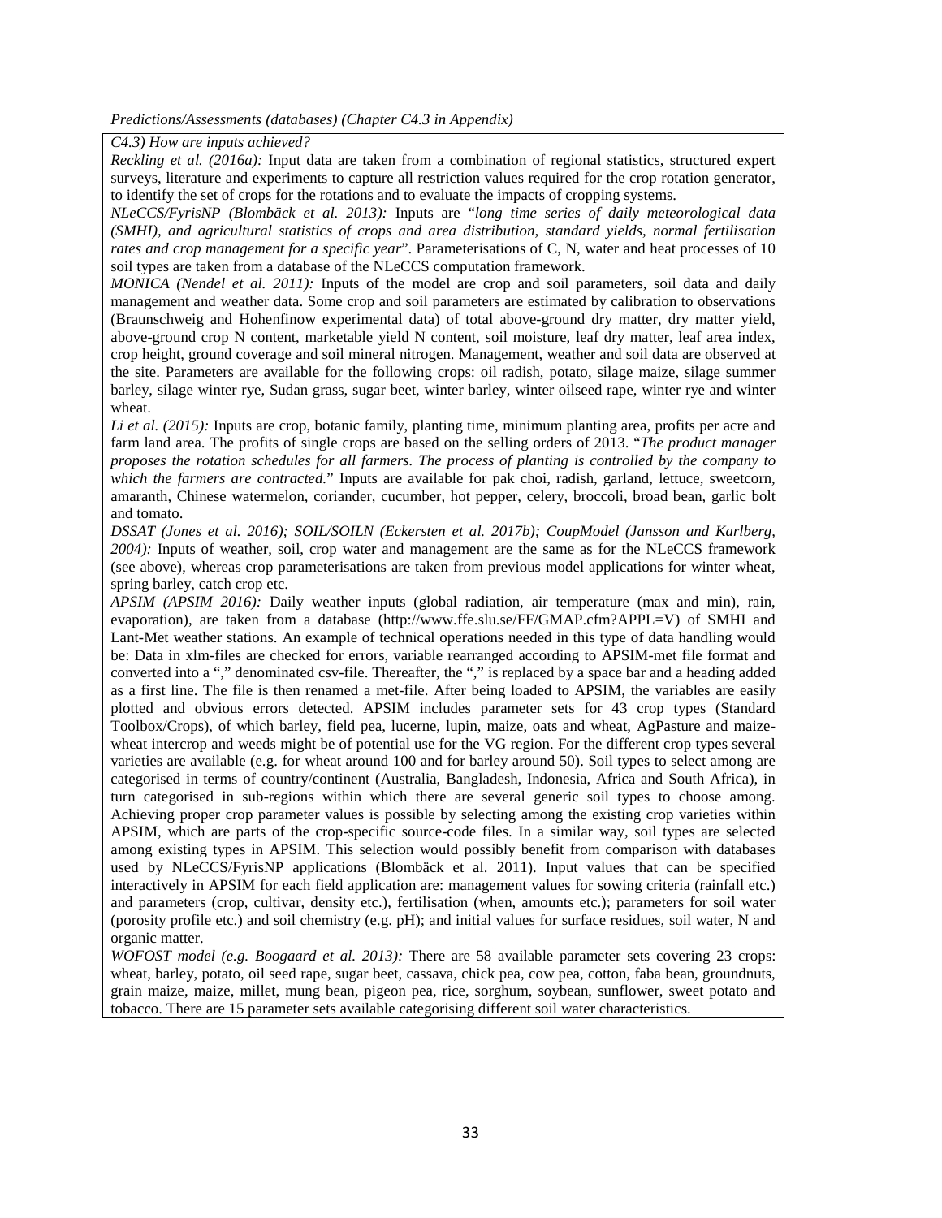*Predictions/Assessments (databases) (Chapter C4.3 in Appendix)*

*C4.3) How are inputs achieved?*

*Reckling et al. (2016a):* Input data are taken from a combination of regional statistics, structured expert surveys, literature and experiments to capture all restriction values required for the crop rotation generator, to identify the set of crops for the rotations and to evaluate the impacts of cropping systems.

*NLeCCS/FyrisNP (Blombäck et al. 2013):* Inputs are "*long time series of daily meteorological data (SMHI), and agricultural statistics of crops and area distribution, standard yields, normal fertilisation rates and crop management for a specific year*". Parameterisations of C, N, water and heat processes of 10 soil types are taken from a database of the NLeCCS computation framework.

*MONICA (Nendel et al. 2011):* Inputs of the model are crop and soil parameters, soil data and daily management and weather data. Some crop and soil parameters are estimated by calibration to observations (Braunschweig and Hohenfinow experimental data) of total above-ground dry matter, dry matter yield, above-ground crop N content, marketable yield N content, soil moisture, leaf dry matter, leaf area index, crop height, ground coverage and soil mineral nitrogen. Management, weather and soil data are observed at the site. Parameters are available for the following crops: oil radish, potato, silage maize, silage summer barley, silage winter rye, Sudan grass, sugar beet, winter barley, winter oilseed rape, winter rye and winter wheat.

*Li et al. (2015):* Inputs are crop, botanic family, planting time, minimum planting area, profits per acre and farm land area. The profits of single crops are based on the selling orders of 2013. "*The product manager proposes the rotation schedules for all farmers. The process of planting is controlled by the company to which the farmers are contracted.*" Inputs are available for pak choi, radish, garland, lettuce, sweetcorn, amaranth, Chinese watermelon, coriander, cucumber, hot pepper, celery, broccoli, broad bean, garlic bolt and tomato.

*DSSAT (Jones et al. 2016); SOIL/SOILN (Eckersten et al. 2017b); CoupModel (Jansson and Karlberg, 2004):* Inputs of weather, soil, crop water and management are the same as for the NLeCCS framework (see above), whereas crop parameterisations are taken from previous model applications for winter wheat, spring barley, catch crop etc.

*APSIM (APSIM 2016):* Daily weather inputs (global radiation, air temperature (max and min), rain, evaporation), are taken from a database (http://www.ffe.slu.se/FF/GMAP.cfm?APPL=V) of SMHI and Lant-Met weather stations. An example of technical operations needed in this type of data handling would be: Data in xlm-files are checked for errors, variable rearranged according to APSIM-met file format and converted into a "," denominated csv-file. Thereafter, the "," is replaced by a space bar and a heading added as a first line. The file is then renamed a met-file. After being loaded to APSIM, the variables are easily plotted and obvious errors detected. APSIM includes parameter sets for 43 crop types (Standard Toolbox/Crops), of which barley, field pea, lucerne, lupin, maize, oats and wheat, AgPasture and maize-wheat intercrop and weeds might be of potential use for the VG region. For the different crop types several varieties are available (e.g. for wheat around 100 and for barley around 50). Soil types to select among are categorised in terms of country/continent (Australia, Bangladesh, Indonesia, Africa and South Africa), in turn categorised in sub-regions within which there are several generic soil types to choose among. Achieving proper crop parameter values is possible by selecting among the existing crop varieties within APSIM, which are parts of the crop-specific source-code files. In a similar way, soil types are selected among existing types in APSIM. This selection would possibly benefit from comparison with databases used by NLeCCS/FyrisNP applications (Blombäck et al. 2011). Input values that can be specified interactively in APSIM for each field application are: management values for sowing criteria (rainfall etc.) and parameters (crop, cultivar, density etc.), fertilisation (when, amounts etc.); parameters for soil water (porosity profile etc.) and soil chemistry (e.g. pH); and initial values for surface residues, soil water, N and organic matter.

*WOFOST model (e.g. Boogaard et al. 2013):* There are 58 available parameter sets covering 23 crops: wheat, barley, potato, oil seed rape, sugar beet, cassava, chick pea, cow pea, cotton, faba bean, groundnuts, grain maize, maize, millet, mung bean, pigeon pea, rice, sorghum, soybean, sunflower, sweet potato and tobacco. There are 15 parameter sets available categorising different soil water characteristics.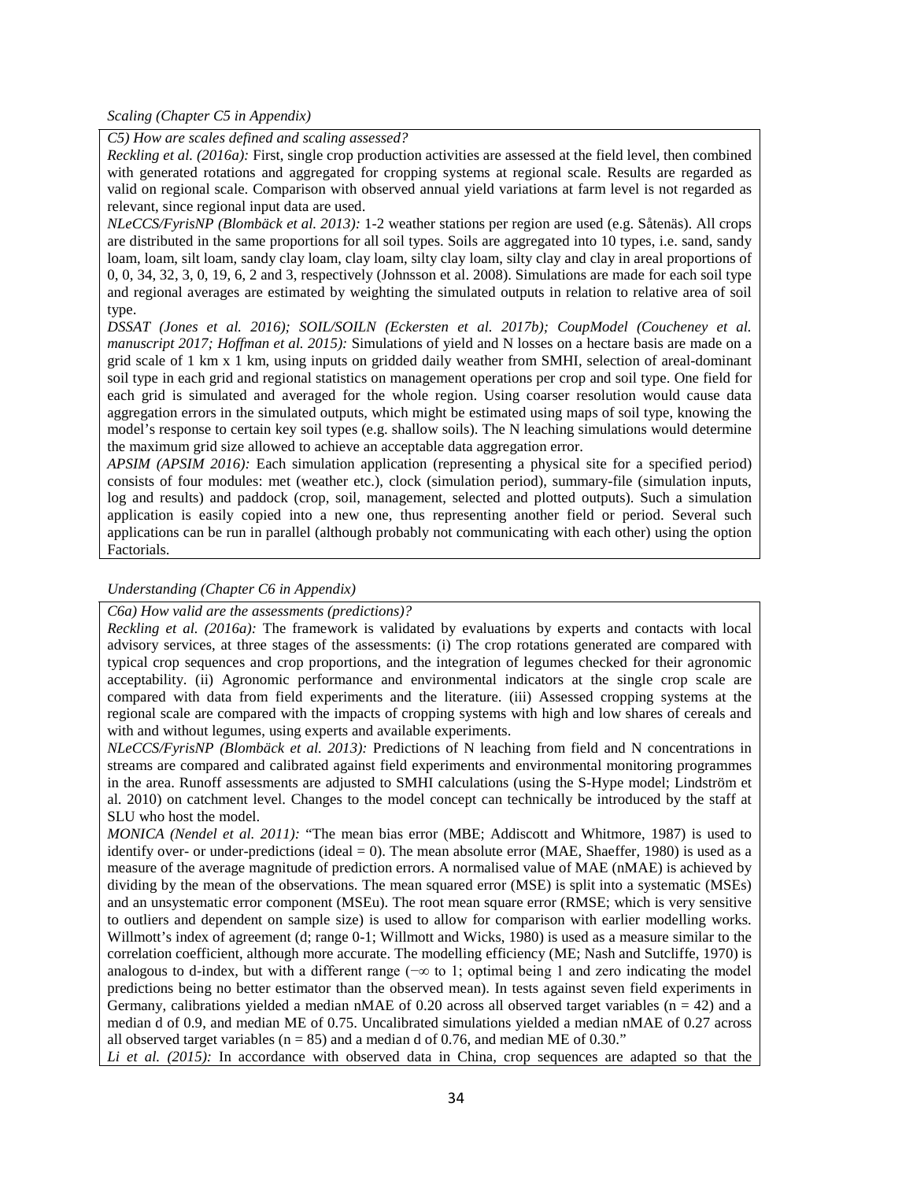*Scaling (Chapter C5 in Appendix)*

*C5) How are scales defined and scaling assessed?*

*Reckling et al. (2016a):* First, single crop production activities are assessed at the field level, then combined with generated rotations and aggregated for cropping systems at regional scale. Results are regarded as valid on regional scale. Comparison with observed annual yield variations at farm level is not regarded as relevant, since regional input data are used.

*NLeCCS/FyrisNP (Blombäck et al. 2013):* 1-2 weather stations per region are used (e.g. Såtenäs). All crops are distributed in the same proportions for all soil types. Soils are aggregated into 10 types, i.e. sand, sandy loam, loam, silt loam, sandy clay loam, clay loam, silty clay loam, silty clay and clay in areal proportions of 0, 0, 34, 32, 3, 0, 19, 6, 2 and 3, respectively (Johnsson et al. 2008). Simulations are made for each soil type and regional averages are estimated by weighting the simulated outputs in relation to relative area of soil type.

*DSSAT (Jones et al. 2016); SOIL/SOILN (Eckersten et al. 2017b); CoupModel (Coucheney et al. manuscript 2017; Hoffman et al. 2015):* Simulations of yield and N losses on a hectare basis are made on a grid scale of 1 km x 1 km, using inputs on gridded daily weather from SMHI, selection of areal-dominant soil type in each grid and regional statistics on management operations per crop and soil type. One field for each grid is simulated and averaged for the whole region. Using coarser resolution would cause data aggregation errors in the simulated outputs, which might be estimated using maps of soil type, knowing the model's response to certain key soil types (e.g. shallow soils). The N leaching simulations would determine the maximum grid size allowed to achieve an acceptable data aggregation error.

*APSIM (APSIM 2016):* Each simulation application (representing a physical site for a specified period) consists of four modules: met (weather etc.), clock (simulation period), summary-file (simulation inputs, log and results) and paddock (crop, soil, management, selected and plotted outputs). Such a simulation application is easily copied into a new one, thus representing another field or period. Several such applications can be run in parallel (although probably not communicating with each other) using the option Factorials.

*Understanding (Chapter C6 in Appendix)*

*C6a) How valid are the assessments (predictions)?*

*Reckling et al. (2016a):* The framework is validated by evaluations by experts and contacts with local advisory services, at three stages of the assessments: (i) The crop rotations generated are compared with typical crop sequences and crop proportions, and the integration of legumes checked for their agronomic acceptability. (ii) Agronomic performance and environmental indicators at the single crop scale are compared with data from field experiments and the literature. (iii) Assessed cropping systems at the regional scale are compared with the impacts of cropping systems with high and low shares of cereals and with and without legumes, using experts and available experiments.

*NLeCCS/FyrisNP (Blombäck et al. 2013):* Predictions of N leaching from field and N concentrations in streams are compared and calibrated against field experiments and environmental monitoring programmes in the area. Runoff assessments are adjusted to SMHI calculations (using the S-Hype model; Lindström et al. 2010) on catchment level. Changes to the model concept can technically be introduced by the staff at SLU who host the model.

*MONICA (Nendel et al. 2011):* "The mean bias error (MBE; Addiscott and Whitmore, 1987) is used to identify over- or under-predictions (ideal = 0). The mean absolute error (MAE, Shaeffer, 1980) is used as a measure of the average magnitude of prediction errors. A normalised value of MAE (nMAE) is achieved by dividing by the mean of the observations. The mean squared error (MSE) is split into a systematic (MSEs) and an unsystematic error component (MSEu). The root mean square error (RMSE; which is very sensitive to outliers and dependent on sample size) is used to allow for comparison with earlier modelling works. Willmott's index of agreement (d; range 0-1; Willmott and Wicks, 1980) is used as a measure similar to the correlation coefficient, although more accurate. The modelling efficiency (ME; Nash and Sutcliffe, 1970) is analogous to d-index, but with a different range ($-\infty$ to 1; optimal being 1 and zero indicating the model predictions being no better estimator than the observed mean). In tests against seven field experiments in Germany, calibrations yielded a median nMAE of 0.20 across all observed target variables ($n = 42$) and a median d of 0.9, and median ME of 0.75. Uncalibrated simulations yielded a median nMAE of 0.27 across all observed target variables ($n = 85$) and a median d of 0.76, and median ME of 0.30."

*Li et al. (2015):* In accordance with observed data in China, crop sequences are adapted so that the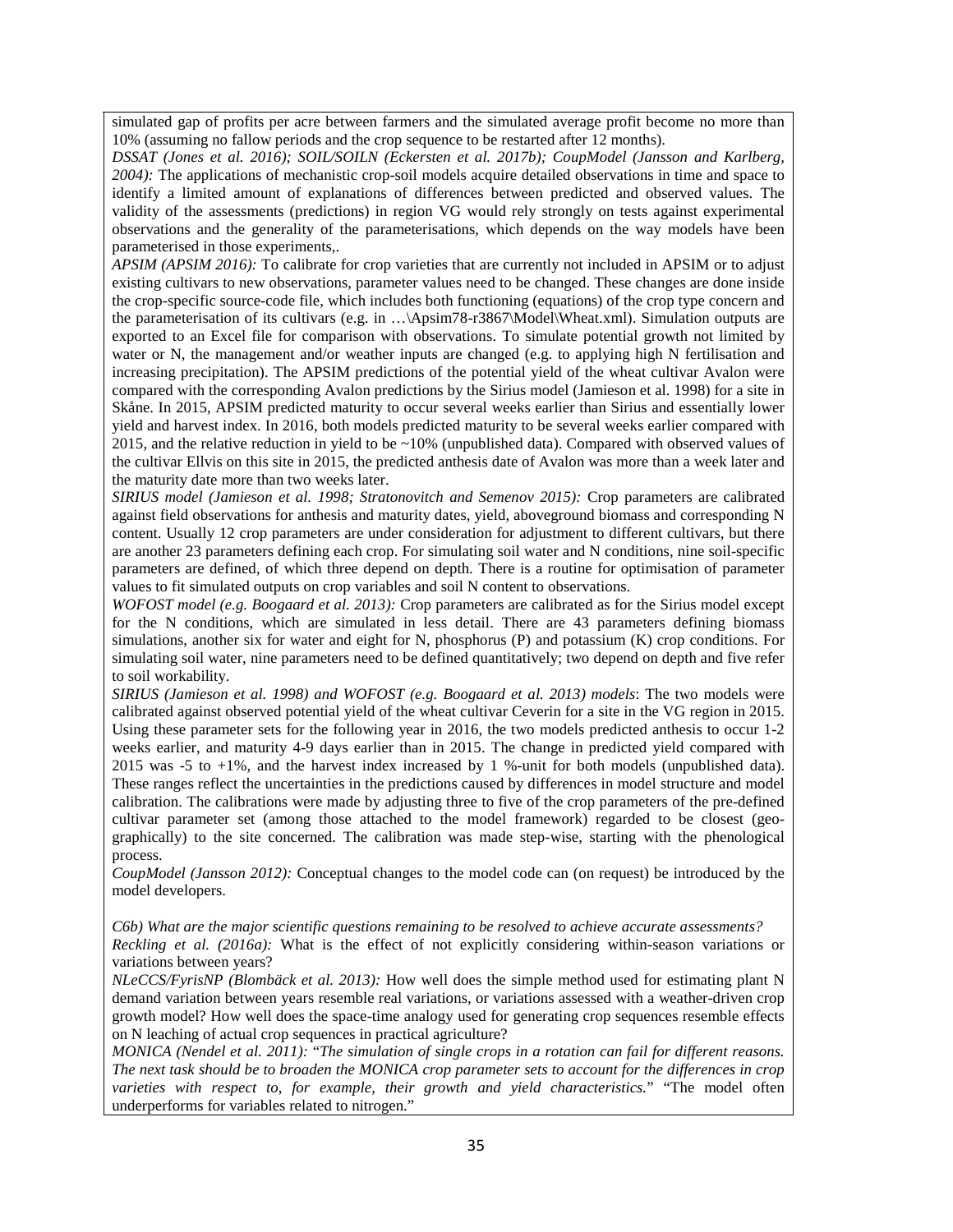simulated gap of profits per acre between farmers and the simulated average profit become no more than 10% (assuming no fallow periods and the crop sequence to be restarted after 12 months).

*DSSAT (Jones et al. 2016); SOIL/SOILN (Eckersten et al. 2017b); CoupModel (Jansson and Karlberg, 2004):* The applications of mechanistic crop-soil models acquire detailed observations in time and space to identify a limited amount of explanations of differences between predicted and observed values. The validity of the assessments (predictions) in region VG would rely strongly on tests against experimental observations and the generality of the parameterisations, which depends on the way models have been parameterised in those experiments,.

*APSIM (APSIM 2016):* To calibrate for crop varieties that are currently not included in APSIM or to adjust existing cultivars to new observations, parameter values need to be changed. These changes are done inside the crop-specific source-code file, which includes both functioning (equations) of the crop type concern and the parameterisation of its cultivars (e.g. in …\Apsim78-r3867\Model\Wheat.xml). Simulation outputs are exported to an Excel file for comparison with observations. To simulate potential growth not limited by water or N, the management and/or weather inputs are changed (e.g. to applying high N fertilisation and increasing precipitation). The APSIM predictions of the potential yield of the wheat cultivar Avalon were compared with the corresponding Avalon predictions by the Sirius model (Jamieson et al. 1998) for a site in Skåne. In 2015, APSIM predicted maturity to occur several weeks earlier than Sirius and essentially lower yield and harvest index. In 2016, both models predicted maturity to be several weeks earlier compared with 2015, and the relative reduction in yield to be ~10% (unpublished data). Compared with observed values of the cultivar Ellvis on this site in 2015, the predicted anthesis date of Avalon was more than a week later and the maturity date more than two weeks later.

*SIRIUS model (Jamieson et al. 1998; Stratonovitch and Semenov 2015):* Crop parameters are calibrated against field observations for anthesis and maturity dates, yield, aboveground biomass and corresponding N content. Usually 12 crop parameters are under consideration for adjustment to different cultivars, but there are another 23 parameters defining each crop. For simulating soil water and N conditions, nine soil-specific parameters are defined, of which three depend on depth. There is a routine for optimisation of parameter values to fit simulated outputs on crop variables and soil N content to observations.

*WOFOST model (e.g. Boogaard et al. 2013):* Crop parameters are calibrated as for the Sirius model except for the N conditions, which are simulated in less detail. There are 43 parameters defining biomass simulations, another six for water and eight for N, phosphorus (P) and potassium (K) crop conditions. For simulating soil water, nine parameters need to be defined quantitatively; two depend on depth and five refer to soil workability.

*SIRIUS (Jamieson et al. 1998) and WOFOST (e.g. Boogaard et al. 2013) models*: The two models were calibrated against observed potential yield of the wheat cultivar Ceverin for a site in the VG region in 2015. Using these parameter sets for the following year in 2016, the two models predicted anthesis to occur 1-2 weeks earlier, and maturity 4-9 days earlier than in 2015. The change in predicted yield compared with 2015 was -5 to +1%, and the harvest index increased by 1 %-unit for both models (unpublished data). These ranges reflect the uncertainties in the predictions caused by differences in model structure and model calibration. The calibrations were made by adjusting three to five of the crop parameters of the pre-defined cultivar parameter set (among those attached to the model framework) regarded to be closest (geo-graphically) to the site concerned. The calibration was made step-wise, starting with the phenological process.

*CoupModel (Jansson 2012):* Conceptual changes to the model code can (on request) be introduced by the model developers.

*C6b) What are the major scientific questions remaining to be resolved to achieve accurate assessments?*

*Reckling et al. (2016a):* What is the effect of not explicitly considering within-season variations or variations between years?

*NLeCCS/FyrisNP (Blombäck et al. 2013):* How well does the simple method used for estimating plant N demand variation between years resemble real variations, or variations assessed with a weather-driven crop growth model? How well does the space-time analogy used for generating crop sequences resemble effects on N leaching of actual crop sequences in practical agriculture?

*MONICA (Nendel et al. 2011):* "*The simulation of single crops in a rotation can fail for different reasons. The next task should be to broaden the MONICA crop parameter sets to account for the differences in crop varieties with respect to, for example, their growth and yield characteristics.*" "The model often underperforms for variables related to nitrogen."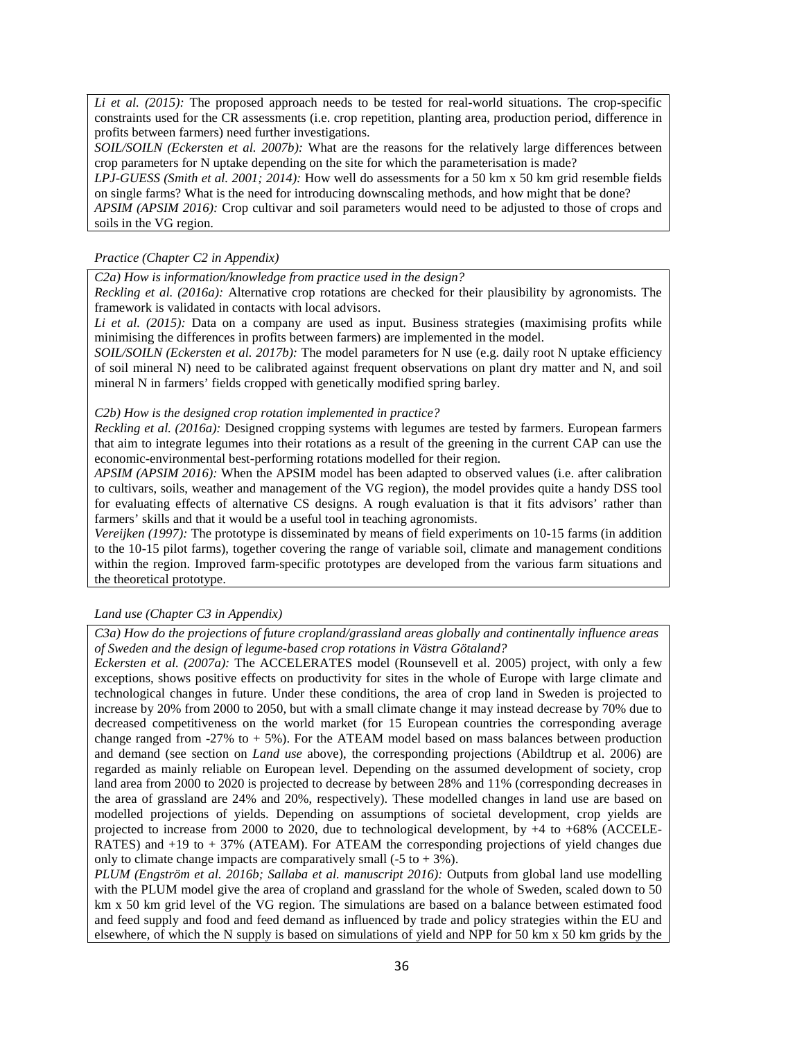*Li et al. (2015):* The proposed approach needs to be tested for real-world situations. The crop-specific constraints used for the CR assessments (i.e. crop repetition, planting area, production period, difference in profits between farmers) need further investigations.

*SOIL/SOILN (Eckersten et al. 2007b):* What are the reasons for the relatively large differences between crop parameters for N uptake depending on the site for which the parameterisation is made?

*LPJ-GUESS (Smith et al. 2001; 2014):* How well do assessments for a 50 km x 50 km grid resemble fields on single farms? What is the need for introducing downscaling methods, and how might that be done?

*APSIM (APSIM 2016):* Crop cultivar and soil parameters would need to be adjusted to those of crops and soils in the VG region.

*Practice (Chapter C2 in Appendix)*

*C2a) How is information/knowledge from practice used in the design?*

*Reckling et al. (2016a):* Alternative crop rotations are checked for their plausibility by agronomists. The framework is validated in contacts with local advisors.

*Li et al. (2015):* Data on a company are used as input. Business strategies (maximising profits while minimising the differences in profits between farmers) are implemented in the model.

*SOIL/SOILN (Eckersten et al. 2017b):* The model parameters for N use (e.g. daily root N uptake efficiency of soil mineral N) need to be calibrated against frequent observations on plant dry matter and N, and soil mineral N in farmers' fields cropped with genetically modified spring barley.

*C2b) How is the designed crop rotation implemented in practice?*

*Reckling et al. (2016a):* Designed cropping systems with legumes are tested by farmers. European farmers that aim to integrate legumes into their rotations as a result of the greening in the current CAP can use the economic-environmental best-performing rotations modelled for their region.

*APSIM (APSIM 2016):* When the APSIM model has been adapted to observed values (i.e. after calibration to cultivars, soils, weather and management of the VG region), the model provides quite a handy DSS tool for evaluating effects of alternative CS designs. A rough evaluation is that it fits advisors' rather than farmers' skills and that it would be a useful tool in teaching agronomists.

*Vereijken (1997):* The prototype is disseminated by means of field experiments on 10-15 farms (in addition to the 10-15 pilot farms), together covering the range of variable soil, climate and management conditions within the region. Improved farm-specific prototypes are developed from the various farm situations and the theoretical prototype.

*Land use (Chapter C3 in Appendix)*

*C3a) How do the projections of future cropland/grassland areas globally and continentally influence areas of Sweden and the design of legume-based crop rotations in Västra Götaland?*

*Eckersten et al. (2007a):* The ACCELERATES model (Rounsevell et al. 2005) project, with only a few exceptions, shows positive effects on productivity for sites in the whole of Europe with large climate and technological changes in future. Under these conditions, the area of crop land in Sweden is projected to increase by 20% from 2000 to 2050, but with a small climate change it may instead decrease by 70% due to decreased competitiveness on the world market (for 15 European countries the corresponding average change ranged from -27% to + 5%). For the ATEAM model based on mass balances between production and demand (see section on *Land use* above), the corresponding projections (Abildtrup et al. 2006) are regarded as mainly reliable on European level. Depending on the assumed development of society, crop land area from 2000 to 2020 is projected to decrease by between 28% and 11% (corresponding decreases in the area of grassland are 24% and 20%, respectively). These modelled changes in land use are based on modelled projections of yields. Depending on assumptions of societal development, crop yields are projected to increase from 2000 to 2020, due to technological development, by +4 to +68% (ACCELE-RATES) and +19 to + 37% (ATEAM). For ATEAM the corresponding projections of yield changes due only to climate change impacts are comparatively small (-5 to + 3%).

*PLUM (Engström et al. 2016b; Sallaba et al. manuscript 2016):* Outputs from global land use modelling with the PLUM model give the area of cropland and grassland for the whole of Sweden, scaled down to 50 km x 50 km grid level of the VG region. The simulations are based on a balance between estimated food and feed supply and food and feed demand as influenced by trade and policy strategies within the EU and elsewhere, of which the N supply is based on simulations of yield and NPP for 50 km x 50 km grids by the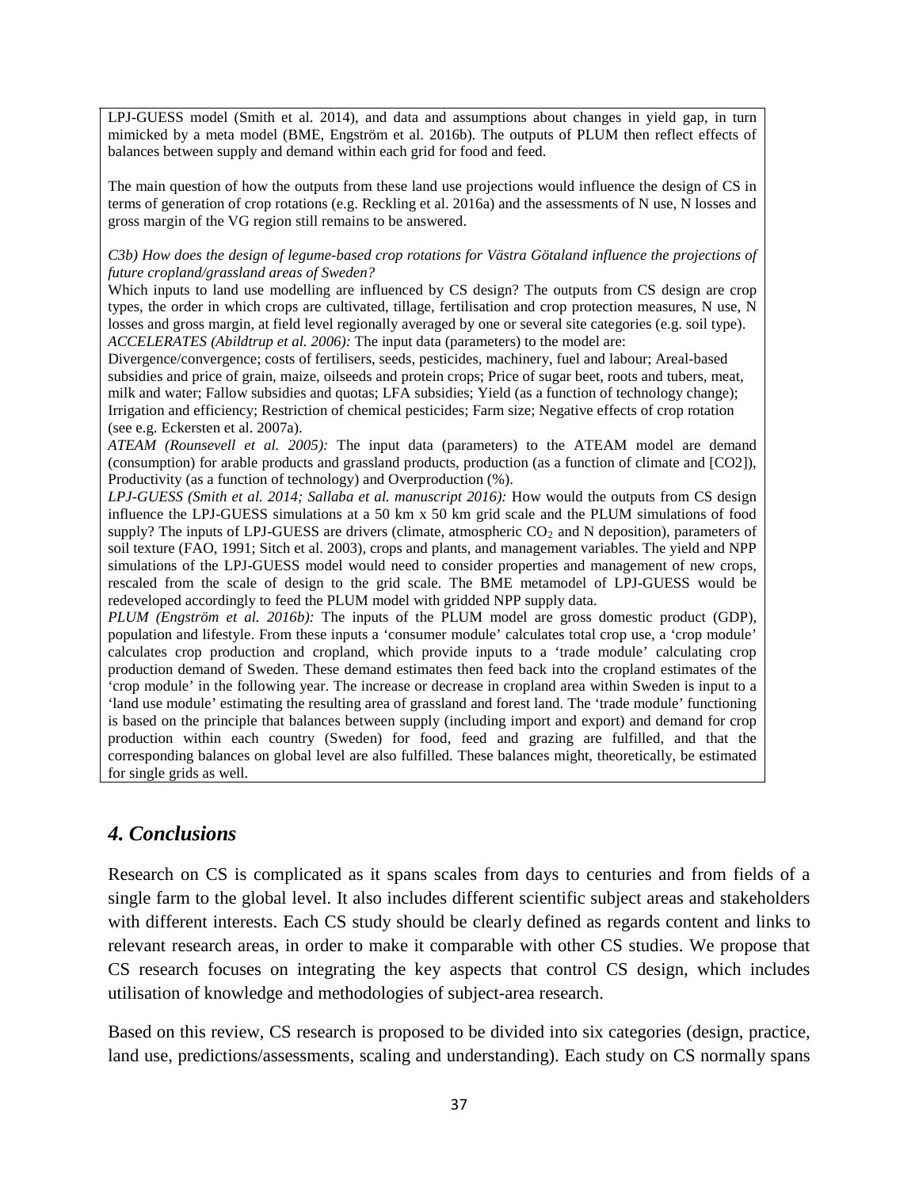LPJ-GUESS model (Smith et al. 2014), and data and assumptions about changes in yield gap, in turn mimicked by a meta model (BME, Engström et al. 2016b). The outputs of PLUM then reflect effects of balances between supply and demand within each grid for food and feed.

The main question of how the outputs from these land use projections would influence the design of CS in terms of generation of crop rotations (e.g. Reckling et al. 2016a) and the assessments of N use, N losses and gross margin of the VG region still remains to be answered.

*C3b) How does the design of legume-based crop rotations for Västra Götaland influence the projections of future cropland/grassland areas of Sweden?*

Which inputs to land use modelling are influenced by CS design? The outputs from CS design are crop types, the order in which crops are cultivated, tillage, fertilisation and crop protection measures, N use, N losses and gross margin, at field level regionally averaged by one or several site categories (e.g. soil type).

*ACCELERATES (Abildtrup et al. 2006):* The input data (parameters) to the model are: Divergence/convergence; costs of fertilisers, seeds, pesticides, machinery, fuel and labour; Areal-based subsidies and price of grain, maize, oilseeds and protein crops; Price of sugar beet, roots and tubers, meat, milk and water; Fallow subsidies and quotas; LFA subsidies; Yield (as a function of technology change); Irrigation and efficiency; Restriction of chemical pesticides; Farm size; Negative effects of crop rotation (see e.g. Eckersten et al. 2007a).

*ATEAM (Rounsevell et al. 2005):* The input data (parameters) to the ATEAM model are demand (consumption) for arable products and grassland products, production (as a function of climate and [CO2]), Productivity (as a function of technology) and Overproduction (%).

*LPJ-GUESS (Smith et al. 2014; Sallaba et al. manuscript 2016):* How would the outputs from CS design influence the LPJ-GUESS simulations at a 50 km x 50 km grid scale and the PLUM simulations of food supply? The inputs of LPJ-GUESS are drivers (climate, atmospheric $CO_2$ and N deposition), parameters of soil texture (FAO, 1991; Sitch et al. 2003), crops and plants, and management variables. The yield and NPP simulations of the LPJ-GUESS model would need to consider properties and management of new crops, rescaled from the scale of design to the grid scale. The BME metamodel of LPJ-GUESS would be redeveloped accordingly to feed the PLUM model with gridded NPP supply data.

*PLUM (Engström et al. 2016b):* The inputs of the PLUM model are gross domestic product (GDP), population and lifestyle. From these inputs a 'consumer module' calculates total crop use, a 'crop module' calculates crop production and cropland, which provide inputs to a 'trade module' calculating crop production demand of Sweden. These demand estimates then feed back into the cropland estimates of the 'crop module' in the following year. The increase or decrease in cropland area within Sweden is input to a 'land use module' estimating the resulting area of grassland and forest land. The 'trade module' functioning is based on the principle that balances between supply (including import and export) and demand for crop production within each country (Sweden) for food, feed and grazing are fulfilled, and that the corresponding balances on global level are also fulfilled. These balances might, theoretically, be estimated for single grids as well.

## *4. Conclusions*

Research on CS is complicated as it spans scales from days to centuries and from fields of a single farm to the global level. It also includes different scientific subject areas and stakeholders with different interests. Each CS study should be clearly defined as regards content and links to relevant research areas, in order to make it comparable with other CS studies. We propose that CS research focuses on integrating the key aspects that control CS design, which includes utilisation of knowledge and methodologies of subject-area research.

Based on this review, CS research is proposed to be divided into six categories (design, practice, land use, predictions/assessments, scaling and understanding). Each study on CS normally spans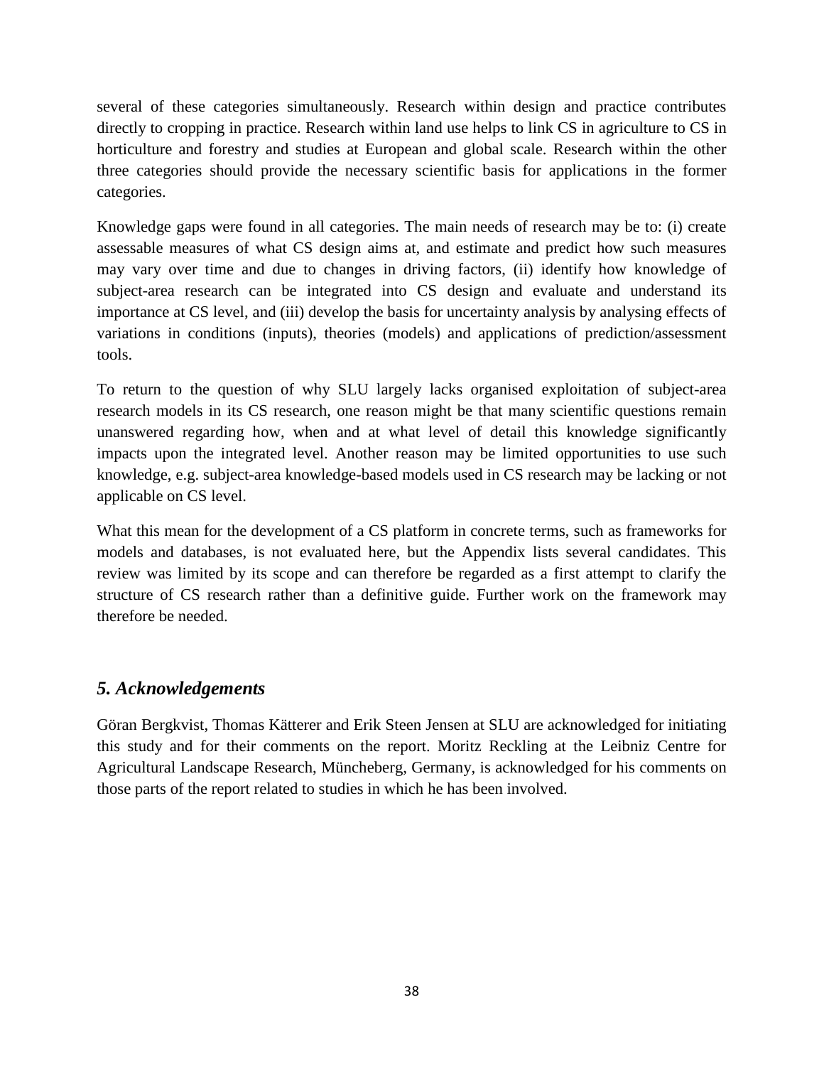several of these categories simultaneously. Research within design and practice contributes directly to cropping in practice. Research within land use helps to link CS in agriculture to CS in horticulture and forestry and studies at European and global scale. Research within the other three categories should provide the necessary scientific basis for applications in the former categories.

Knowledge gaps were found in all categories. The main needs of research may be to: (i) create assessable measures of what CS design aims at, and estimate and predict how such measures may vary over time and due to changes in driving factors, (ii) identify how knowledge of subject-area research can be integrated into CS design and evaluate and understand its importance at CS level, and (iii) develop the basis for uncertainty analysis by analysing effects of variations in conditions (inputs), theories (models) and applications of prediction/assessment tools.

To return to the question of why SLU largely lacks organised exploitation of subject-area research models in its CS research, one reason might be that many scientific questions remain unanswered regarding how, when and at what level of detail this knowledge significantly impacts upon the integrated level. Another reason may be limited opportunities to use such knowledge, e.g. subject-area knowledge-based models used in CS research may be lacking or not applicable on CS level.

What this mean for the development of a CS platform in concrete terms, such as frameworks for models and databases, is not evaluated here, but the Appendix lists several candidates. This review was limited by its scope and can therefore be regarded as a first attempt to clarify the structure of CS research rather than a definitive guide. Further work on the framework may therefore be needed.

## *5. Acknowledgements*

Göran Bergkvist, Thomas Kätterer and Erik Steen Jensen at SLU are acknowledged for initiating this study and for their comments on the report. Moritz Reckling at the Leibniz Centre for Agricultural Landscape Research, Müncheberg, Germany, is acknowledged for his comments on those parts of the report related to studies in which he has been involved.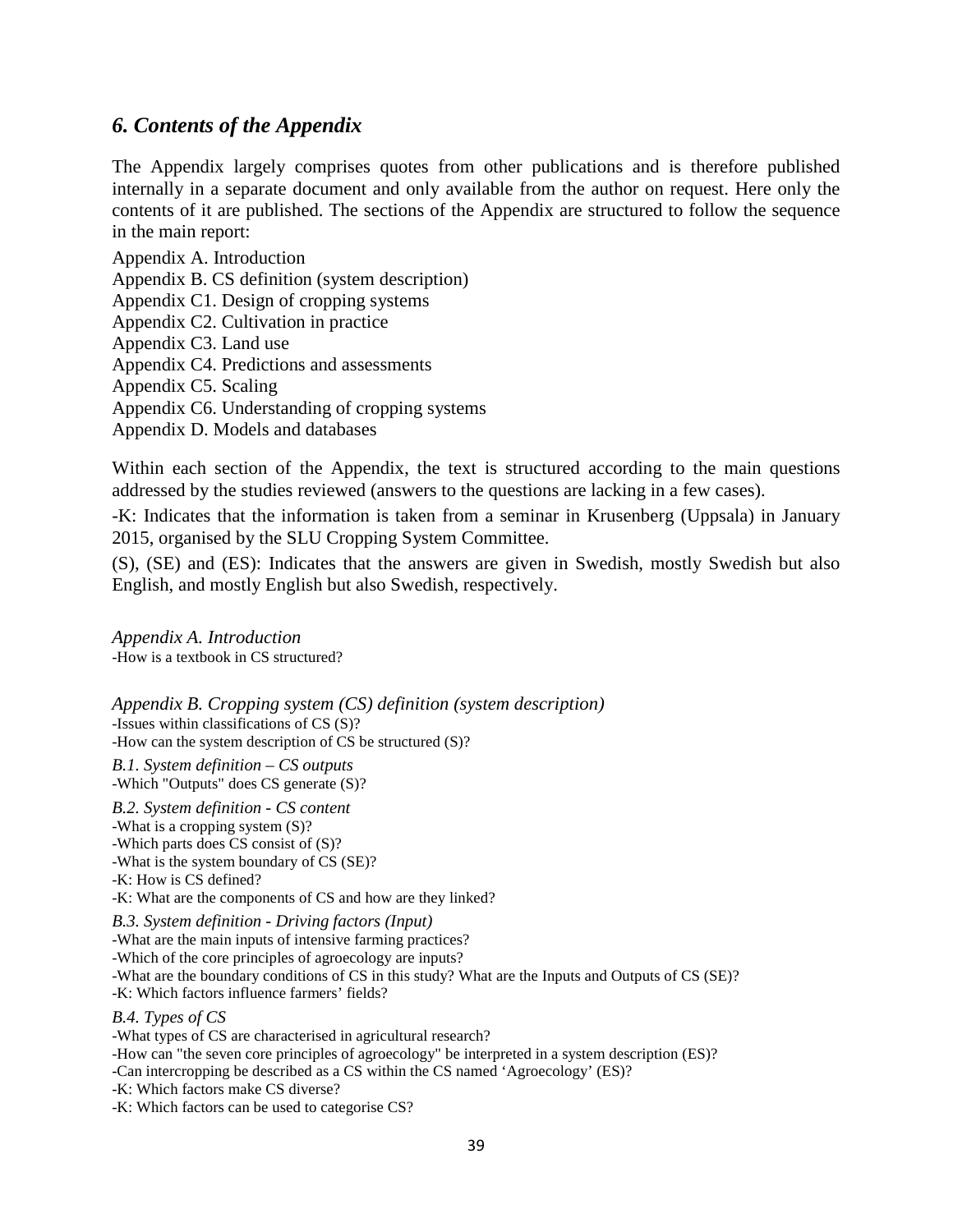## *6. Contents of the Appendix*

The Appendix largely comprises quotes from other publications and is therefore published internally in a separate document and only available from the author on request. Here only the contents of it are published. The sections of the Appendix are structured to follow the sequence in the main report:

Appendix A. Introduction
Appendix B. CS definition (system description)
Appendix C1. Design of cropping systems
Appendix C2. Cultivation in practice
Appendix C3. Land use
Appendix C4. Predictions and assessments
Appendix C5. Scaling
Appendix C6. Understanding of cropping systems
Appendix D. Models and databases

Within each section of the Appendix, the text is structured according to the main questions addressed by the studies reviewed (answers to the questions are lacking in a few cases).

-K: Indicates that the information is taken from a seminar in Krusenberg (Uppsala) in January 2015, organised by the SLU Cropping System Committee.

(S), (SE) and (ES): Indicates that the answers are given in Swedish, mostly Swedish but also English, and mostly English but also Swedish, respectively.

*Appendix A. Introduction*

-How is a textbook in CS structured?

*Appendix B. Cropping system (CS) definition (system description)*

-Issues within classifications of CS (S)?
-How can the system description of CS be structured (S)?

*B.1. System definition – CS outputs*

-Which "Outputs" does CS generate (S)?

*B.2. System definition - CS content*

-What is a cropping system (S)?
-Which parts does CS consist of (S)?
-What is the system boundary of CS (SE)?
-K: How is CS defined?
-K: What are the components of CS and how are they linked?

*B.3. System definition - Driving factors (Input)*

-What are the main inputs of intensive farming practices?
-Which of the core principles of agroecology are inputs?
-What are the boundary conditions of CS in this study? What are the Inputs and Outputs of CS (SE)?
-K: Which factors influence farmers' fields?

*B.4. Types of CS*

-What types of CS are characterised in agricultural research?
-How can "the seven core principles of agroecology" be interpreted in a system description (ES)?
-Can intercropping be described as a CS within the CS named 'Agroecology' (ES)?
-K: Which factors make CS diverse?
-K: Which factors can be used to categorise CS?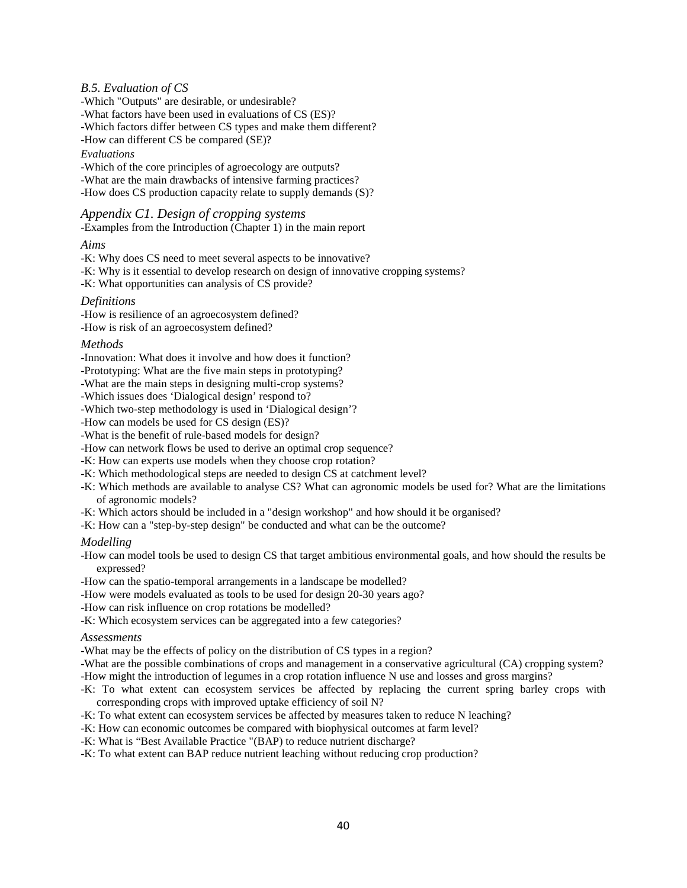*B.5. Evaluation of CS*

-Which "Outputs" are desirable, or undesirable?

-What factors have been used in evaluations of CS (ES)?

-Which factors differ between CS types and make them different?

-How can different CS be compared (SE)?

*Evaluations*

-Which of the core principles of agroecology are outputs?

-What are the main drawbacks of intensive farming practices?

-How does CS production capacity relate to supply demands (S)?

## *Appendix C1. Design of cropping systems*

-Examples from the Introduction (Chapter 1) in the main report

*Aims*

-K: Why does CS need to meet several aspects to be innovative?

-K: Why is it essential to develop research on design of innovative cropping systems?

-K: What opportunities can analysis of CS provide?

*Definitions*

-How is resilience of an agroecosystem defined?

-How is risk of an agroecosystem defined?

*Methods*

-Innovation: What does it involve and how does it function?

-Prototyping: What are the five main steps in prototyping?

-What are the main steps in designing multi-crop systems?

-Which issues does 'Dialogical design' respond to?

-Which two-step methodology is used in 'Dialogical design'?

-How can models be used for CS design (ES)?

-What is the benefit of rule-based models for design?

-How can network flows be used to derive an optimal crop sequence?

-K: How can experts use models when they choose crop rotation?

-K: Which methodological steps are needed to design CS at catchment level?

-K: Which methods are available to analyse CS? What can agronomic models be used for? What are the limitations of agronomic models?

-K: Which actors should be included in a "design workshop" and how should it be organised?

-K: How can a "step-by-step design" be conducted and what can be the outcome?

*Modelling*

-How can model tools be used to design CS that target ambitious environmental goals, and how should the results be expressed?

-How can the spatio-temporal arrangements in a landscape be modelled?

-How were models evaluated as tools to be used for design 20-30 years ago?

-How can risk influence on crop rotations be modelled?

-K: Which ecosystem services can be aggregated into a few categories?

*Assessments*

-What may be the effects of policy on the distribution of CS types in a region?

-What are the possible combinations of crops and management in a conservative agricultural (CA) cropping system?

-How might the introduction of legumes in a crop rotation influence N use and losses and gross margins?

-K: To what extent can ecosystem services be affected by replacing the current spring barley crops with corresponding crops with improved uptake efficiency of soil N?

-K: To what extent can ecosystem services be affected by measures taken to reduce N leaching?

-K: How can economic outcomes be compared with biophysical outcomes at farm level?

-K: What is "Best Available Practice "(BAP) to reduce nutrient discharge?

-K: To what extent can BAP reduce nutrient leaching without reducing crop production?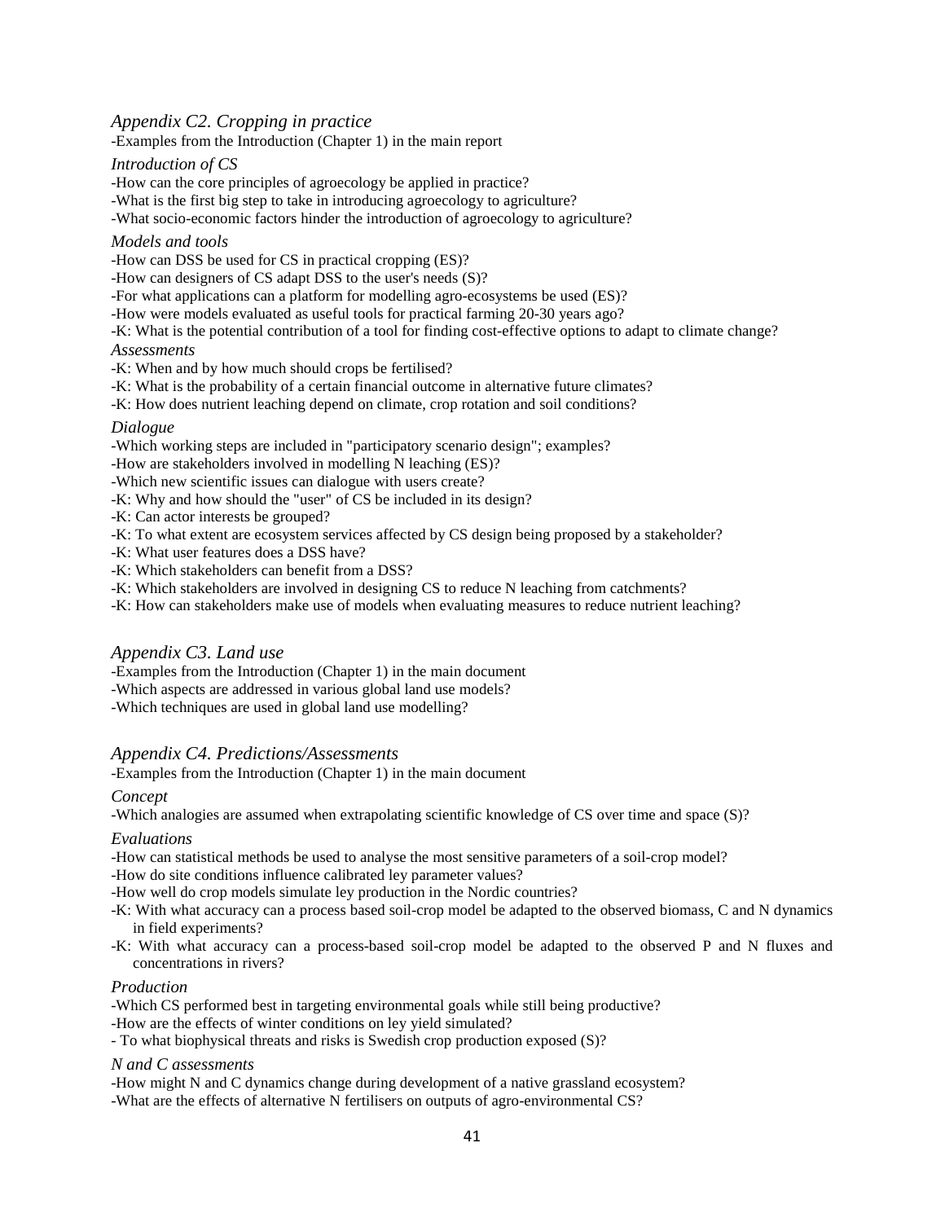## *Appendix C2. Cropping in practice*

-Examples from the Introduction (Chapter 1) in the main report

### *Introduction of CS*

-How can the core principles of agroecology be applied in practice?
-What is the first big step to take in introducing agroecology to agriculture?
-What socio-economic factors hinder the introduction of agroecology to agriculture?

### *Models and tools*

-How can DSS be used for CS in practical cropping (ES)?
-How can designers of CS adapt DSS to the user's needs (S)?
-For what applications can a platform for modelling agro-ecosystems be used (ES)?
-How were models evaluated as useful tools for practical farming 20-30 years ago?
-K: What is the potential contribution of a tool for finding cost-effective options to adapt to climate change?

### *Assessments*

-K: When and by how much should crops be fertilised?
-K: What is the probability of a certain financial outcome in alternative future climates?
-K: How does nutrient leaching depend on climate, crop rotation and soil conditions?

### *Dialogue*

-Which working steps are included in "participatory scenario design"; examples?
-How are stakeholders involved in modelling N leaching (ES)?
-Which new scientific issues can dialogue with users create?
-K: Why and how should the "user" of CS be included in its design?
-K: Can actor interests be grouped?
-K: To what extent are ecosystem services affected by CS design being proposed by a stakeholder?
-K: What user features does a DSS have?
-K: Which stakeholders can benefit from a DSS?
-K: Which stakeholders are involved in designing CS to reduce N leaching from catchments?
-K: How can stakeholders make use of models when evaluating measures to reduce nutrient leaching?

## *Appendix C3. Land use*

-Examples from the Introduction (Chapter 1) in the main document
-Which aspects are addressed in various global land use models?
-Which techniques are used in global land use modelling?

## *Appendix C4. Predictions/Assessments*

-Examples from the Introduction (Chapter 1) in the main document

### *Concept*

-Which analogies are assumed when extrapolating scientific knowledge of CS over time and space (S)?

### *Evaluations*

-How can statistical methods be used to analyse the most sensitive parameters of a soil-crop model?
-How do site conditions influence calibrated ley parameter values?
-How well do crop models simulate ley production in the Nordic countries?
-K: With what accuracy can a process based soil-crop model be adapted to the observed biomass, C and N dynamics in field experiments?
-K: With what accuracy can a process-based soil-crop model be adapted to the observed P and N fluxes and concentrations in rivers?

### *Production*

-Which CS performed best in targeting environmental goals while still being productive?
-How are the effects of winter conditions on ley yield simulated?
- To what biophysical threats and risks is Swedish crop production exposed (S)?

### *N and C assessments*

-How might N and C dynamics change during development of a native grassland ecosystem?
-What are the effects of alternative N fertilisers on outputs of agro-environmental CS?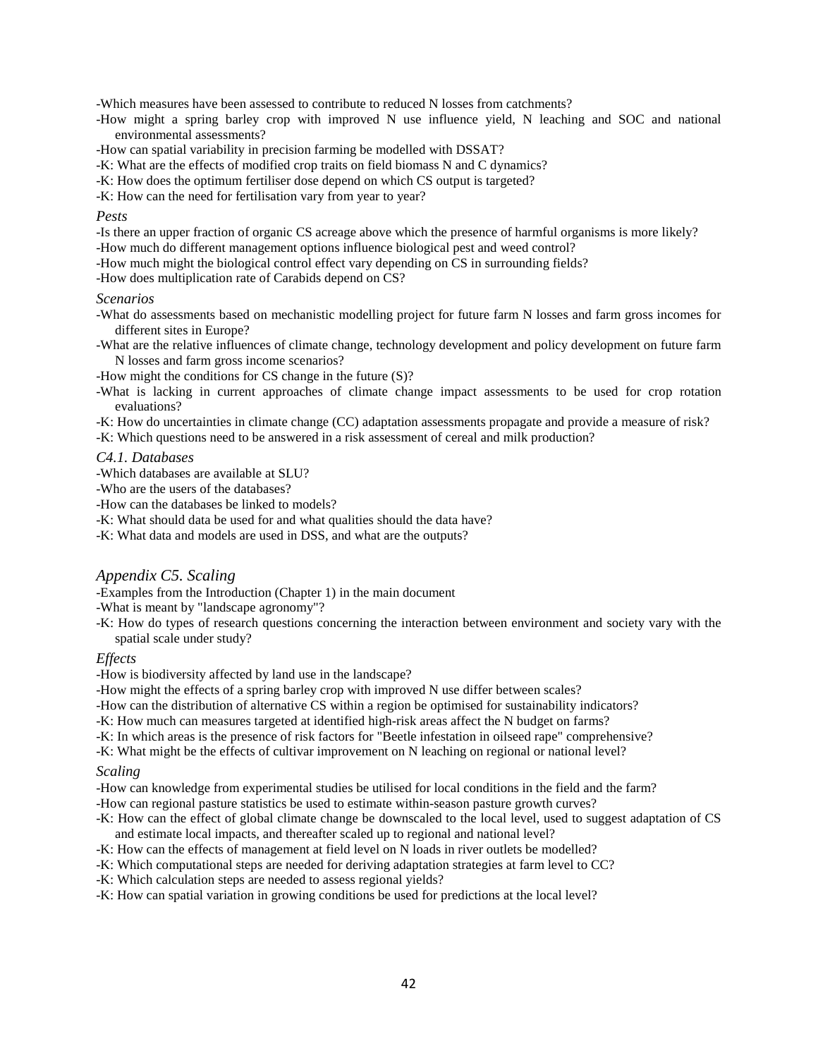-Which measures have been assessed to contribute to reduced N losses from catchments?

-How might a spring barley crop with improved N use influence yield, N leaching and SOC and national environmental assessments?

-How can spatial variability in precision farming be modelled with DSSAT?

-K: What are the effects of modified crop traits on field biomass N and C dynamics?

-K: How does the optimum fertiliser dose depend on which CS output is targeted?

-K: How can the need for fertilisation vary from year to year?

*Pests*

-Is there an upper fraction of organic CS acreage above which the presence of harmful organisms is more likely?

-How much do different management options influence biological pest and weed control?

-How much might the biological control effect vary depending on CS in surrounding fields?

-How does multiplication rate of Carabids depend on CS?

*Scenarios*

-What do assessments based on mechanistic modelling project for future farm N losses and farm gross incomes for different sites in Europe?

-What are the relative influences of climate change, technology development and policy development on future farm N losses and farm gross income scenarios?

-How might the conditions for CS change in the future (S)?

-What is lacking in current approaches of climate change impact assessments to be used for crop rotation evaluations?

-K: How do uncertainties in climate change (CC) adaptation assessments propagate and provide a measure of risk?

-K: Which questions need to be answered in a risk assessment of cereal and milk production?

*C4.1. Databases*

-Which databases are available at SLU?

-Who are the users of the databases?

-How can the databases be linked to models?

-K: What should data be used for and what qualities should the data have?

-K: What data and models are used in DSS, and what are the outputs?

## *Appendix C5. Scaling*

-Examples from the Introduction (Chapter 1) in the main document

-What is meant by "landscape agronomy"?

-K: How do types of research questions concerning the interaction between environment and society vary with the spatial scale under study?

*Effects*

-How is biodiversity affected by land use in the landscape?

-How might the effects of a spring barley crop with improved N use differ between scales?

-How can the distribution of alternative CS within a region be optimised for sustainability indicators?

-K: How much can measures targeted at identified high-risk areas affect the N budget on farms?

-K: In which areas is the presence of risk factors for "Beetle infestation in oilseed rape" comprehensive?

-K: What might be the effects of cultivar improvement on N leaching on regional or national level?

*Scaling*

-How can knowledge from experimental studies be utilised for local conditions in the field and the farm?

-How can regional pasture statistics be used to estimate within-season pasture growth curves?

-K: How can the effect of global climate change be downscaled to the local level, used to suggest adaptation of CS and estimate local impacts, and thereafter scaled up to regional and national level?

-K: How can the effects of management at field level on N loads in river outlets be modelled?

-K: Which computational steps are needed for deriving adaptation strategies at farm level to CC?

-K: Which calculation steps are needed to assess regional yields?

-K: How can spatial variation in growing conditions be used for predictions at the local level?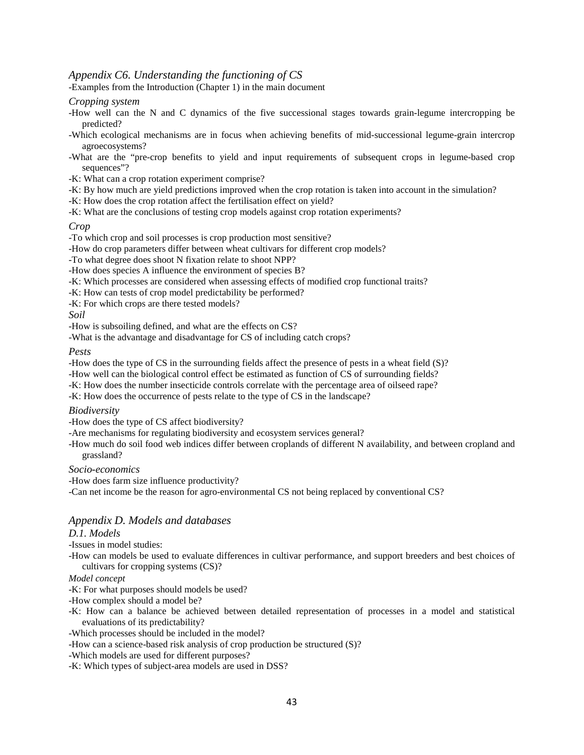## *Appendix C6. Understanding the functioning of CS*

-Examples from the Introduction (Chapter 1) in the main document

### *Cropping system*

-How well can the N and C dynamics of the five successional stages towards grain-legume intercropping be predicted?

-Which ecological mechanisms are in focus when achieving benefits of mid-successional legume-grain intercrop agroecosystems?

-What are the "pre-crop benefits to yield and input requirements of subsequent crops in legume-based crop sequences"?

-K: What can a crop rotation experiment comprise?

-K: By how much are yield predictions improved when the crop rotation is taken into account in the simulation?

-K: How does the crop rotation affect the fertilisation effect on yield?

-K: What are the conclusions of testing crop models against crop rotation experiments?

### *Crop*

-To which crop and soil processes is crop production most sensitive?

-How do crop parameters differ between wheat cultivars for different crop models?

-To what degree does shoot N fixation relate to shoot NPP?

-How does species A influence the environment of species B?

-K: Which processes are considered when assessing effects of modified crop functional traits?

-K: How can tests of crop model predictability be performed?

-K: For which crops are there tested models?

### *Soil*

-How is subsoiling defined, and what are the effects on CS?

-What is the advantage and disadvantage for CS of including catch crops?

### *Pests*

-How does the type of CS in the surrounding fields affect the presence of pests in a wheat field (S)?

-How well can the biological control effect be estimated as function of CS of surrounding fields?

-K: How does the number insecticide controls correlate with the percentage area of oilseed rape?

-K: How does the occurrence of pests relate to the type of CS in the landscape?

### *Biodiversity*

-How does the type of CS affect biodiversity?

-Are mechanisms for regulating biodiversity and ecosystem services general?

-How much do soil food web indices differ between croplands of different N availability, and between cropland and grassland?

### *Socio-economics*

-How does farm size influence productivity?

-Can net income be the reason for agro-environmental CS not being replaced by conventional CS?

## *Appendix D. Models and databases*

### *D.1. Models*

-Issues in model studies:

-How can models be used to evaluate differences in cultivar performance, and support breeders and best choices of cultivars for cropping systems (CS)?

#### *Model concept*

-K: For what purposes should models be used?

-How complex should a model be?

-K: How can a balance be achieved between detailed representation of processes in a model and statistical evaluations of its predictability?

-Which processes should be included in the model?

-How can a science-based risk analysis of crop production be structured (S)?

-Which models are used for different purposes?

-K: Which types of subject-area models are used in DSS?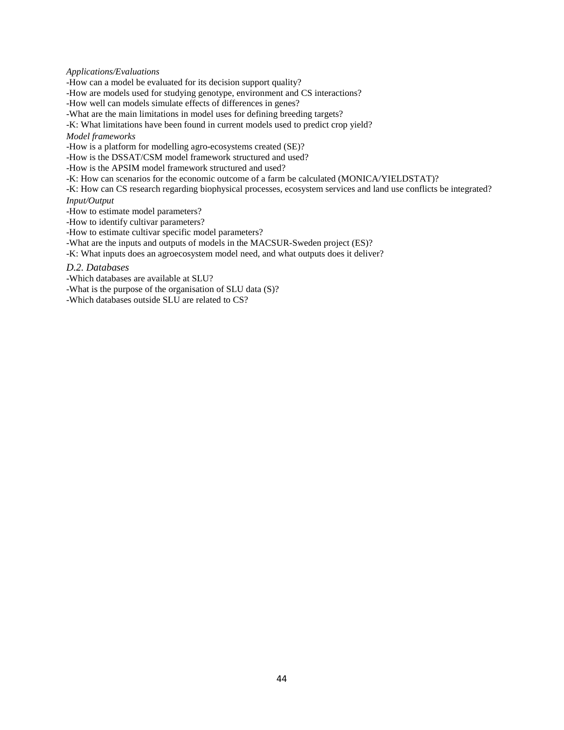*Applications/Evaluations*

-How can a model be evaluated for its decision support quality?

-How are models used for studying genotype, environment and CS interactions?

-How well can models simulate effects of differences in genes?

-What are the main limitations in model uses for defining breeding targets?

-K: What limitations have been found in current models used to predict crop yield?

*Model frameworks*

-How is a platform for modelling agro-ecosystems created (SE)?

-How is the DSSAT/CSM model framework structured and used?

-How is the APSIM model framework structured and used?

-K: How can scenarios for the economic outcome of a farm be calculated (MONICA/YIELDSTAT)?

-K: How can CS research regarding biophysical processes, ecosystem services and land use conflicts be integrated?

*Input/Output*

-How to estimate model parameters?

-How to identify cultivar parameters?

-How to estimate cultivar specific model parameters?

-What are the inputs and outputs of models in the MACSUR-Sweden project (ES)?

-K: What inputs does an agroecosystem model need, and what outputs does it deliver?

### *D.2. Databases*

-Which databases are available at SLU?

-What is the purpose of the organisation of SLU data (S)?

-Which databases outside SLU are related to CS?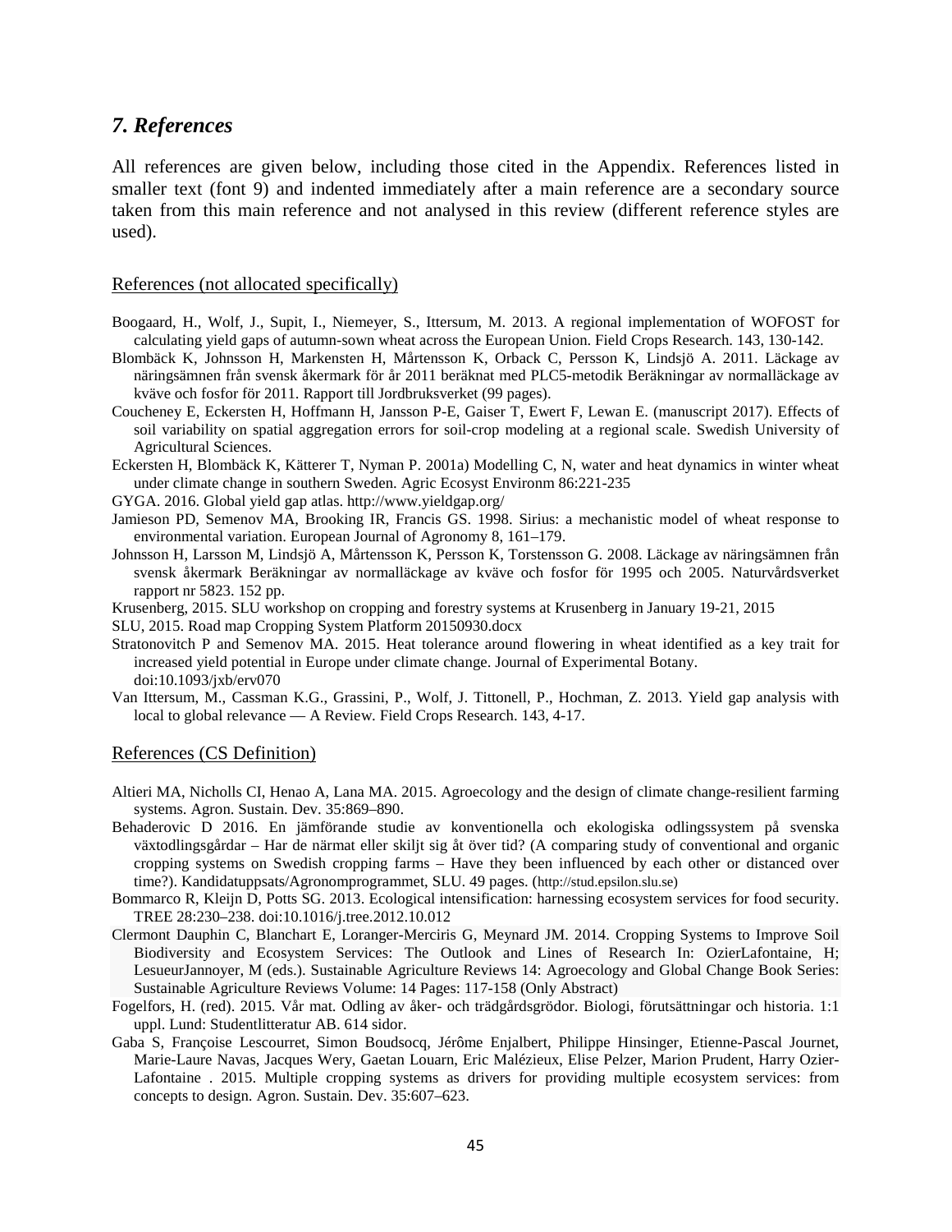## *7. References*

All references are given below, including those cited in the Appendix. References listed in smaller text (font 9) and indented immediately after a main reference are a secondary source taken from this main reference and not analysed in this review (different reference styles are used).

References (not allocated specifically)

Boogaard, H., Wolf, J., Supit, I., Niemeyer, S., Ittersum, M. 2013. A regional implementation of WOFOST for calculating yield gaps of autumn-sown wheat across the European Union. Field Crops Research. 143, 130-142.

Blombäck K, Johnsson H, Markensten H, Mårtensson K, Orback C, Persson K, Lindsjö A. 2011. Läckage av näringsämnen från svensk åkermark för år 2011 beräknat med PLC5-metodik Beräkningar av normalläckage av kväve och fosfor för 2011. Rapport till Jordbruksverket (99 pages).

Coucheney E, Eckersten H, Hoffmann H, Jansson P-E, Gaiser T, Ewert F, Lewan E. (manuscript 2017). Effects of soil variability on spatial aggregation errors for soil-crop modeling at a regional scale. Swedish University of Agricultural Sciences.

Eckersten H, Blombäck K, Kätterer T, Nyman P. 2001a) Modelling C, N, water and heat dynamics in winter wheat under climate change in southern Sweden. Agric Ecosyst Environm 86:221-235

GYGA. 2016. Global yield gap atlas. http://www.yieldgap.org/

Jamieson PD, Semenov MA, Brooking IR, Francis GS. 1998. Sirius: a mechanistic model of wheat response to environmental variation. European Journal of Agronomy 8, 161–179.

Johnsson H, Larsson M, Lindsjö A, Mårtensson K, Persson K, Torstensson G. 2008. Läckage av näringsämnen från svensk åkermark Beräkningar av normalläckage av kväve och fosfor för 1995 och 2005. Naturvårdsverket rapport nr 5823. 152 pp.

Krusenberg, 2015. SLU workshop on cropping and forestry systems at Krusenberg in January 19-21, 2015

SLU, 2015. Road map Cropping System Platform 20150930.docx

Stratonovitch P and Semenov MA. 2015. Heat tolerance around flowering in wheat identified as a key trait for increased yield potential in Europe under climate change. Journal of Experimental Botany. doi:10.1093/jxb/erv070

Van Ittersum, M., Cassman K.G., Grassini, P., Wolf, J. Tittonell, P., Hochman, Z. 2013. Yield gap analysis with local to global relevance — A Review. Field Crops Research. 143, 4-17.

References (CS Definition)

Altieri MA, Nicholls CI, Henao A, Lana MA. 2015. Agroecology and the design of climate change-resilient farming systems. Agron. Sustain. Dev. 35:869–890.

Behaderovic D 2016. En jämförande studie av konventionella och ekologiska odlingssystem på svenska växtodlingsgårdar – Har de närmat eller skiljt sig åt över tid? (A comparing study of conventional and organic cropping systems on Swedish cropping farms – Have they been influenced by each other or distanced over time?). Kandidatuppsats/Agronomprogrammet, SLU. 49 pages. (http://stud.epsilon.slu.se)

Bommarco R, Kleijn D, Potts SG. 2013. Ecological intensification: harnessing ecosystem services for food security. TREE 28:230–238. doi:10.1016/j.tree.2012.10.012

Clermont Dauphin C, Blanchart E, Loranger-Merciris G, Meynard JM. 2014. Cropping Systems to Improve Soil Biodiversity and Ecosystem Services: The Outlook and Lines of Research In: OzierLafontaine, H; LesueurJannoyer, M (eds.). Sustainable Agriculture Reviews 14: Agroecology and Global Change Book Series: Sustainable Agriculture Reviews Volume: 14 Pages: 117-158 (Only Abstract)

Fogelfors, H. (red). 2015. Vår mat. Odling av åker- och trädgårdsgrödor. Biologi, förutsättningar och historia. 1:1 uppl. Lund: Studentlitteratur AB. 614 sidor.

Gaba S, Françoise Lescourret, Simon Boudsocq, Jérôme Enjalbert, Philippe Hinsinger, Etienne-Pascal Journet, Marie-Laure Navas, Jacques Wery, Gaetan Louarn, Eric Malézieux, Elise Pelzer, Marion Prudent, Harry Ozier-Lafontaine . 2015. Multiple cropping systems as drivers for providing multiple ecosystem services: from concepts to design. Agron. Sustain. Dev. 35:607–623.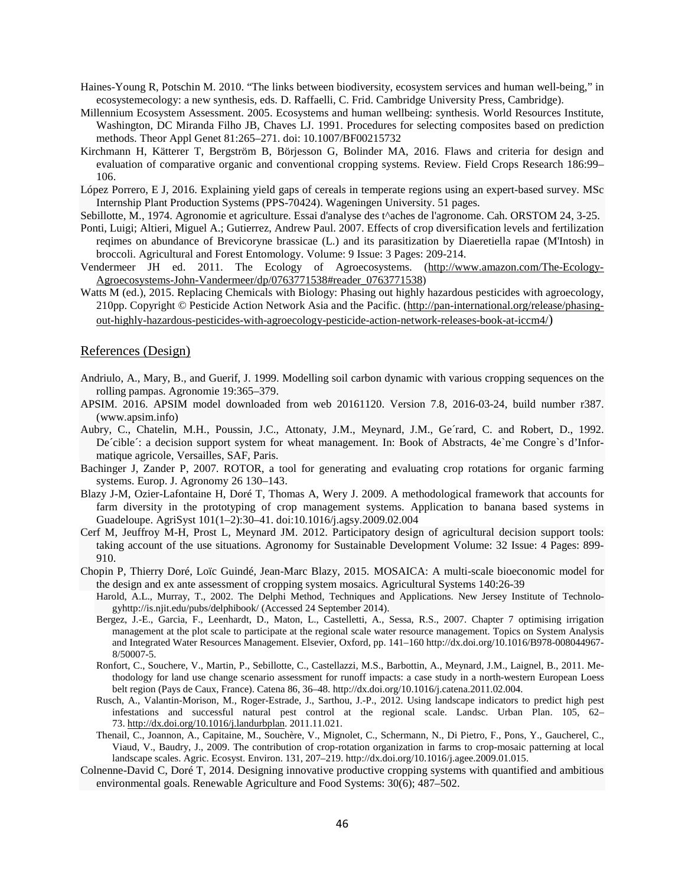Haines-Young R, Potschin M. 2010. "The links between biodiversity, ecosystem services and human well-being," in ecosystemecology: a new synthesis, eds. D. Raffaelli, C. Frid. Cambridge University Press, Cambridge).

Millennium Ecosystem Assessment. 2005. Ecosystems and human wellbeing: synthesis. World Resources Institute, Washington, DC Miranda Filho JB, Chaves LJ. 1991. Procedures for selecting composites based on prediction methods. Theor Appl Genet 81:265–271. doi: 10.1007/BF00215732

Kirchmann H, Kätterer T, Bergström B, Börjesson G, Bolinder MA, 2016. Flaws and criteria for design and evaluation of comparative organic and conventional cropping systems. Review. Field Crops Research 186:99–106.

López Porrero, E J, 2016. Explaining yield gaps of cereals in temperate regions using an expert-based survey. MSc Internship Plant Production Systems (PPS-70424). Wageningen University. 51 pages.

Sebillotte, M., 1974. Agronomie et agriculture. Essai d'analyse des t^aches de l'agronome. Cah. ORSTOM 24, 3-25.

Ponti, Luigi; Altieri, Miguel A.; Gutierrez, Andrew Paul. 2007. Effects of crop diversification levels and fertilization reqimes on abundance of Brevicoryne brassicae (L.) and its parasitization by Diaeretiella rapae (M'Intosh) in broccoli. Agricultural and Forest Entomology. Volume: 9 Issue: 3 Pages: 209-214.

Vendermeer JH ed. 2011. The Ecology of Agroecosystems. (http://www.amazon.com/The-Ecology-Agroecosystems-John-Vandermeer/dp/0763771538#reader_0763771538)

Watts M (ed.), 2015. Replacing Chemicals with Biology: Phasing out highly hazardous pesticides with agroecology, 210pp. Copyright © Pesticide Action Network Asia and the Pacific. (http://pan-international.org/release/phasing-out-highly-hazardous-pesticides-with-agroecology-pesticide-action-network-releases-book-at-iccm4/)

## References (Design)

Andriulo, A., Mary, B., and Guerif, J. 1999. Modelling soil carbon dynamic with various cropping sequences on the rolling pampas. Agronomie 19:365–379.

APSIM. 2016. APSIM model downloaded from web 20161120. Version 7.8, 2016-03-24, build number r387. (www.apsim.info)

Aubry, C., Chatelin, M.H., Poussin, J.C., Attonaty, J.M., Meynard, J.M., Ge´rard, C. and Robert, D., 1992. De´cible´: a decision support system for wheat management. In: Book of Abstracts, 4e`me Congre`s d'Informatique agricole, Versailles, SAF, Paris.

Bachinger J, Zander P, 2007. ROTOR, a tool for generating and evaluating crop rotations for organic farming systems. Europ. J. Agronomy 26 130–143.

Blazy J-M, Ozier-Lafontaine H, Doré T, Thomas A, Wery J. 2009. A methodological framework that accounts for farm diversity in the prototyping of crop management systems. Application to banana based systems in Guadeloupe. AgriSyst 101(1–2):30–41. doi:10.1016/j.agsy.2009.02.004

Cerf M, Jeuffroy M-H, Prost L, Meynard JM. 2012. Participatory design of agricultural decision support tools: taking account of the use situations. Agronomy for Sustainable Development Volume: 32 Issue: 4 Pages: 899-910.

Chopin P, Thierry Doré, Loïc Guindé, Jean-Marc Blazy, 2015. MOSAICA: A multi-scale bioeconomic model for the design and ex ante assessment of cropping system mosaics. Agricultural Systems 140:26-39

Harold, A.L., Murray, T., 2002. The Delphi Method, Techniques and Applications. New Jersey Institute of Technologyhttp://is.njit.edu/pubs/delphibook/ (Accessed 24 September 2014).

Bergez, J.-E., Garcia, F., Leenhardt, D., Maton, L., Castelletti, A., Sessa, R.S., 2007. Chapter 7 optimising irrigation management at the plot scale to participate at the regional scale water resource management. Topics on System Analysis and Integrated Water Resources Management. Elsevier, Oxford, pp. 141–160 http://dx.doi.org/10.1016/B978-008044967-8/50007-5.

Ronfort, C., Souchere, V., Martin, P., Sebillotte, C., Castellazzi, M.S., Barbottin, A., Meynard, J.M., Laignel, B., 2011. Methodology for land use change scenario assessment for runoff impacts: a case study in a north-western European Loess belt region (Pays de Caux, France). Catena 86, 36–48. http://dx.doi.org/10.1016/j.catena.2011.02.004.

Rusch, A., Valantin-Morison, M., Roger-Estrade, J., Sarthou, J.-P., 2012. Using landscape indicators to predict high pest infestations and successful natural pest control at the regional scale. Landsc. Urban Plan. 105, 62–73. http://dx.doi.org/10.1016/j.landurbplan. 2011.11.021.

Thenail, C., Joannon, A., Capitaine, M., Souchère, V., Mignolet, C., Schermann, N., Di Pietro, F., Pons, Y., Gaucherel, C., Viaud, V., Baudry, J., 2009. The contribution of crop-rotation organization in farms to crop-mosaic patterning at local landscape scales. Agric. Ecosyst. Environ. 131, 207–219. http://dx.doi.org/10.1016/j.agee.2009.01.015.

Colnenne-David C, Doré T, 2014. Designing innovative productive cropping systems with quantified and ambitious environmental goals. Renewable Agriculture and Food Systems: 30(6); 487–502.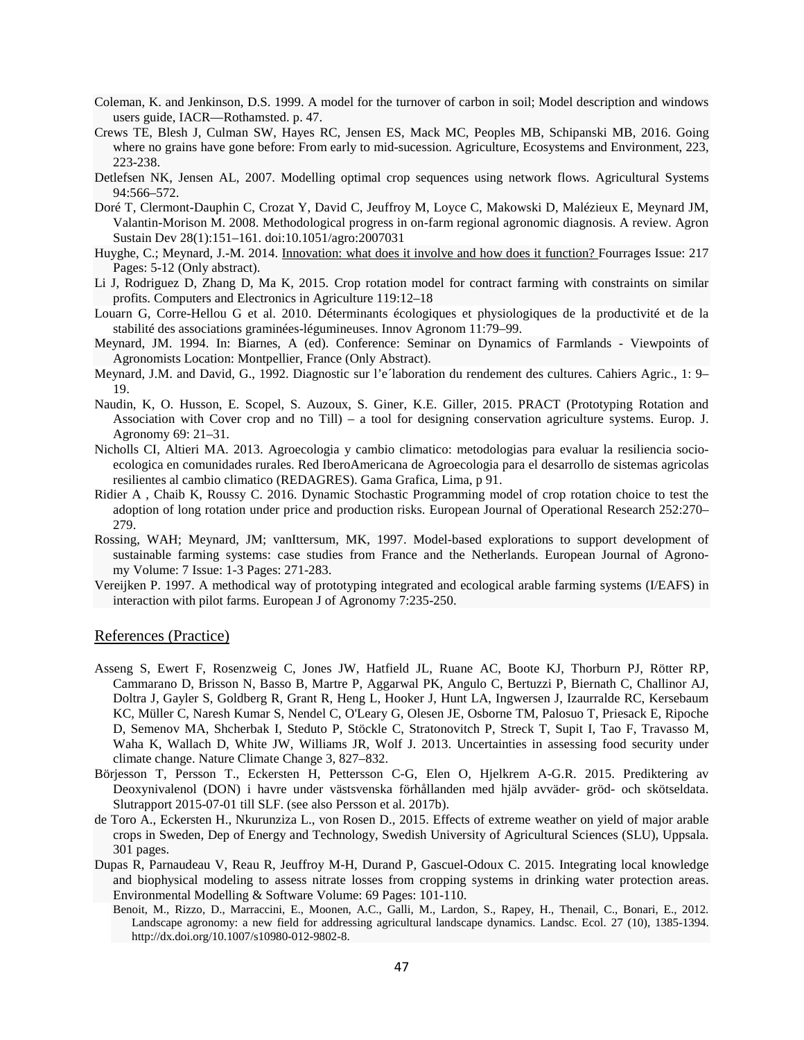Coleman, K. and Jenkinson, D.S. 1999. A model for the turnover of carbon in soil; Model description and windows users guide, IACR—Rothamsted. p. 47.

Crews TE, Blesh J, Culman SW, Hayes RC, Jensen ES, Mack MC, Peoples MB, Schipanski MB, 2016. Going where no grains have gone before: From early to mid-sucession. Agriculture, Ecosystems and Environment, 223, 223-238.

Detlefsen NK, Jensen AL, 2007. Modelling optimal crop sequences using network flows. Agricultural Systems 94:566–572.

Doré T, Clermont-Dauphin C, Crozat Y, David C, Jeuffroy M, Loyce C, Makowski D, Malézieux E, Meynard JM, Valantin-Morison M. 2008. Methodological progress in on-farm regional agronomic diagnosis. A review. Agron Sustain Dev 28(1):151–161. doi:10.1051/agro:2007031

Huyghe, C.; Meynard, J.-M. 2014. Innovation: what does it involve and how does it function? Fourrages Issue: 217 Pages: 5-12 (Only abstract).

Li J, Rodriguez D, Zhang D, Ma K, 2015. Crop rotation model for contract farming with constraints on similar profits. Computers and Electronics in Agriculture 119:12–18

Louarn G, Corre-Hellou G et al. 2010. Déterminants écologiques et physiologiques de la productivité et de la stabilité des associations graminées-légumineuses. Innov Agronom 11:79–99.

Meynard, JM. 1994. In: Biarnes, A (ed). Conference: Seminar on Dynamics of Farmlands - Viewpoints of Agronomists Location: Montpellier, France (Only Abstract).

Meynard, J.M. and David, G., 1992. Diagnostic sur l'e´laboration du rendement des cultures. Cahiers Agric., 1: 9–19.

Naudin, K, O. Husson, E. Scopel, S. Auzoux, S. Giner, K.E. Giller, 2015. PRACT (Prototyping Rotation and Association with Cover crop and no Till) – a tool for designing conservation agriculture systems. Europ. J. Agronomy 69: 21–31.

Nicholls CI, Altieri MA. 2013. Agroecologia y cambio climatico: metodologias para evaluar la resiliencia socio-ecologica en comunidades rurales. Red IberoAmericana de Agroecologia para el desarrollo de sistemas agricolas resilientes al cambio climatico (REDAGRES). Gama Grafica, Lima, p 91.

Ridier A , Chaib K, Roussy C. 2016. Dynamic Stochastic Programming model of crop rotation choice to test the adoption of long rotation under price and production risks. European Journal of Operational Research 252:270–279.

Rossing, WAH; Meynard, JM; vanIttersum, MK, 1997. Model-based explorations to support development of sustainable farming systems: case studies from France and the Netherlands. European Journal of Agronomy Volume: 7 Issue: 1-3 Pages: 271-283.

Vereijken P. 1997. A methodical way of prototyping integrated and ecological arable farming systems (I/EAFS) in interaction with pilot farms. European J of Agronomy 7:235-250.

## References (Practice)

Asseng S, Ewert F, Rosenzweig C, Jones JW, Hatfield JL, Ruane AC, Boote KJ, Thorburn PJ, Rötter RP, Cammarano D, Brisson N, Basso B, Martre P, Aggarwal PK, Angulo C, Bertuzzi P, Biernath C, Challinor AJ, Doltra J, Gayler S, Goldberg R, Grant R, Heng L, Hooker J, Hunt LA, Ingwersen J, Izaurralde RC, Kersebaum KC, Müller C, Naresh Kumar S, Nendel C, O'Leary G, Olesen JE, Osborne TM, Palosuo T, Priesack E, Ripoche D, Semenov MA, Shcherbak I, Steduto P, Stöckle C, Stratonovitch P, Streck T, Supit I, Tao F, Travasso M, Waha K, Wallach D, White JW, Williams JR, Wolf J. 2013. Uncertainties in assessing food security under climate change. Nature Climate Change 3, 827–832.

Börjesson T, Persson T., Eckersten H, Pettersson C-G, Elen O, Hjelkrem A-G.R. 2015. Prediktering av Deoxynivalenol (DON) i havre under västsvenska förhållanden med hjälp avväder- gröd- och skötseldata. Slutrapport 2015-07-01 till SLF. (see also Persson et al. 2017b).

de Toro A., Eckersten H., Nkurunziza L., von Rosen D., 2015. Effects of extreme weather on yield of major arable crops in Sweden, Dep of Energy and Technology, Swedish University of Agricultural Sciences (SLU), Uppsala. 301 pages.

Dupas R, Parnaudeau V, Reau R, Jeuffroy M-H, Durand P, Gascuel-Odoux C. 2015. Integrating local knowledge and biophysical modeling to assess nitrate losses from cropping systems in drinking water protection areas. Environmental Modelling & Software Volume: 69 Pages: 101-110.

Benoit, M., Rizzo, D., Marraccini, E., Moonen, A.C., Galli, M., Lardon, S., Rapey, H., Thenail, C., Bonari, E., 2012. Landscape agronomy: a new field for addressing agricultural landscape dynamics. Landsc. Ecol. 27 (10), 1385-1394. http://dx.doi.org/10.1007/s10980-012-9802-8.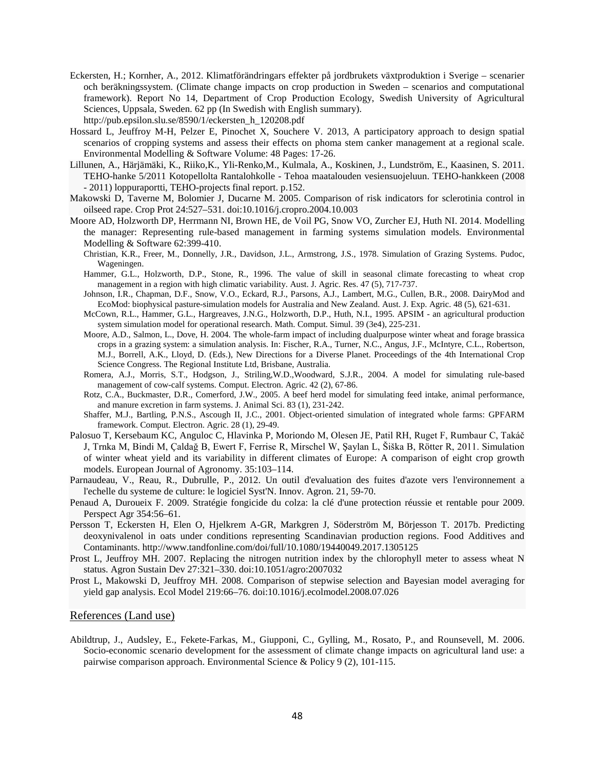Eckersten, H.; Kornher, A., 2012. Klimatförändringars effekter på jordbrukets växtproduktion i Sverige – scenarier och beräkningssystem. (Climate change impacts on crop production in Sweden – scenarios and computational framework). Report No 14, Department of Crop Production Ecology, Swedish University of Agricultural Sciences, Uppsala, Sweden. 62 pp (In Swedish with English summary). http://pub.epsilon.slu.se/8590/1/eckersten_h_120208.pdf

Hossard L, Jeuffroy M-H, Pelzer E, Pinochet X, Souchere V. 2013, A participatory approach to design spatial scenarios of cropping systems and assess their effects on phoma stem canker management at a regional scale. Environmental Modelling & Software Volume: 48 Pages: 17-26.

Lillunen, A., Härjämäki, K., Riiko,K., Yli-Renko,M., Kulmala, A., Koskinen, J., Lundström, E., Kaasinen, S. 2011. TEHO-hanke 5/2011 Kotopellolta Rantalohkolle - Tehoa maatalouden vesiensuojeluun. TEHO-hankkeen (2008 - 2011) loppuraportti, TEHO-projects final report. p.152.

Makowski D, Taverne M, Bolomier J, Ducarne M. 2005. Comparison of risk indicators for sclerotinia control in oilseed rape. Crop Prot 24:527–531. doi:10.1016/j.cropro.2004.10.003

Moore AD, Holzworth DP, Herrmann NI, Brown HE, de Voil PG, Snow VO, Zurcher EJ, Huth NI. 2014. Modelling the manager: Representing rule-based management in farming systems simulation models. Environmental Modelling & Software 62:399-410.

Christian, K.R., Freer, M., Donnelly, J.R., Davidson, J.L., Armstrong, J.S., 1978. Simulation of Grazing Systems. Pudoc, Wageningen.

Hammer, G.L., Holzworth, D.P., Stone, R., 1996. The value of skill in seasonal climate forecasting to wheat crop management in a region with high climatic variability. Aust. J. Agric. Res. 47 (5), 717-737.

Johnson, I.R., Chapman, D.F., Snow, V.O., Eckard, R.J., Parsons, A.J., Lambert, M.G., Cullen, B.R., 2008. DairyMod and EcoMod: biophysical pasture-simulation models for Australia and New Zealand. Aust. J. Exp. Agric. 48 (5), 621-631.

McCown, R.L., Hammer, G.L., Hargreaves, J.N.G., Holzworth, D.P., Huth, N.I., 1995. APSIM - an agricultural production system simulation model for operational research. Math. Comput. Simul. 39 (3e4), 225-231.

Moore, A.D., Salmon, L., Dove, H. 2004. The whole-farm impact of including dualpurpose winter wheat and forage brassica crops in a grazing system: a simulation analysis. In: Fischer, R.A., Turner, N.C., Angus, J.F., McIntyre, C.L., Robertson, M.J., Borrell, A.K., Lloyd, D. (Eds.), New Directions for a Diverse Planet. Proceedings of the 4th International Crop Science Congress. The Regional Institute Ltd, Brisbane, Australia.

Romera, A.J., Morris, S.T., Hodgson, J., Striling,W.D.,Woodward, S.J.R., 2004. A model for simulating rule-based management of cow-calf systems. Comput. Electron. Agric. 42 (2), 67-86.

Rotz, C.A., Buckmaster, D.R., Comerford, J.W., 2005. A beef herd model for simulating feed intake, animal performance, and manure excretion in farm systems. J. Animal Sci. 83 (1), 231-242.

Shaffer, M.J., Bartling, P.N.S., Ascough II, J.C., 2001. Object-oriented simulation of integrated whole farms: GPFARM framework. Comput. Electron. Agric. 28 (1), 29-49.

Palosuo T, Kersebaum KC, Anguloc C, Hlavinka P, Moriondo M, Olesen JE, Patil RH, Ruget F, Rumbaur C, Takáč J, Trnka M, Bindi M, Çaldağ B, Ewert F, Ferrise R, Mirschel W, Şaylan L, Šiška B, Rötter R, 2011. Simulation of winter wheat yield and its variability in different climates of Europe: A comparison of eight crop growth models. European Journal of Agronomy. 35:103–114.

Parnaudeau, V., Reau, R., Dubrulle, P., 2012. Un outil d'evaluation des fuites d'azote vers l'environnement a l'echelle du systeme de culture: le logiciel Syst'N. Innov. Agron. 21, 59-70.

Penaud A, Duroueix F. 2009. Stratégie fongicide du colza: la clé d'une protection réussie et rentable pour 2009. Perspect Agr 354:56–61.

Persson T, Eckersten H, Elen O, Hjelkrem A-GR, Markgren J, Söderström M, Börjesson T. 2017b. Predicting deoxynivalenol in oats under conditions representing Scandinavian production regions. Food Additives and Contaminants. http://www.tandfonline.com/doi/full/10.1080/19440049.2017.1305125

Prost L, Jeuffroy MH. 2007. Replacing the nitrogen nutrition index by the chlorophyll meter to assess wheat N status. Agron Sustain Dev 27:321–330. doi:10.1051/agro:2007032

Prost L, Makowski D, Jeuffroy MH. 2008. Comparison of stepwise selection and Bayesian model averaging for yield gap analysis. Ecol Model 219:66–76. doi:10.1016/j.ecolmodel.2008.07.026

## References (Land use)

Abildtrup, J., Audsley, E., Fekete-Farkas, M., Giupponi, C., Gylling, M., Rosato, P., and Rounsevell, M. 2006. Socio-economic scenario development for the assessment of climate change impacts on agricultural land use: a pairwise comparison approach. Environmental Science & Policy 9 (2), 101-115.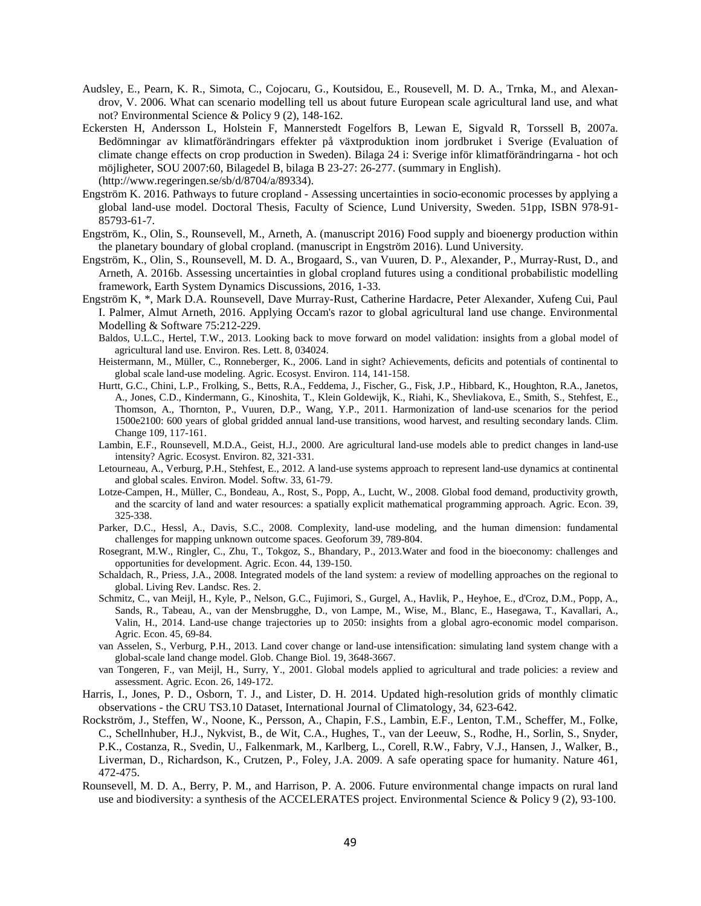Audsley, E., Pearn, K. R., Simota, C., Cojocaru, G., Koutsidou, E., Rousevell, M. D. A., Trnka, M., and Alexandrov, V. 2006. What can scenario modelling tell us about future European scale agricultural land use, and what not? Environmental Science & Policy 9 (2), 148-162.

Eckersten H, Andersson L, Holstein F, Mannerstedt Fogelfors B, Lewan E, Sigvald R, Torssell B, 2007a. Bedömningar av klimatförändringars effekter på växtproduktion inom jordbruket i Sverige (Evaluation of climate change effects on crop production in Sweden). Bilaga 24 i: Sverige inför klimatförändringarna - hot och möjligheter, SOU 2007:60, Bilagedel B, bilaga B 23-27: 26-277. (summary in English). (http://www.regeringen.se/sb/d/8704/a/89334).

Engström K. 2016. Pathways to future cropland - Assessing uncertainties in socio-economic processes by applying a global land-use model. Doctoral Thesis, Faculty of Science, Lund University, Sweden. 51pp, ISBN 978-91-85793-61-7.

Engström, K., Olin, S., Rounsevell, M., Arneth, A. (manuscript 2016) Food supply and bioenergy production within the planetary boundary of global cropland. (manuscript in Engström 2016). Lund University.

Engström, K., Olin, S., Rounsevell, M. D. A., Brogaard, S., van Vuuren, D. P., Alexander, P., Murray-Rust, D., and Arneth, A. 2016b. Assessing uncertainties in global cropland futures using a conditional probabilistic modelling framework, Earth System Dynamics Discussions, 2016, 1-33.

Engström K, *, Mark D.A. Rounsevell, Dave Murray-Rust, Catherine Hardacre, Peter Alexander, Xufeng Cui, Paul I. Palmer, Almut Arneth, 2016. Applying Occam's razor to global agricultural land use change. Environmental Modelling & Software 75:212-229.

- Baldos, U.L.C., Hertel, T.W., 2013. Looking back to move forward on model validation: insights from a global model of agricultural land use. Environ. Res. Lett. 8, 034024.
- Heistermann, M., Müller, C., Ronneberger, K., 2006. Land in sight? Achievements, deficits and potentials of continental to global scale land-use modeling. Agric. Ecosyst. Environ. 114, 141-158.
- Hurtt, G.C., Chini, L.P., Frolking, S., Betts, R.A., Feddema, J., Fischer, G., Fisk, J.P., Hibbard, K., Houghton, R.A., Janetos, A., Jones, C.D., Kindermann, G., Kinoshita, T., Klein Goldewijk, K., Riahi, K., Shevliakova, E., Smith, S., Stehfest, E., Thomson, A., Thornton, P., Vuuren, D.P., Wang, Y.P., 2011. Harmonization of land-use scenarios for the period 1500e2100: 600 years of global gridded annual land-use transitions, wood harvest, and resulting secondary lands. Clim. Change 109, 117-161.
- Lambin, E.F., Rounsevell, M.D.A., Geist, H.J., 2000. Are agricultural land-use models able to predict changes in land-use intensity? Agric. Ecosyst. Environ. 82, 321-331.
- Letourneau, A., Verburg, P.H., Stehfest, E., 2012. A land-use systems approach to represent land-use dynamics at continental and global scales. Environ. Model. Softw. 33, 61-79.
- Lotze-Campen, H., Müller, C., Bondeau, A., Rost, S., Popp, A., Lucht, W., 2008. Global food demand, productivity growth, and the scarcity of land and water resources: a spatially explicit mathematical programming approach. Agric. Econ. 39, 325-338.
- Parker, D.C., Hessl, A., Davis, S.C., 2008. Complexity, land-use modeling, and the human dimension: fundamental challenges for mapping unknown outcome spaces. Geoforum 39, 789-804.
- Rosegrant, M.W., Ringler, C., Zhu, T., Tokgoz, S., Bhandary, P., 2013.Water and food in the bioeconomy: challenges and opportunities for development. Agric. Econ. 44, 139-150.
- Schaldach, R., Priess, J.A., 2008. Integrated models of the land system: a review of modelling approaches on the regional to global. Living Rev. Landsc. Res. 2.
- Schmitz, C., van Meijl, H., Kyle, P., Nelson, G.C., Fujimori, S., Gurgel, A., Havlik, P., Heyhoe, E., d'Croz, D.M., Popp, A., Sands, R., Tabeau, A., van der Mensbrugghe, D., von Lampe, M., Wise, M., Blanc, E., Hasegawa, T., Kavallari, A., Valin, H., 2014. Land-use change trajectories up to 2050: insights from a global agro-economic model comparison. Agric. Econ. 45, 69-84.
- van Asselen, S., Verburg, P.H., 2013. Land cover change or land-use intensification: simulating land system change with a global-scale land change model. Glob. Change Biol. 19, 3648-3667.
- van Tongeren, F., van Meijl, H., Surry, Y., 2001. Global models applied to agricultural and trade policies: a review and assessment. Agric. Econ. 26, 149-172.

Harris, I., Jones, P. D., Osborn, T. J., and Lister, D. H. 2014. Updated high-resolution grids of monthly climatic observations - the CRU TS3.10 Dataset, International Journal of Climatology, 34, 623-642.

Rockström, J., Steffen, W., Noone, K., Persson, A., Chapin, F.S., Lambin, E.F., Lenton, T.M., Scheffer, M., Folke, C., Schellnhuber, H.J., Nykvist, B., de Wit, C.A., Hughes, T., van der Leeuw, S., Rodhe, H., Sorlin, S., Snyder, P.K., Costanza, R., Svedin, U., Falkenmark, M., Karlberg, L., Corell, R.W., Fabry, V.J., Hansen, J., Walker, B., Liverman, D., Richardson, K., Crutzen, P., Foley, J.A. 2009. A safe operating space for humanity. Nature 461, 472-475.

Rounsevell, M. D. A., Berry, P. M., and Harrison, P. A. 2006. Future environmental change impacts on rural land use and biodiversity: a synthesis of the ACCELERATES project. Environmental Science & Policy 9 (2), 93-100.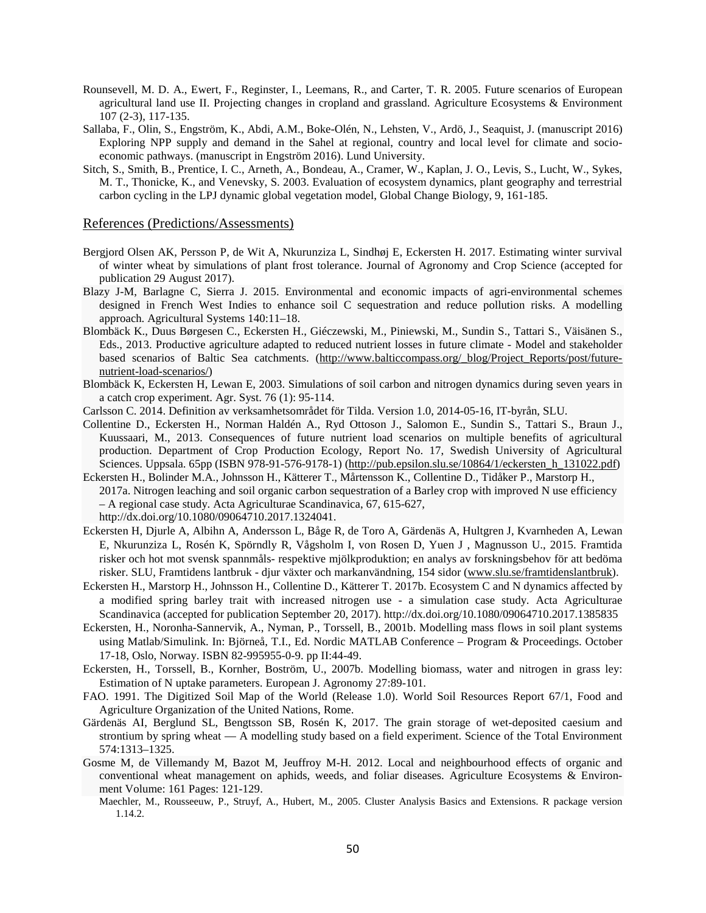Rounsevell, M. D. A., Ewert, F., Reginster, I., Leemans, R., and Carter, T. R. 2005. Future scenarios of European agricultural land use II. Projecting changes in cropland and grassland. Agriculture Ecosystems & Environment 107 (2-3), 117-135.

Sallaba, F., Olin, S., Engström, K., Abdi, A.M., Boke-Olén, N., Lehsten, V., Ardö, J., Seaquist, J. (manuscript 2016) Exploring NPP supply and demand in the Sahel at regional, country and local level for climate and socio-economic pathways. (manuscript in Engström 2016). Lund University.

Sitch, S., Smith, B., Prentice, I. C., Arneth, A., Bondeau, A., Cramer, W., Kaplan, J. O., Levis, S., Lucht, W., Sykes, M. T., Thonicke, K., and Venevsky, S. 2003. Evaluation of ecosystem dynamics, plant geography and terrestrial carbon cycling in the LPJ dynamic global vegetation model, Global Change Biology, 9, 161-185.

## References (Predictions/Assessments)

Bergjord Olsen AK, Persson P, de Wit A, Nkurunziza L, Sindhøj E, Eckersten H. 2017. Estimating winter survival of winter wheat by simulations of plant frost tolerance. Journal of Agronomy and Crop Science (accepted for publication 29 August 2017).

Blazy J-M, Barlagne C, Sierra J. 2015. Environmental and economic impacts of agri-environmental schemes designed in French West Indies to enhance soil C sequestration and reduce pollution risks. A modelling approach. Agricultural Systems 140:11–18.

Blombäck K., Duus Børgesen C., Eckersten H., Giéczewski, M., Piniewski, M., Sundin S., Tattari S., Väisänen S., Eds., 2013. Productive agriculture adapted to reduced nutrient losses in future climate - Model and stakeholder based scenarios of Baltic Sea catchments. (http://www.balticcompass.org/_blog/Project_Reports/post/future-nutrient-load-scenarios/)

Blombäck K, Eckersten H, Lewan E, 2003. Simulations of soil carbon and nitrogen dynamics during seven years in a catch crop experiment. Agr. Syst. 76 (1): 95-114.

Carlsson C. 2014. Definition av verksamhetsområdet för Tilda. Version 1.0, 2014-05-16, IT-byrån, SLU.

Collentine D., Eckersten H., Norman Haldén A., Ryd Ottoson J., Salomon E., Sundin S., Tattari S., Braun J., Kuussaari, M., 2013. Consequences of future nutrient load scenarios on multiple benefits of agricultural production. Department of Crop Production Ecology, Report No. 17, Swedish University of Agricultural Sciences. Uppsala. 65pp (ISBN 978-91-576-9178-1) (http://pub.epsilon.slu.se/10864/1/eckersten_h_131022.pdf)

Eckersten H., Bolinder M.A., Johnsson H., Kätterer T., Mårtensson K., Collentine D., Tidåker P., Marstorp H., 2017a. Nitrogen leaching and soil organic carbon sequestration of a Barley crop with improved N use efficiency – A regional case study. Acta Agriculturae Scandinavica, 67, 615-627, http://dx.doi.org/10.1080/09064710.2017.1324041.

Eckersten H, Djurle A, Albihn A, Andersson L, Båge R, de Toro A, Gärdenäs A, Hultgren J, Kvarnheden A, Lewan E, Nkurunziza L, Rosén K, Spörndly R, Vågsholm I, von Rosen D, Yuen J , Magnusson U., 2015. Framtida risker och hot mot svensk spannmåls- respektive mjölkproduktion; en analys av forskningsbehov för att bedöma risker. SLU, Framtidens lantbruk - djur växter och markanvändning, 154 sidor (www.slu.se/framtidenslantbruk).

Eckersten H., Marstorp H., Johnsson H., Collentine D., Kätterer T. 2017b. Ecosystem C and N dynamics affected by a modified spring barley trait with increased nitrogen use - a simulation case study. Acta Agriculturae Scandinavica (accepted for publication September 20, 2017). http://dx.doi.org/10.1080/09064710.2017.1385835

Eckersten, H., Noronha-Sannervik, A., Nyman, P., Torssell, B., 2001b. Modelling mass flows in soil plant systems using Matlab/Simulink. In: Björneå, T.I., Ed. Nordic MATLAB Conference – Program & Proceedings. October 17-18, Oslo, Norway. ISBN 82-995955-0-9. pp II:44-49.

Eckersten, H., Torssell, B., Kornher, Boström, U., 2007b. Modelling biomass, water and nitrogen in grass ley: Estimation of N uptake parameters. European J. Agronomy 27:89-101.

FAO. 1991. The Digitized Soil Map of the World (Release 1.0). World Soil Resources Report 67/1, Food and Agriculture Organization of the United Nations, Rome.

Gärdenäs AI, Berglund SL, Bengtsson SB, Rosén K, 2017. The grain storage of wet-deposited caesium and strontium by spring wheat — A modelling study based on a field experiment. Science of the Total Environment 574:1313–1325.

Gosme M, de Villemandy M, Bazot M, Jeuffroy M-H. 2012. Local and neighbourhood effects of organic and conventional wheat management on aphids, weeds, and foliar diseases. Agriculture Ecosystems & Environment Volume: 161 Pages: 121-129.

Maechler, M., Rousseeuw, P., Struyf, A., Hubert, M., 2005. Cluster Analysis Basics and Extensions. R package version 1.14.2.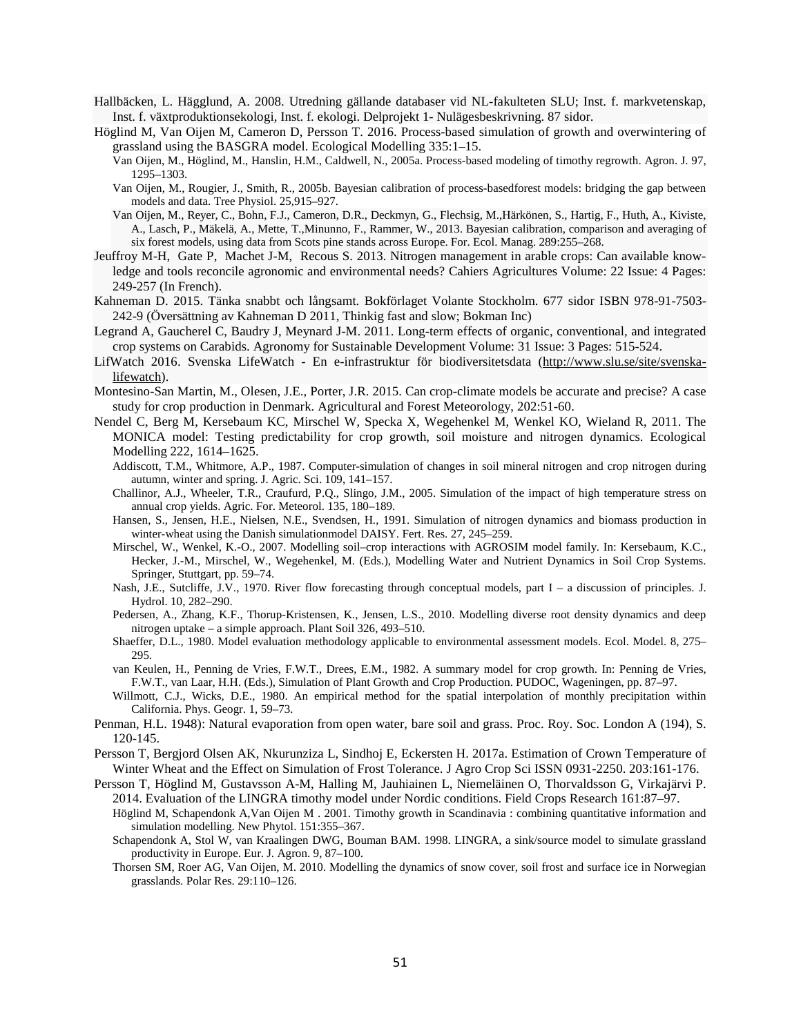Hallbäcken, L. Hägglund, A. 2008. Utredning gällande databaser vid NL-fakulteten SLU; Inst. f. markvetenskap, Inst. f. växtproduktionsekologi, Inst. f. ekologi. Delprojekt 1- Nulägesbeskrivning. 87 sidor.

Höglind M, Van Oijen M, Cameron D, Persson T. 2016. Process-based simulation of growth and overwintering of grassland using the BASGRA model. Ecological Modelling 335:1–15.

Van Oijen, M., Höglind, M., Hanslin, H.M., Caldwell, N., 2005a. Process-based modeling of timothy regrowth. Agron. J. 97, 1295–1303.

Van Oijen, M., Rougier, J., Smith, R., 2005b. Bayesian calibration of process-basedforest models: bridging the gap between models and data. Tree Physiol. 25,915–927.

Van Oijen, M., Reyer, C., Bohn, F.J., Cameron, D.R., Deckmyn, G., Flechsig, M.,Härkönen, S., Hartig, F., Huth, A., Kiviste, A., Lasch, P., Mäkelä, A., Mette, T.,Minunno, F., Rammer, W., 2013. Bayesian calibration, comparison and averaging of six forest models, using data from Scots pine stands across Europe. For. Ecol. Manag. 289:255–268.

Jeuffroy M-H, Gate P, Machet J-M, Recous S. 2013. Nitrogen management in arable crops: Can available knowledge and tools reconcile agronomic and environmental needs? Cahiers Agricultures Volume: 22 Issue: 4 Pages: 249-257 (In French).

Kahneman D. 2015. Tänka snabbt och långsamt. Bokförlaget Volante Stockholm. 677 sidor ISBN 978-91-7503-242-9 (Översättning av Kahneman D 2011, Thinkig fast and slow; Bokman Inc)

Legrand A, Gaucherel C, Baudry J, Meynard J-M. 2011. Long-term effects of organic, conventional, and integrated crop systems on Carabids. Agronomy for Sustainable Development Volume: 31 Issue: 3 Pages: 515-524.

LifWatch 2016. Svenska LifeWatch - En e-infrastruktur för biodiversitetsdata (http://www.slu.se/site/svenska-lifewatch).

Montesino-San Martin, M., Olesen, J.E., Porter, J.R. 2015. Can crop-climate models be accurate and precise? A case study for crop production in Denmark. Agricultural and Forest Meteorology, 202:51-60.

Nendel C, Berg M, Kersebaum KC, Mirschel W, Specka X, Wegehenkel M, Wenkel KO, Wieland R, 2011. The MONICA model: Testing predictability for crop growth, soil moisture and nitrogen dynamics. Ecological Modelling 222, 1614–1625.

Addiscott, T.M., Whitmore, A.P., 1987. Computer-simulation of changes in soil mineral nitrogen and crop nitrogen during autumn, winter and spring. J. Agric. Sci. 109, 141–157.

Challinor, A.J., Wheeler, T.R., Craufurd, P.Q., Slingo, J.M., 2005. Simulation of the impact of high temperature stress on annual crop yields. Agric. For. Meteorol. 135, 180–189.

Hansen, S., Jensen, H.E., Nielsen, N.E., Svendsen, H., 1991. Simulation of nitrogen dynamics and biomass production in winter-wheat using the Danish simulationmodel DAISY. Fert. Res. 27, 245–259.

Mirschel, W., Wenkel, K.-O., 2007. Modelling soil–crop interactions with AGROSIM model family. In: Kersebaum, K.C., Hecker, J.-M., Mirschel, W., Wegehenkel, M. (Eds.), Modelling Water and Nutrient Dynamics in Soil Crop Systems. Springer, Stuttgart, pp. 59–74.

Nash, J.E., Sutcliffe, J.V., 1970. River flow forecasting through conceptual models, part I – a discussion of principles. J. Hydrol. 10, 282–290.

Pedersen, A., Zhang, K.F., Thorup-Kristensen, K., Jensen, L.S., 2010. Modelling diverse root density dynamics and deep nitrogen uptake – a simple approach. Plant Soil 326, 493–510.

Shaeffer, D.L., 1980. Model evaluation methodology applicable to environmental assessment models. Ecol. Model. 8, 275–295.

van Keulen, H., Penning de Vries, F.W.T., Drees, E.M., 1982. A summary model for crop growth. In: Penning de Vries, F.W.T., van Laar, H.H. (Eds.), Simulation of Plant Growth and Crop Production. PUDOC, Wageningen, pp. 87–97.

Willmott, C.J., Wicks, D.E., 1980. An empirical method for the spatial interpolation of monthly precipitation within California. Phys. Geogr. 1, 59–73.

Penman, H.L. 1948): Natural evaporation from open water, bare soil and grass. Proc. Roy. Soc. London A (194), S. 120-145.

Persson T, Bergjord Olsen AK, Nkurunziza L, Sindhoj E, Eckersten H. 2017a. Estimation of Crown Temperature of Winter Wheat and the Effect on Simulation of Frost Tolerance. J Agro Crop Sci ISSN 0931-2250. 203:161-176.

Persson T, Höglind M, Gustavsson A-M, Halling M, Jauhiainen L, Niemeläinen O, Thorvaldsson G, Virkajärvi P. 2014. Evaluation of the LINGRA timothy model under Nordic conditions. Field Crops Research 161:87–97.

Höglind M, Schapendonk A,Van Oijen M . 2001. Timothy growth in Scandinavia : combining quantitative information and simulation modelling. New Phytol. 151:355–367.

Schapendonk A, Stol W, van Kraalingen DWG, Bouman BAM. 1998. LINGRA, a sink/source model to simulate grassland productivity in Europe. Eur. J. Agron. 9, 87–100.

Thorsen SM, Roer AG, Van Oijen, M. 2010. Modelling the dynamics of snow cover, soil frost and surface ice in Norwegian grasslands. Polar Res. 29:110–126.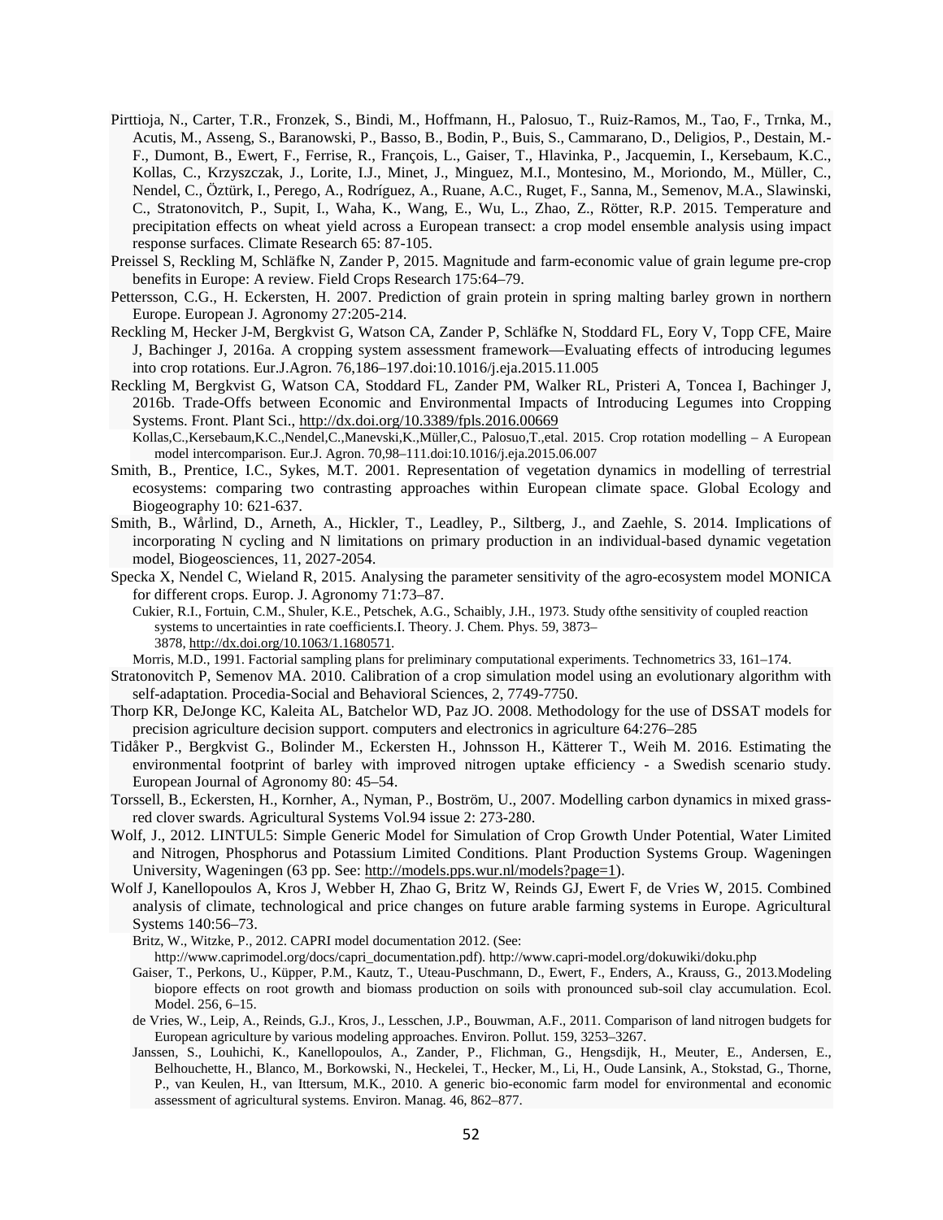Pirttioja, N., Carter, T.R., Fronzek, S., Bindi, M., Hoffmann, H., Palosuo, T., Ruiz-Ramos, M., Tao, F., Trnka, M., Acutis, M., Asseng, S., Baranowski, P., Basso, B., Bodin, P., Buis, S., Cammarano, D., Deligios, P., Destain, M.-F., Dumont, B., Ewert, F., Ferrise, R., François, L., Gaiser, T., Hlavinka, P., Jacquemin, I., Kersebaum, K.C., Kollas, C., Krzyszczak, J., Lorite, I.J., Minet, J., Minguez, M.I., Montesino, M., Moriondo, M., Müller, C., Nendel, C., Öztürk, I., Perego, A., Rodríguez, A., Ruane, A.C., Ruget, F., Sanna, M., Semenov, M.A., Slawinski, C., Stratonovitch, P., Supit, I., Waha, K., Wang, E., Wu, L., Zhao, Z., Rötter, R.P. 2015. Temperature and precipitation effects on wheat yield across a European transect: a crop model ensemble analysis using impact response surfaces. Climate Research 65: 87-105.

Preissel S, Reckling M, Schläfke N, Zander P, 2015. Magnitude and farm-economic value of grain legume pre-crop benefits in Europe: A review. Field Crops Research 175:64–79.

Pettersson, C.G., H. Eckersten, H. 2007. Prediction of grain protein in spring malting barley grown in northern Europe. European J. Agronomy 27:205-214.

Reckling M, Hecker J-M, Bergkvist G, Watson CA, Zander P, Schläfke N, Stoddard FL, Eory V, Topp CFE, Maire J, Bachinger J, 2016a. A cropping system assessment framework—Evaluating effects of introducing legumes into crop rotations. Eur.J.Agron. 76,186–197.doi:10.1016/j.eja.2015.11.005

Reckling M, Bergkvist G, Watson CA, Stoddard FL, Zander PM, Walker RL, Pristeri A, Toncea I, Bachinger J, 2016b. Trade-Offs between Economic and Environmental Impacts of Introducing Legumes into Cropping Systems. Front. Plant Sci., http://dx.doi.org/10.3389/fpls.2016.00669

Kollas,C.,Kersebaum,K.C.,Nendel,C.,Manevski,K.,Müller,C., Palosuo,T.,etal. 2015. Crop rotation modelling – A European model intercomparison. Eur.J. Agron. 70,98–111.doi:10.1016/j.eja.2015.06.007

Smith, B., Prentice, I.C., Sykes, M.T. 2001. Representation of vegetation dynamics in modelling of terrestrial ecosystems: comparing two contrasting approaches within European climate space. Global Ecology and Biogeography 10: 621-637.

Smith, B., Wårlind, D., Arneth, A., Hickler, T., Leadley, P., Siltberg, J., and Zaehle, S. 2014. Implications of incorporating N cycling and N limitations on primary production in an individual-based dynamic vegetation model, Biogeosciences, 11, 2027-2054.

Specka X, Nendel C, Wieland R, 2015. Analysing the parameter sensitivity of the agro-ecosystem model MONICA for different crops. Europ. J. Agronomy 71:73–87.

Cukier, R.I., Fortuin, C.M., Shuler, K.E., Petschek, A.G., Schaibly, J.H., 1973. Study ofthe sensitivity of coupled reaction systems to uncertainties in rate coefficients.I. Theory. J. Chem. Phys. 59, 3873–3878, http://dx.doi.org/10.1063/1.1680571.

Morris, M.D., 1991. Factorial sampling plans for preliminary computational experiments. Technometrics 33, 161–174.

Stratonovitch P, Semenov MA. 2010. Calibration of a crop simulation model using an evolutionary algorithm with self-adaptation. Procedia-Social and Behavioral Sciences, 2, 7749-7750.

Thorp KR, DeJonge KC, Kaleita AL, Batchelor WD, Paz JO. 2008. Methodology for the use of DSSAT models for precision agriculture decision support. computers and electronics in agriculture 64:276–285

Tidåker P., Bergkvist G., Bolinder M., Eckersten H., Johnsson H., Kätterer T., Weih M. 2016. Estimating the environmental footprint of barley with improved nitrogen uptake efficiency - a Swedish scenario study. European Journal of Agronomy 80: 45–54.

Torssell, B., Eckersten, H., Kornher, A., Nyman, P., Boström, U., 2007. Modelling carbon dynamics in mixed grass-red clover swards. Agricultural Systems Vol.94 issue 2: 273-280.

Wolf, J., 2012. LINTUL5: Simple Generic Model for Simulation of Crop Growth Under Potential, Water Limited and Nitrogen, Phosphorus and Potassium Limited Conditions. Plant Production Systems Group. Wageningen University, Wageningen (63 pp. See: http://models.pps.wur.nl/models?page=1).

Wolf J, Kanellopoulos A, Kros J, Webber H, Zhao G, Britz W, Reinds GJ, Ewert F, de Vries W, 2015. Combined analysis of climate, technological and price changes on future arable farming systems in Europe. Agricultural Systems 140:56–73.

Britz, W., Witzke, P., 2012. CAPRI model documentation 2012. (See: http://www.caprimodel.org/docs/capri_documentation.pdf). http://www.capri-model.org/dokuwiki/doku.php

Gaiser, T., Perkons, U., Küpper, P.M., Kautz, T., Uteau-Puschmann, D., Ewert, F., Enders, A., Krauss, G., 2013.Modeling biopore effects on root growth and biomass production on soils with pronounced sub-soil clay accumulation. Ecol. Model. 256, 6–15.

de Vries, W., Leip, A., Reinds, G.J., Kros, J., Lesschen, J.P., Bouwman, A.F., 2011. Comparison of land nitrogen budgets for European agriculture by various modeling approaches. Environ. Pollut. 159, 3253–3267.

Janssen, S., Louhichi, K., Kanellopoulos, A., Zander, P., Flichman, G., Hengsdijk, H., Meuter, E., Andersen, E., Belhouchette, H., Blanco, M., Borkowski, N., Heckelei, T., Hecker, M., Li, H., Oude Lansink, A., Stokstad, G., Thorne, P., van Keulen, H., van Ittersum, M.K., 2010. A generic bio-economic farm model for environmental and economic assessment of agricultural systems. Environ. Manag. 46, 862–877.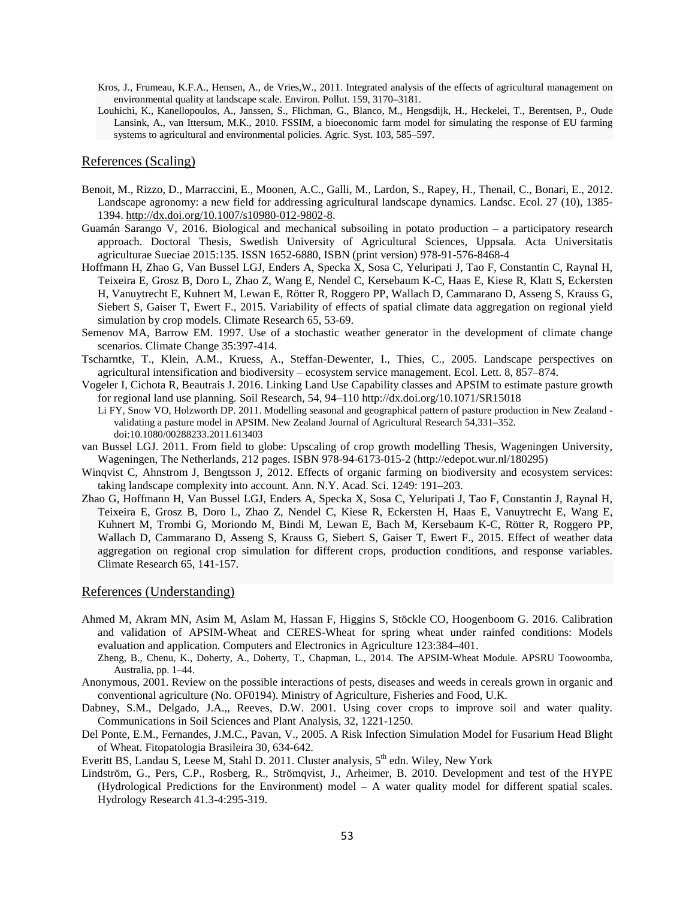Kros, J., Frumeau, K.F.A., Hensen, A., de Vries,W., 2011. Integrated analysis of the effects of agricultural management on environmental quality at landscape scale. Environ. Pollut. 159, 3170–3181.

Louhichi, K., Kanellopoulos, A., Janssen, S., Flichman, G., Blanco, M., Hengsdijk, H., Heckelei, T., Berentsen, P., Oude Lansink, A., van Ittersum, M.K., 2010. FSSIM, a bioeconomic farm model for simulating the response of EU farming systems to agricultural and environmental policies. Agric. Syst. 103, 585–597.

## References (Scaling)

Benoit, M., Rizzo, D., Marraccini, E., Moonen, A.C., Galli, M., Lardon, S., Rapey, H., Thenail, C., Bonari, E., 2012. Landscape agronomy: a new field for addressing agricultural landscape dynamics. Landsc. Ecol. 27 (10), 1385-1394. http://dx.doi.org/10.1007/s10980-012-9802-8.

Guamán Sarango V, 2016. Biological and mechanical subsoiling in potato production – a participatory research approach. Doctoral Thesis, Swedish University of Agricultural Sciences, Uppsala. Acta Universitatis agriculturae Sueciae 2015:135. ISSN 1652-6880, ISBN (print version) 978-91-576-8468-4

Hoffmann H, Zhao G, Van Bussel LGJ, Enders A, Specka X, Sosa C, Yeluripati J, Tao F, Constantin C, Raynal H, Teixeira E, Grosz B, Doro L, Zhao Z, Wang E, Nendel C, Kersebaum K-C, Haas E, Kiese R, Klatt S, Eckersten H, Vanuytrecht E, Kuhnert M, Lewan E, Rötter R, Roggero PP, Wallach D, Cammarano D, Asseng S, Krauss G, Siebert S, Gaiser T, Ewert F., 2015. Variability of effects of spatial climate data aggregation on regional yield simulation by crop models. Climate Research 65, 53-69.

Semenov MA, Barrow EM. 1997. Use of a stochastic weather generator in the development of climate change scenarios. Climate Change 35:397-414.

Tscharntke, T., Klein, A.M., Kruess, A., Steffan-Dewenter, I., Thies, C., 2005. Landscape perspectives on agricultural intensification and biodiversity – ecosystem service management. Ecol. Lett. 8, 857–874.

Vogeler I, Cichota R, Beautrais J. 2016. Linking Land Use Capability classes and APSIM to estimate pasture growth for regional land use planning. Soil Research, 54, 94–110 http://dx.doi.org/10.1071/SR15018

Li FY, Snow VO, Holzworth DP. 2011. Modelling seasonal and geographical pattern of pasture production in New Zealand - validating a pasture model in APSIM. New Zealand Journal of Agricultural Research 54,331–352. doi:10.1080/00288233.2011.613403

van Bussel LGJ. 2011. From field to globe: Upscaling of crop growth modelling Thesis, Wageningen University, Wageningen, The Netherlands, 212 pages. ISBN 978-94-6173-015-2 (http://edepot.wur.nl/180295)

Winqvist C, Ahnstrom J, Bengtsson J, 2012. Effects of organic farming on biodiversity and ecosystem services: taking landscape complexity into account. Ann. N.Y. Acad. Sci. 1249: 191–203.

Zhao G, Hoffmann H, Van Bussel LGJ, Enders A, Specka X, Sosa C, Yeluripati J, Tao F, Constantin J, Raynal H, Teixeira E, Grosz B, Doro L, Zhao Z, Nendel C, Kiese R, Eckersten H, Haas E, Vanuytrecht E, Wang E, Kuhnert M, Trombi G, Moriondo M, Bindi M, Lewan E, Bach M, Kersebaum K-C, Rötter R, Roggero PP, Wallach D, Cammarano D, Asseng S, Krauss G, Siebert S, Gaiser T, Ewert F., 2015. Effect of weather data aggregation on regional crop simulation for different crops, production conditions, and response variables. Climate Research 65, 141-157.

## References (Understanding)

Ahmed M, Akram MN, Asim M, Aslam M, Hassan F, Higgins S, Stöckle CO, Hoogenboom G. 2016. Calibration and validation of APSIM-Wheat and CERES-Wheat for spring wheat under rainfed conditions: Models evaluation and application. Computers and Electronics in Agriculture 123:384–401.

Zheng, B., Chenu, K., Doherty, A., Doherty, T., Chapman, L., 2014. The APSIM-Wheat Module. APSRU Toowoomba, Australia, pp. 1–44.

Anonymous, 2001. Review on the possible interactions of pests, diseases and weeds in cereals grown in organic and conventional agriculture (No. OF0194). Ministry of Agriculture, Fisheries and Food, U.K.

Dabney, S.M., Delgado, J.A.,, Reeves, D.W. 2001. Using cover crops to improve soil and water quality. Communications in Soil Sciences and Plant Analysis, 32, 1221-1250.

Del Ponte, E.M., Fernandes, J.M.C., Pavan, V., 2005. A Risk Infection Simulation Model for Fusarium Head Blight of Wheat. Fitopatologia Brasileira 30, 634-642.

Everitt BS, Landau S, Leese M, Stahl D. 2011. Cluster analysis, 5th edn. Wiley, New York

Lindström, G., Pers, C.P., Rosberg, R., Strömqvist, J., Arheimer, B. 2010. Development and test of the HYPE (Hydrological Predictions for the Environment) model – A water quality model for different spatial scales. Hydrology Research 41.3-4:295-319.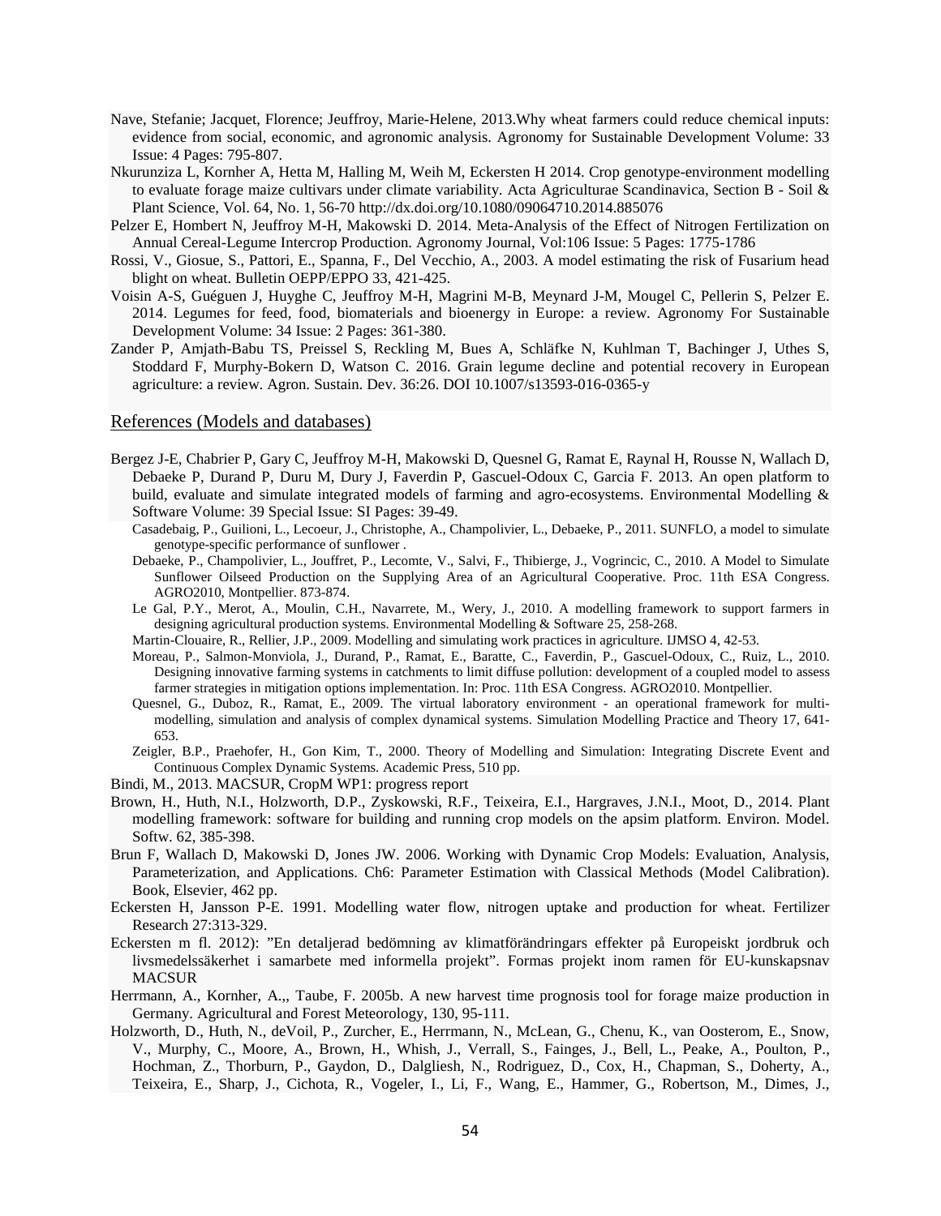Nave, Stefanie; Jacquet, Florence; Jeuffroy, Marie-Helene, 2013.Why wheat farmers could reduce chemical inputs: evidence from social, economic, and agronomic analysis. Agronomy for Sustainable Development Volume: 33 Issue: 4 Pages: 795-807.

Nkurunziza L, Kornher A, Hetta M, Halling M, Weih M, Eckersten H 2014. Crop genotype-environment modelling to evaluate forage maize cultivars under climate variability. Acta Agriculturae Scandinavica, Section B - Soil & Plant Science, Vol. 64, No. 1, 56-70 http://dx.doi.org/10.1080/09064710.2014.885076

Pelzer E, Hombert N, Jeuffroy M-H, Makowski D. 2014. Meta-Analysis of the Effect of Nitrogen Fertilization on Annual Cereal-Legume Intercrop Production. Agronomy Journal, Vol:106 Issue: 5 Pages: 1775-1786

Rossi, V., Giosue, S., Pattori, E., Spanna, F., Del Vecchio, A., 2003. A model estimating the risk of Fusarium head blight on wheat. Bulletin OEPP/EPPO 33, 421-425.

Voisin A-S, Guéguen J, Huyghe C, Jeuffroy M-H, Magrini M-B, Meynard J-M, Mougel C, Pellerin S, Pelzer E. 2014. Legumes for feed, food, biomaterials and bioenergy in Europe: a review. Agronomy For Sustainable Development Volume: 34 Issue: 2 Pages: 361-380.

Zander P, Amjath-Babu TS, Preissel S, Reckling M, Bues A, Schläfke N, Kuhlman T, Bachinger J, Uthes S, Stoddard F, Murphy-Bokern D, Watson C. 2016. Grain legume decline and potential recovery in European agriculture: a review. Agron. Sustain. Dev. 36:26. DOI 10.1007/s13593-016-0365-y

## References (Models and databases)

Bergez J-E, Chabrier P, Gary C, Jeuffroy M-H, Makowski D, Quesnel G, Ramat E, Raynal H, Rousse N, Wallach D, Debaeke P, Durand P, Duru M, Dury J, Faverdin P, Gascuel-Odoux C, Garcia F. 2013. An open platform to build, evaluate and simulate integrated models of farming and agro-ecosystems. Environmental Modelling & Software Volume: 39 Special Issue: SI Pages: 39-49.

Casadebaig, P., Guilioni, L., Lecoeur, J., Christophe, A., Champolivier, L., Debaeke, P., 2011. SUNFLO, a model to simulate genotype-specific performance of sunflower .

Debaeke, P., Champolivier, L., Jouffret, P., Lecomte, V., Salvi, F., Thibierge, J., Vogrincic, C., 2010. A Model to Simulate Sunflower Oilseed Production on the Supplying Area of an Agricultural Cooperative. Proc. 11th ESA Congress. AGRO2010, Montpellier. 873-874.

Le Gal, P.Y., Merot, A., Moulin, C.H., Navarrete, M., Wery, J., 2010. A modelling framework to support farmers in designing agricultural production systems. Environmental Modelling & Software 25, 258-268.

Martin-Clouaire, R., Rellier, J.P., 2009. Modelling and simulating work practices in agriculture. IJMSO 4, 42-53.

Moreau, P., Salmon-Monviola, J., Durand, P., Ramat, E., Baratte, C., Faverdin, P., Gascuel-Odoux, C., Ruiz, L., 2010. Designing innovative farming systems in catchments to limit diffuse pollution: development of a coupled model to assess farmer strategies in mitigation options implementation. In: Proc. 11th ESA Congress. AGRO2010. Montpellier.

Quesnel, G., Duboz, R., Ramat, E., 2009. The virtual laboratory environment - an operational framework for multi-modelling, simulation and analysis of complex dynamical systems. Simulation Modelling Practice and Theory 17, 641-653.

Zeigler, B.P., Praehofer, H., Gon Kim, T., 2000. Theory of Modelling and Simulation: Integrating Discrete Event and Continuous Complex Dynamic Systems. Academic Press, 510 pp.

Bindi, M., 2013. MACSUR, CropM WP1: progress report

Brown, H., Huth, N.I., Holzworth, D.P., Zyskowski, R.F., Teixeira, E.I., Hargraves, J.N.I., Moot, D., 2014. Plant modelling framework: software for building and running crop models on the apsim platform. Environ. Model. Softw. 62, 385-398.

Brun F, Wallach D, Makowski D, Jones JW. 2006. Working with Dynamic Crop Models: Evaluation, Analysis, Parameterization, and Applications. Ch6: Parameter Estimation with Classical Methods (Model Calibration). Book, Elsevier, 462 pp.

Eckersten H, Jansson P-E. 1991. Modelling water flow, nitrogen uptake and production for wheat. Fertilizer Research 27:313-329.

Eckersten m fl. 2012): "En detaljerad bedömning av klimatförändringars effekter på Europeiskt jordbruk och livsmedelssäkerhet i samarbete med informella projekt". Formas projekt inom ramen för EU-kunskapsnav MACSUR

Herrmann, A., Kornher, A.,, Taube, F. 2005b. A new harvest time prognosis tool for forage maize production in Germany. Agricultural and Forest Meteorology, 130, 95-111.

Holzworth, D., Huth, N., deVoil, P., Zurcher, E., Herrmann, N., McLean, G., Chenu, K., van Oosterom, E., Snow, V., Murphy, C., Moore, A., Brown, H., Whish, J., Verrall, S., Fainges, J., Bell, L., Peake, A., Poulton, P., Hochman, Z., Thorburn, P., Gaydon, D., Dalgliesh, N., Rodriguez, D., Cox, H., Chapman, S., Doherty, A., Teixeira, E., Sharp, J., Cichota, R., Vogeler, I., Li, F., Wang, E., Hammer, G., Robertson, M., Dimes, J.,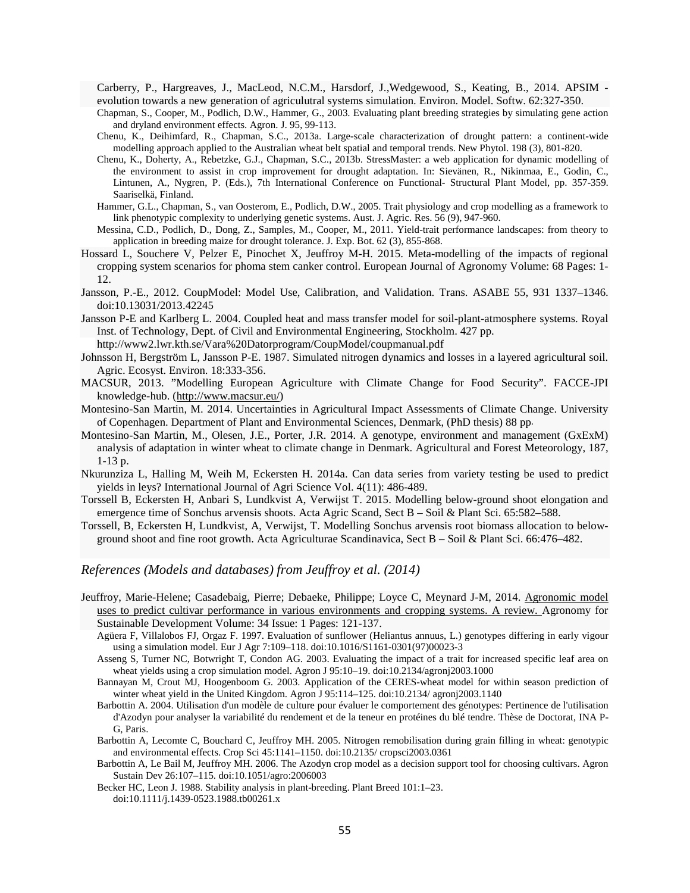Carberry, P., Hargreaves, J., MacLeod, N.C.M., Harsdorf, J.,Wedgewood, S., Keating, B., 2014. APSIM - evolution towards a new generation of agriculutral systems simulation. Environ. Model. Softw. 62:327-350.

Chapman, S., Cooper, M., Podlich, D.W., Hammer, G., 2003. Evaluating plant breeding strategies by simulating gene action and dryland environment effects. Agron. J. 95, 99-113.

Chenu, K., Deihimfard, R., Chapman, S.C., 2013a. Large-scale characterization of drought pattern: a continent-wide modelling approach applied to the Australian wheat belt spatial and temporal trends. New Phytol. 198 (3), 801-820.

Chenu, K., Doherty, A., Rebetzke, G.J., Chapman, S.C., 2013b. StressMaster: a web application for dynamic modelling of the environment to assist in crop improvement for drought adaptation. In: Sievänen, R., Nikinmaa, E., Godin, C., Lintunen, A., Nygren, P. (Eds.), 7th International Conference on Functional- Structural Plant Model, pp. 357-359. Saariselkä, Finland.

Hammer, G.L., Chapman, S., van Oosterom, E., Podlich, D.W., 2005. Trait physiology and crop modelling as a framework to link phenotypic complexity to underlying genetic systems. Aust. J. Agric. Res. 56 (9), 947-960.

Messina, C.D., Podlich, D., Dong, Z., Samples, M., Cooper, M., 2011. Yield-trait performance landscapes: from theory to application in breeding maize for drought tolerance. J. Exp. Bot. 62 (3), 855-868.

Hossard L, Souchere V, Pelzer E, Pinochet X, Jeuffroy M-H. 2015. Meta-modelling of the impacts of regional cropping system scenarios for phoma stem canker control. European Journal of Agronomy Volume: 68 Pages: 1-12.

Jansson, P.-E., 2012. CoupModel: Model Use, Calibration, and Validation. Trans. ASABE 55, 931 1337–1346. doi:10.13031/2013.42245

Jansson P-E and Karlberg L. 2004. Coupled heat and mass transfer model for soil-plant-atmosphere systems. Royal Inst. of Technology, Dept. of Civil and Environmental Engineering, Stockholm. 427 pp. http://www2.lwr.kth.se/Vara%20Datorprogram/CoupModel/coupmanual.pdf

Johnsson H, Bergström L, Jansson P-E. 1987. Simulated nitrogen dynamics and losses in a layered agricultural soil. Agric. Ecosyst. Environ. 18:333-356.

MACSUR, 2013. "Modelling European Agriculture with Climate Change for Food Security". FACCE-JPI knowledge-hub. (http://www.macsur.eu/)

Montesino-San Martin, M. 2014. Uncertainties in Agricultural Impact Assessments of Climate Change. University of Copenhagen. Department of Plant and Environmental Sciences, Denmark, (PhD thesis) 88 pp.

Montesino-San Martin, M., Olesen, J.E., Porter, J.R. 2014. A genotype, environment and management (GxExM) analysis of adaptation in winter wheat to climate change in Denmark. Agricultural and Forest Meteorology, 187, 1-13 p.

Nkurunziza L, Halling M, Weih M, Eckersten H. 2014a. Can data series from variety testing be used to predict yields in leys? International Journal of Agri Science Vol. 4(11): 486-489.

Torssell B, Eckersten H, Anbari S, Lundkvist A, Verwijst T. 2015. Modelling below-ground shoot elongation and emergence time of Sonchus arvensis shoots. Acta Agric Scand, Sect B – Soil & Plant Sci. 65:582–588.

Torssell, B, Eckersten H, Lundkvist, A, Verwijst, T. Modelling Sonchus arvensis root biomass allocation to below-ground shoot and fine root growth. Acta Agriculturae Scandinavica, Sect B – Soil & Plant Sci. 66:476–482.

*References (Models and databases) from Jeuffroy et al. (2014)*

Jeuffroy, Marie-Helene; Casadebaig, Pierre; Debaeke, Philippe; Loyce C, Meynard J-M, 2014. Agronomic model uses to predict cultivar performance in various environments and cropping systems. A review. Agronomy for Sustainable Development Volume: 34 Issue: 1 Pages: 121-137.

Agüera F, Villalobos FJ, Orgaz F. 1997. Evaluation of sunflower (Heliantus annuus, L.) genotypes differing in early vigour using a simulation model. Eur J Agr 7:109–118. doi:10.1016/S1161-0301(97)00023-3

Asseng S, Turner NC, Botwright T, Condon AG. 2003. Evaluating the impact of a trait for increased specific leaf area on wheat yields using a crop simulation model. Agron J 95:10–19. doi:10.2134/agronj2003.1000

Bannayan M, Crout MJ, Hoogenboom G. 2003. Application of the CERES-wheat model for within season prediction of winter wheat yield in the United Kingdom. Agron J 95:114–125. doi:10.2134/ agronj2003.1140

Barbottin A. 2004. Utilisation d'un modèle de culture pour évaluer le comportement des génotypes: Pertinence de l'utilisation d'Azodyn pour analyser la variabilité du rendement et de la teneur en protéines du blé tendre. Thèse de Doctorat, INA P-G, Paris.

Barbottin A, Lecomte C, Bouchard C, Jeuffroy MH. 2005. Nitrogen remobilisation during grain filling in wheat: genotypic and environmental effects. Crop Sci 45:1141–1150. doi:10.2135/ cropsci2003.0361

Barbottin A, Le Bail M, Jeuffroy MH. 2006. The Azodyn crop model as a decision support tool for choosing cultivars. Agron Sustain Dev 26:107–115. doi:10.1051/agro:2006003

Becker HC, Leon J. 1988. Stability analysis in plant-breeding. Plant Breed 101:1–23. doi:10.1111/j.1439-0523.1988.tb00261.x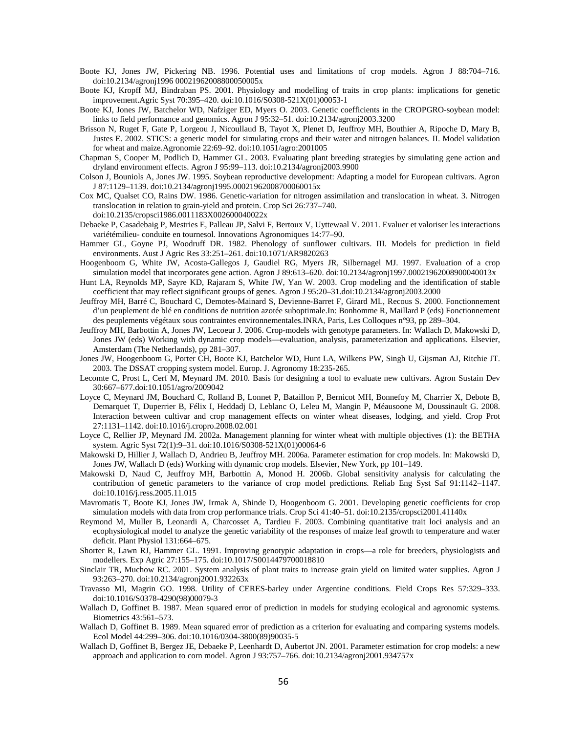Boote KJ, Jones JW, Pickering NB. 1996. Potential uses and limitations of crop models. Agron J 88:704–716. doi:10.2134/agronj1996 00021962008800050005x

Boote KJ, Kropff MJ, Bindraban PS. 2001. Physiology and modelling of traits in crop plants: implications for genetic improvement.Agric Syst 70:395–420. doi:10.1016/S0308-521X(01)00053-1

Boote KJ, Jones JW, Batchelor WD, Nafziger ED, Myers O. 2003. Genetic coefficients in the CROPGRO-soybean model: links to field performance and genomics. Agron J 95:32–51. doi:10.2134/agronj2003.3200

Brisson N, Ruget F, Gate P, Lorgeou J, Nicoullaud B, Tayot X, Plenet D, Jeuffroy MH, Bouthier A, Ripoche D, Mary B, Justes E. 2002. STICS: a generic model for simulating crops and their water and nitrogen balances. II. Model validation for wheat and maize.Agronomie 22:69–92. doi:10.1051/agro:2001005

Chapman S, Cooper M, Podlich D, Hammer GL. 2003. Evaluating plant breeding strategies by simulating gene action and dryland environment effects. Agron J 95:99–113. doi:10.2134/agronj2003.9900

Colson J, Bouniols A, Jones JW. 1995. Soybean reproductive development: Adapting a model for European cultivars. Agron J 87:1129–1139. doi:10.2134/agronj1995.00021962008700060015x

Cox MC, Qualset CO, Rains DW. 1986. Genetic-variation for nitrogen assimilation and translocation in wheat. 3. Nitrogen translocation in relation to grain-yield and protein. Crop Sci 26:737–740. doi:10.2135/cropsci1986.0011183X002600040022x

Debaeke P, Casadebaig P, Mestries E, Palleau JP, Salvi F, Bertoux V, Uyttewaal V. 2011. Evaluer et valoriser les interactions variétémilieu- conduite en tournesol. Innovations Agronomiques 14:77–90.

Hammer GL, Goyne PJ, Woodruff DR. 1982. Phenology of sunflower cultivars. III. Models for prediction in field environments. Aust J Agric Res 33:251–261. doi:10.1071/AR9820263

Hoogenboom G, White JW, Acosta-Gallegos J, Gaudiel RG, Myers JR, Silbernagel MJ. 1997. Evaluation of a crop simulation model that incorporates gene action. Agron J 89:613–620. doi:10.2134/agronj1997.00021962008900040013x

Hunt LA, Reynolds MP, Sayre KD, Rajaram S, White JW, Yan W. 2003. Crop modeling and the identification of stable coefficient that may reflect significant groups of genes. Agron J 95:20–31.doi:10.2134/agronj2003.2000

Jeuffroy MH, Barré C, Bouchard C, Demotes-Mainard S, Devienne-Barret F, Girard ML, Recous S. 2000. Fonctionnement d'un peuplement de blé en conditions de nutrition azotée suboptimale.In: Bonhomme R, Maillard P (eds) Fonctionnement des peuplements végétaux sous contraintes environnementales.INRA, Paris, Les Colloques n°93, pp 289–304.

Jeuffroy MH, Barbottin A, Jones JW, Lecoeur J. 2006. Crop-models with genotype parameters. In: Wallach D, Makowski D, Jones JW (eds) Working with dynamic crop models—evaluation, analysis, parameterization and applications. Elsevier, Amsterdam (The Netherlands), pp 281–307.

Jones JW, Hoogenboom G, Porter CH, Boote KJ, Batchelor WD, Hunt LA, Wilkens PW, Singh U, Gijsman AJ, Ritchie JT. 2003. The DSSAT cropping system model. Europ. J. Agronomy 18:235-265.

Lecomte C, Prost L, Cerf M, Meynard JM. 2010. Basis for designing a tool to evaluate new cultivars. Agron Sustain Dev 30:667–677.doi:10.1051/agro/2009042

Loyce C, Meynard JM, Bouchard C, Rolland B, Lonnet P, Bataillon P, Bernicot MH, Bonnefoy M, Charrier X, Debote B, Demarquet T, Duperrier B, Félix I, Heddadj D, Leblanc O, Leleu M, Mangin P, Méausoone M, Doussinault G. 2008. Interaction between cultivar and crop management effects on winter wheat diseases, lodging, and yield. Crop Prot 27:1131–1142. doi:10.1016/j.cropro.2008.02.001

Loyce C, Rellier JP, Meynard JM. 2002a. Management planning for winter wheat with multiple objectives (1): the BETHA system. Agric Syst 72(1):9–31. doi:10.1016/S0308-521X(01)00064-6

Makowski D, Hillier J, Wallach D, Andrieu B, Jeuffroy MH. 2006a. Parameter estimation for crop models. In: Makowski D, Jones JW, Wallach D (eds) Working with dynamic crop models. Elsevier, New York, pp 101–149.

Makowski D, Naud C, Jeuffroy MH, Barbottin A, Monod H. 2006b. Global sensitivity analysis for calculating the contribution of genetic parameters to the variance of crop model predictions. Reliab Eng Syst Saf 91:1142–1147. doi:10.1016/j.ress.2005.11.015

Mavromatis T, Boote KJ, Jones JW, Irmak A, Shinde D, Hoogenboom G. 2001. Developing genetic coefficients for crop simulation models with data from crop performance trials. Crop Sci 41:40–51. doi:10.2135/cropsci2001.41140x

Reymond M, Muller B, Leonardi A, Charcosset A, Tardieu F. 2003. Combining quantitative trait loci analysis and an ecophysiological model to analyze the genetic variability of the responses of maize leaf growth to temperature and water deficit. Plant Physiol 131:664–675.

Shorter R, Lawn RJ, Hammer GL. 1991. Improving genotypic adaptation in crops—a role for breeders, physiologists and modellers. Exp Agric 27:155–175. doi:10.1017/S0014479700018810

Sinclair TR, Muchow RC. 2001. System analysis of plant traits to increase grain yield on limited water supplies. Agron J 93:263–270. doi:10.2134/agronj2001.932263x

Travasso MI, Magrin GO. 1998. Utility of CERES-barley under Argentine conditions. Field Crops Res 57:329–333. doi:10.1016/S0378-4290(98)00079-3

Wallach D, Goffinet B. 1987. Mean squared error of prediction in models for studying ecological and agronomic systems. Biometrics 43:561–573.

Wallach D, Goffinet B. 1989. Mean squared error of prediction as a criterion for evaluating and comparing systems models. Ecol Model 44:299–306. doi:10.1016/0304-3800(89)90035-5

Wallach D, Goffinet B, Bergez JE, Debaeke P, Leenhardt D, Aubertot JN. 2001. Parameter estimation for crop models: a new approach and application to corn model. Agron J 93:757–766. doi:10.2134/agronj2001.934757x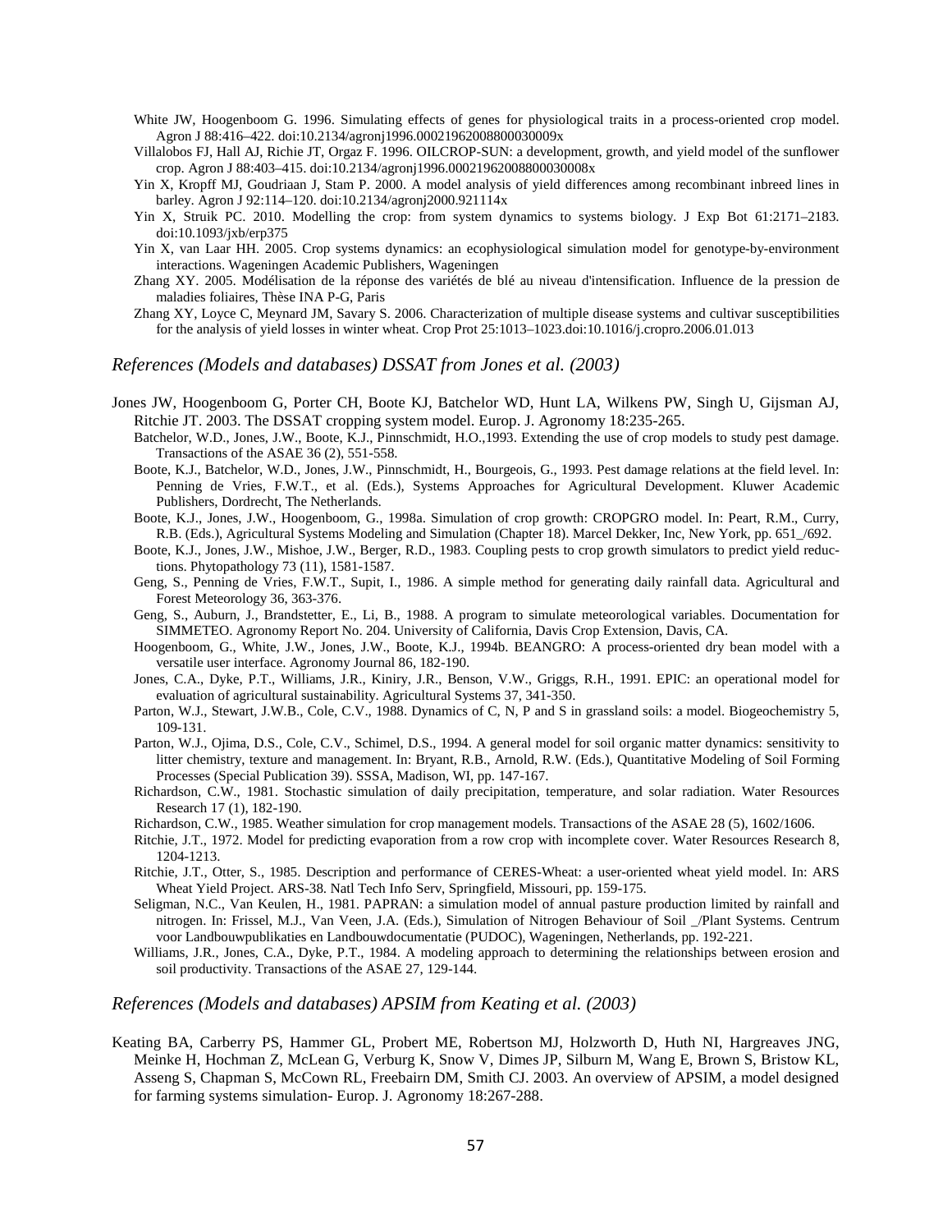White JW, Hoogenboom G. 1996. Simulating effects of genes for physiological traits in a process-oriented crop model. Agron J 88:416–422. doi:10.2134/agronj1996.00021962008800030009x

Villalobos FJ, Hall AJ, Richie JT, Orgaz F. 1996. OILCROP-SUN: a development, growth, and yield model of the sunflower crop. Agron J 88:403–415. doi:10.2134/agronj1996.00021962008800030008x

Yin X, Kropff MJ, Goudriaan J, Stam P. 2000. A model analysis of yield differences among recombinant inbreed lines in barley. Agron J 92:114–120. doi:10.2134/agronj2000.921114x

Yin X, Struik PC. 2010. Modelling the crop: from system dynamics to systems biology. J Exp Bot 61:2171–2183. doi:10.1093/jxb/erp375

Yin X, van Laar HH. 2005. Crop systems dynamics: an ecophysiological simulation model for genotype-by-environment interactions. Wageningen Academic Publishers, Wageningen

Zhang XY. 2005. Modélisation de la réponse des variétés de blé au niveau d'intensification. Influence de la pression de maladies foliaires, Thèse INA P-G, Paris

Zhang XY, Loyce C, Meynard JM, Savary S. 2006. Characterization of multiple disease systems and cultivar susceptibilities for the analysis of yield losses in winter wheat. Crop Prot 25:1013–1023.doi:10.1016/j.cropro.2006.01.013

## *References (Models and databases) DSSAT from Jones et al. (2003)*

Jones JW, Hoogenboom G, Porter CH, Boote KJ, Batchelor WD, Hunt LA, Wilkens PW, Singh U, Gijsman AJ, Ritchie JT. 2003. The DSSAT cropping system model. Europ. J. Agronomy 18:235-265.

Batchelor, W.D., Jones, J.W., Boote, K.J., Pinnschmidt, H.O.,1993. Extending the use of crop models to study pest damage. Transactions of the ASAE 36 (2), 551-558.

Boote, K.J., Batchelor, W.D., Jones, J.W., Pinnschmidt, H., Bourgeois, G., 1993. Pest damage relations at the field level. In: Penning de Vries, F.W.T., et al. (Eds.), Systems Approaches for Agricultural Development. Kluwer Academic Publishers, Dordrecht, The Netherlands.

Boote, K.J., Jones, J.W., Hoogenboom, G., 1998a. Simulation of crop growth: CROPGRO model. In: Peart, R.M., Curry, R.B. (Eds.), Agricultural Systems Modeling and Simulation (Chapter 18). Marcel Dekker, Inc, New York, pp. 651_/692.

Boote, K.J., Jones, J.W., Mishoe, J.W., Berger, R.D., 1983. Coupling pests to crop growth simulators to predict yield reductions. Phytopathology 73 (11), 1581-1587.

Geng, S., Penning de Vries, F.W.T., Supit, I., 1986. A simple method for generating daily rainfall data. Agricultural and Forest Meteorology 36, 363-376.

Geng, S., Auburn, J., Brandstetter, E., Li, B., 1988. A program to simulate meteorological variables. Documentation for SIMMETEO. Agronomy Report No. 204. University of California, Davis Crop Extension, Davis, CA.

Hoogenboom, G., White, J.W., Jones, J.W., Boote, K.J., 1994b. BEANGRO: A process-oriented dry bean model with a versatile user interface. Agronomy Journal 86, 182-190.

Jones, C.A., Dyke, P.T., Williams, J.R., Kiniry, J.R., Benson, V.W., Griggs, R.H., 1991. EPIC: an operational model for evaluation of agricultural sustainability. Agricultural Systems 37, 341-350.

Parton, W.J., Stewart, J.W.B., Cole, C.V., 1988. Dynamics of C, N, P and S in grassland soils: a model. Biogeochemistry 5, 109-131.

Parton, W.J., Ojima, D.S., Cole, C.V., Schimel, D.S., 1994. A general model for soil organic matter dynamics: sensitivity to litter chemistry, texture and management. In: Bryant, R.B., Arnold, R.W. (Eds.), Quantitative Modeling of Soil Forming Processes (Special Publication 39). SSSA, Madison, WI, pp. 147-167.

Richardson, C.W., 1981. Stochastic simulation of daily precipitation, temperature, and solar radiation. Water Resources Research 17 (1), 182-190.

Richardson, C.W., 1985. Weather simulation for crop management models. Transactions of the ASAE 28 (5), 1602/1606.

Ritchie, J.T., 1972. Model for predicting evaporation from a row crop with incomplete cover. Water Resources Research 8, 1204-1213.

Ritchie, J.T., Otter, S., 1985. Description and performance of CERES-Wheat: a user-oriented wheat yield model. In: ARS Wheat Yield Project. ARS-38. Natl Tech Info Serv, Springfield, Missouri, pp. 159-175.

Seligman, N.C., Van Keulen, H., 1981. PAPRAN: a simulation model of annual pasture production limited by rainfall and nitrogen. In: Frissel, M.J., Van Veen, J.A. (Eds.), Simulation of Nitrogen Behaviour of Soil _/Plant Systems. Centrum voor Landbouwpublikaties en Landbouwdocumentatie (PUDOC), Wageningen, Netherlands, pp. 192-221.

Williams, J.R., Jones, C.A., Dyke, P.T., 1984. A modeling approach to determining the relationships between erosion and soil productivity. Transactions of the ASAE 27, 129-144.

## *References (Models and databases) APSIM from Keating et al. (2003)*

Keating BA, Carberry PS, Hammer GL, Probert ME, Robertson MJ, Holzworth D, Huth NI, Hargreaves JNG, Meinke H, Hochman Z, McLean G, Verburg K, Snow V, Dimes JP, Silburn M, Wang E, Brown S, Bristow KL, Asseng S, Chapman S, McCown RL, Freebairn DM, Smith CJ. 2003. An overview of APSIM, a model designed for farming systems simulation- Europ. J. Agronomy 18:267-288.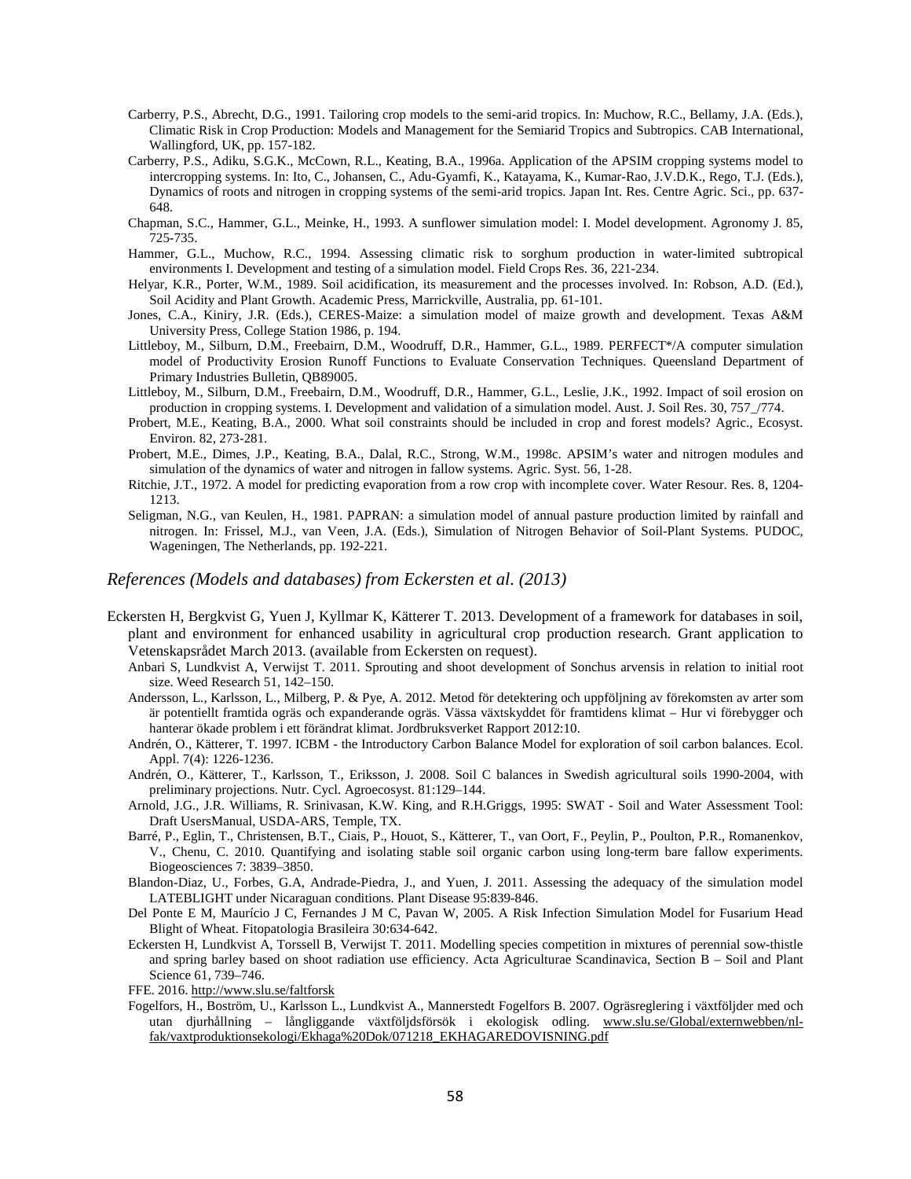Carberry, P.S., Abrecht, D.G., 1991. Tailoring crop models to the semi-arid tropics. In: Muchow, R.C., Bellamy, J.A. (Eds.), Climatic Risk in Crop Production: Models and Management for the Semiarid Tropics and Subtropics. CAB International, Wallingford, UK, pp. 157-182.

Carberry, P.S., Adiku, S.G.K., McCown, R.L., Keating, B.A., 1996a. Application of the APSIM cropping systems model to intercropping systems. In: Ito, C., Johansen, C., Adu-Gyamfi, K., Katayama, K., Kumar-Rao, J.V.D.K., Rego, T.J. (Eds.), Dynamics of roots and nitrogen in cropping systems of the semi-arid tropics. Japan Int. Res. Centre Agric. Sci., pp. 637-648.

Chapman, S.C., Hammer, G.L., Meinke, H., 1993. A sunflower simulation model: I. Model development. Agronomy J. 85, 725-735.

Hammer, G.L., Muchow, R.C., 1994. Assessing climatic risk to sorghum production in water-limited subtropical environments I. Development and testing of a simulation model. Field Crops Res. 36, 221-234.

Helyar, K.R., Porter, W.M., 1989. Soil acidification, its measurement and the processes involved. In: Robson, A.D. (Ed.), Soil Acidity and Plant Growth. Academic Press, Marrickville, Australia, pp. 61-101.

Jones, C.A., Kiniry, J.R. (Eds.), CERES-Maize: a simulation model of maize growth and development. Texas A&M University Press, College Station 1986, p. 194.

Littleboy, M., Silburn, D.M., Freebairn, D.M., Woodruff, D.R., Hammer, G.L., 1989. PERFECT*/A computer simulation model of Productivity Erosion Runoff Functions to Evaluate Conservation Techniques. Queensland Department of Primary Industries Bulletin, QB89005.

Littleboy, M., Silburn, D.M., Freebairn, D.M., Woodruff, D.R., Hammer, G.L., Leslie, J.K., 1992. Impact of soil erosion on production in cropping systems. I. Development and validation of a simulation model. Aust. J. Soil Res. 30, 757_/774.

Probert, M.E., Keating, B.A., 2000. What soil constraints should be included in crop and forest models? Agric., Ecosyst. Environ. 82, 273-281.

Probert, M.E., Dimes, J.P., Keating, B.A., Dalal, R.C., Strong, W.M., 1998c. APSIM's water and nitrogen modules and simulation of the dynamics of water and nitrogen in fallow systems. Agric. Syst. 56, 1-28.

Ritchie, J.T., 1972. A model for predicting evaporation from a row crop with incomplete cover. Water Resour. Res. 8, 1204-1213.

Seligman, N.G., van Keulen, H., 1981. PAPRAN: a simulation model of annual pasture production limited by rainfall and nitrogen. In: Frissel, M.J., van Veen, J.A. (Eds.), Simulation of Nitrogen Behavior of Soil-Plant Systems. PUDOC, Wageningen, The Netherlands, pp. 192-221.

## *References (Models and databases) from Eckersten et al. (2013)*

Eckersten H, Bergkvist G, Yuen J, Kyllmar K, Kätterer T. 2013. Development of a framework for databases in soil, plant and environment for enhanced usability in agricultural crop production research. Grant application to Vetenskapsrådet March 2013. (available from Eckersten on request).

Anbari S, Lundkvist A, Verwijst T. 2011. Sprouting and shoot development of Sonchus arvensis in relation to initial root size. Weed Research 51, 142–150.

Andersson, L., Karlsson, L., Milberg, P. & Pye, A. 2012. Metod för detektering och uppföljning av förekomsten av arter som är potentiellt framtida ogräs och expanderande ogräs. Vässa växtskyddet för framtidens klimat – Hur vi förebygger och hanterar ökade problem i ett förändrat klimat. Jordbruksverket Rapport 2012:10.

Andrén, O., Kätterer, T. 1997. ICBM - the Introductory Carbon Balance Model for exploration of soil carbon balances. Ecol. Appl. 7(4): 1226-1236.

Andrén, O., Kätterer, T., Karlsson, T., Eriksson, J. 2008. Soil C balances in Swedish agricultural soils 1990-2004, with preliminary projections. Nutr. Cycl. Agroecosyst. 81:129–144.

Arnold, J.G., J.R. Williams, R. Srinivasan, K.W. King, and R.H.Griggs, 1995: SWAT - Soil and Water Assessment Tool: Draft UsersManual, USDA-ARS, Temple, TX.

Barré, P., Eglin, T., Christensen, B.T., Ciais, P., Houot, S., Kätterer, T., van Oort, F., Peylin, P., Poulton, P.R., Romanenkov, V., Chenu, C. 2010. Quantifying and isolating stable soil organic carbon using long-term bare fallow experiments. Biogeosciences 7: 3839–3850.

Blandon-Diaz, U., Forbes, G.A, Andrade-Piedra, J., and Yuen, J. 2011. Assessing the adequacy of the simulation model LATEBLIGHT under Nicaraguan conditions. Plant Disease 95:839-846.

Del Ponte E M, Maurício J C, Fernandes J M C, Pavan W, 2005. A Risk Infection Simulation Model for Fusarium Head Blight of Wheat. Fitopatologia Brasileira 30:634-642.

Eckersten H, Lundkvist A, Torssell B, Verwijst T. 2011. Modelling species competition in mixtures of perennial sow-thistle and spring barley based on shoot radiation use efficiency. Acta Agriculturae Scandinavica, Section B – Soil and Plant Science 61, 739–746.

FFE. 2016. http://www.slu.se/faltforsk

Fogelfors, H., Boström, U., Karlsson L., Lundkvist A., Mannerstedt Fogelfors B. 2007. Ogräsreglering i växtföljder med och utan djurhållning – långliggande växtföljdsförsök i ekologisk odling. www.slu.se/Global/externwebben/nl-fak/vaxtproduktionsekologi/Ekhaga%20Dok/071218_EKHAGAREDOVISNING.pdf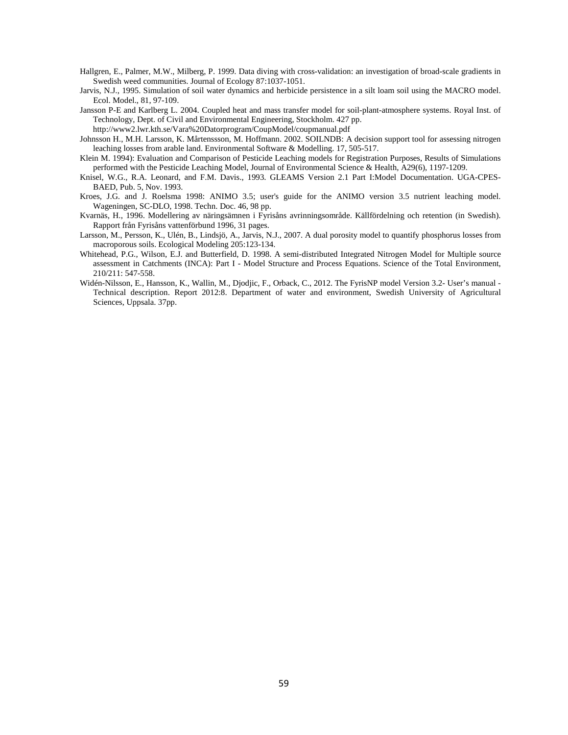Hallgren, E., Palmer, M.W., Milberg, P. 1999. Data diving with cross-validation: an investigation of broad-scale gradients in Swedish weed communities. Journal of Ecology 87:1037-1051.

Jarvis, N.J., 1995. Simulation of soil water dynamics and herbicide persistence in a silt loam soil using the MACRO model. Ecol. Model., 81, 97-109.

Jansson P-E and Karlberg L. 2004. Coupled heat and mass transfer model for soil-plant-atmosphere systems. Royal Inst. of Technology, Dept. of Civil and Environmental Engineering, Stockholm. 427 pp. http://www2.lwr.kth.se/Vara%20Datorprogram/CoupModel/coupmanual.pdf

Johnsson H., M.H. Larsson, K. Mårtenssson, M. Hoffmann. 2002. SOILNDB: A decision support tool for assessing nitrogen leaching losses from arable land. Environmental Software & Modelling. 17, 505-517.

Klein M. 1994): Evaluation and Comparison of Pesticide Leaching models for Registration Purposes, Results of Simulations performed with the Pesticide Leaching Model, Journal of Environmental Science & Health, A29(6), 1197-1209.

Knisel, W.G., R.A. Leonard, and F.M. Davis., 1993. GLEAMS Version 2.1 Part I:Model Documentation. UGA-CPES-BAED, Pub. 5, Nov. 1993.

Kroes, J.G. and J. Roelsma 1998: ANIMO 3.5; user's guide for the ANIMO version 3.5 nutrient leaching model. Wageningen, SC-DLO, 1998. Techn. Doc. 46, 98 pp.

Kvarnäs, H., 1996. Modellering av näringsämnen i Fyrisåns avrinningsområde. Källfördelning och retention (in Swedish). Rapport från Fyrisåns vattenförbund 1996, 31 pages.

Larsson, M., Persson, K., Ulén, B., Lindsjö, A., Jarvis, N.J., 2007. A dual porosity model to quantify phosphorus losses from macroporous soils. Ecological Modeling 205:123-134.

Whitehead, P.G., Wilson, E.J. and Butterfield, D. 1998. A semi-distributed Integrated Nitrogen Model for Multiple source assessment in Catchments (INCA): Part I - Model Structure and Process Equations. Science of the Total Environment, 210/211: 547-558.

Widén-Nilsson, E., Hansson, K., Wallin, M., Djodjic, F., Orback, C., 2012. The FyrisNP model Version 3.2- User's manual - Technical description. Report 2012:8. Department of water and environment, Swedish University of Agricultural Sciences, Uppsala. 37pp.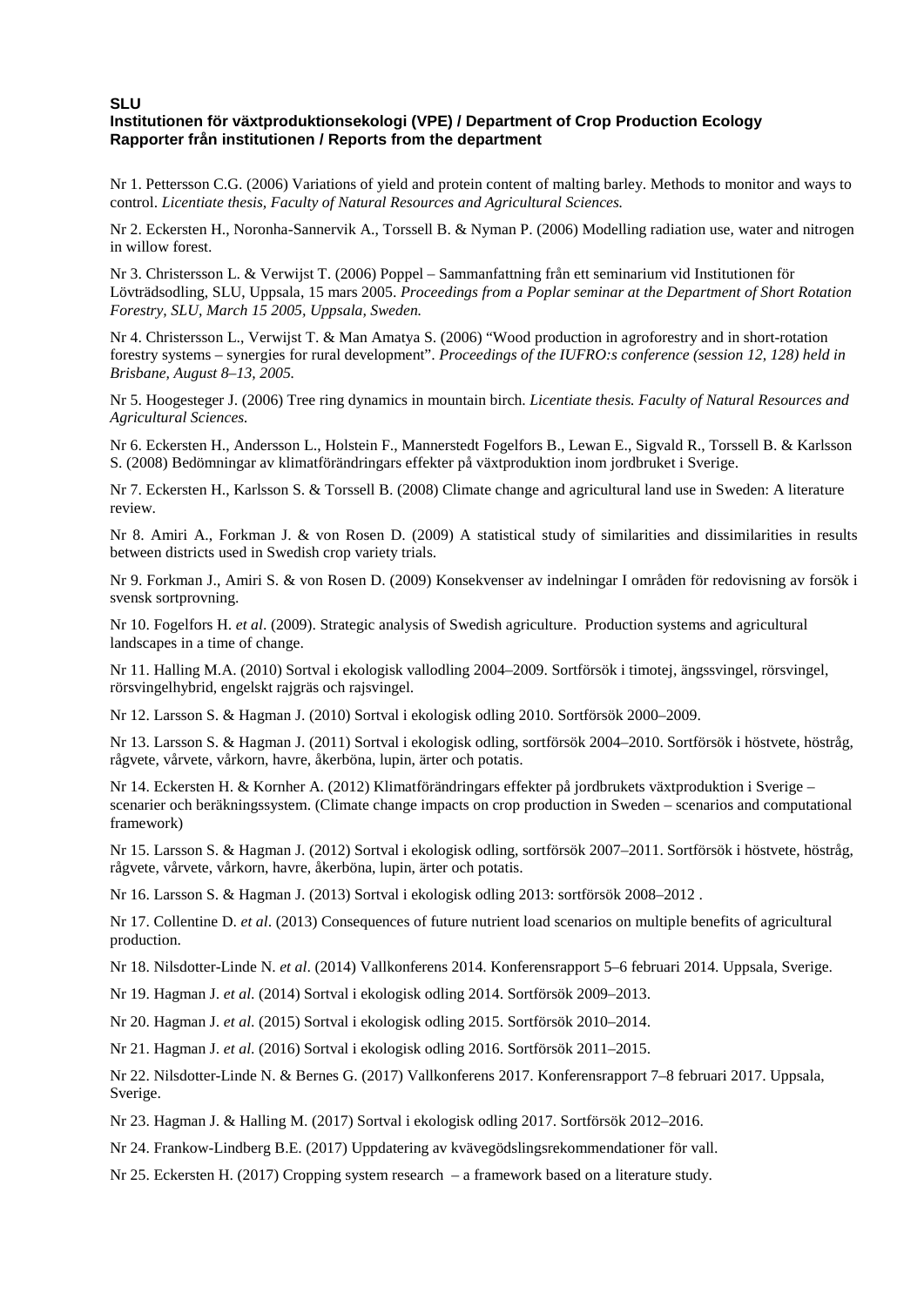**SLU**
**Institutionen för växtproduktionsekologi (VPE) / Department of Crop Production Ecology**
**Rapporter från institutionen / Reports from the department**

Nr 1. Pettersson C.G. (2006) Variations of yield and protein content of malting barley. Methods to monitor and ways to control. *Licentiate thesis, Faculty of Natural Resources and Agricultural Sciences.*

Nr 2. Eckersten H., Noronha-Sannervik A., Torssell B. & Nyman P. (2006) Modelling radiation use, water and nitrogen in willow forest.

Nr 3. Christersson L. & Verwijst T. (2006) Poppel – Sammanfattning från ett seminarium vid Institutionen för Lövträdsodling, SLU, Uppsala, 15 mars 2005. *Proceedings from a Poplar seminar at the Department of Short Rotation Forestry, SLU, March 15 2005, Uppsala, Sweden.*

Nr 4. Christersson L., Verwijst T. & Man Amatya S. (2006) "Wood production in agroforestry and in short-rotation forestry systems – synergies for rural development". *Proceedings of the IUFRO:s conference (session 12, 128) held in Brisbane, August 8–13, 2005.*

Nr 5. Hoogesteger J. (2006) Tree ring dynamics in mountain birch. *Licentiate thesis. Faculty of Natural Resources and Agricultural Sciences.*

Nr 6. Eckersten H., Andersson L., Holstein F., Mannerstedt Fogelfors B., Lewan E., Sigvald R., Torssell B. & Karlsson S. (2008) Bedömningar av klimatförändringars effekter på växtproduktion inom jordbruket i Sverige.

Nr 7. Eckersten H., Karlsson S. & Torssell B. (2008) Climate change and agricultural land use in Sweden: A literature review.

Nr 8. Amiri A., Forkman J. & von Rosen D. (2009) A statistical study of similarities and dissimilarities in results between districts used in Swedish crop variety trials.

Nr 9. Forkman J., Amiri S. & von Rosen D. (2009) Konsekvenser av indelningar I områden för redovisning av försök i svensk sortprovning.

Nr 10. Fogelfors H. *et al*. (2009). Strategic analysis of Swedish agriculture. Production systems and agricultural landscapes in a time of change.

Nr 11. Halling M.A. (2010) Sortval i ekologisk vallodling 2004–2009. Sortförsök i timotej, ängssvingel, rörsvingel, rörsvingelhybrid, engelskt rajgräs och rajsvingel.

Nr 12. Larsson S. & Hagman J. (2010) Sortval i ekologisk odling 2010. Sortförsök 2000–2009.

Nr 13. Larsson S. & Hagman J. (2011) Sortval i ekologisk odling, sortförsök 2004–2010. Sortförsök i höstvete, höstråg, rågvete, vårvete, vårkorn, havre, åkerböna, lupin, ärter och potatis.

Nr 14. Eckersten H. & Kornher A. (2012) Klimatförändringars effekter på jordbrukets växtproduktion i Sverige – scenarier och beräkningssystem. (Climate change impacts on crop production in Sweden – scenarios and computational framework)

Nr 15. Larsson S. & Hagman J. (2012) Sortval i ekologisk odling, sortförsök 2007–2011. Sortförsök i höstvete, höstråg, rågvete, vårvete, vårkorn, havre, åkerböna, lupin, ärter och potatis.

Nr 16. Larsson S. & Hagman J. (2013) Sortval i ekologisk odling 2013: sortförsök 2008–2012 .

Nr 17. Collentine D. *et al*. (2013) Consequences of future nutrient load scenarios on multiple benefits of agricultural production.

Nr 18. Nilsdotter-Linde N. *et al*. (2014) Vallkonferens 2014. Konferensrapport 5–6 februari 2014. Uppsala, Sverige.

Nr 19. Hagman J. *et al*. (2014) Sortval i ekologisk odling 2014. Sortförsök 2009–2013.

Nr 20. Hagman J. *et al*. (2015) Sortval i ekologisk odling 2015. Sortförsök 2010–2014.

Nr 21. Hagman J. *et al*. (2016) Sortval i ekologisk odling 2016. Sortförsök 2011–2015.

Nr 22. Nilsdotter-Linde N. & Bernes G. (2017) Vallkonferens 2017. Konferensrapport 7–8 februari 2017. Uppsala, Sverige.

Nr 23. Hagman J. & Halling M. (2017) Sortval i ekologisk odling 2017. Sortförsök 2012–2016.

Nr 24. Frankow-Lindberg B.E. (2017) Uppdatering av kvävegödslingsrekommendationer för vall.

Nr 25. Eckersten H. (2017) Cropping system research – a framework based on a literature study.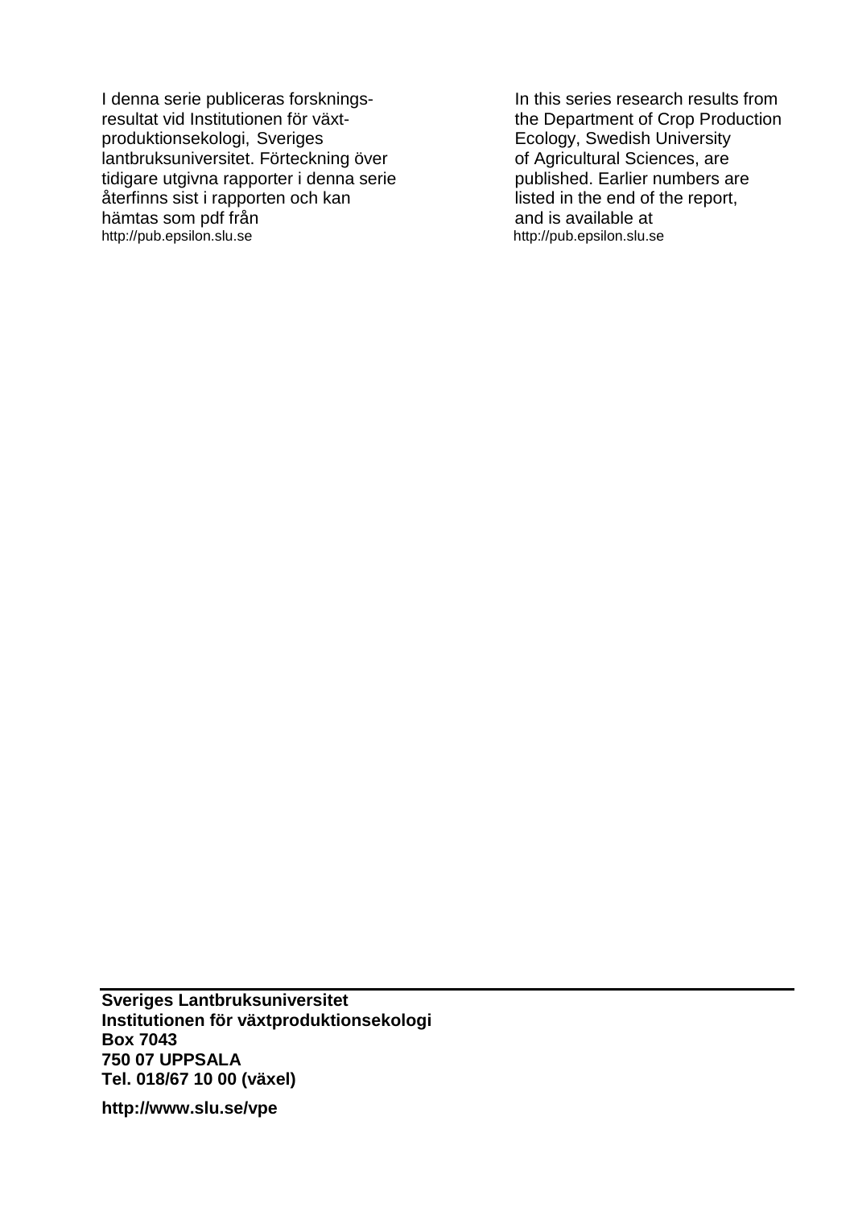I denna serie publiceras forsknings-resultat vid Institutionen för växt-produktionsekologi, Sveriges lantbruksuniversitet. Förteckning över tidigare utgivna rapporter i denna serie återfinns sist i rapporten och kan hämtas som pdf från
http://pub.epsilon.slu.se

In this series research results from the Department of Crop Production Ecology, Swedish University of Agricultural Sciences, are published. Earlier numbers are listed in the end of the report, and is available at
http://pub.epsilon.slu.se

---

**Sveriges Lantbruksuniversitet**
**Institutionen för växtproduktionsekologi**
**Box 7043**
**750 07 UPPSALA**
**Tel. 018/67 10 00 (växel)**

**http://www.slu.se/vpe**